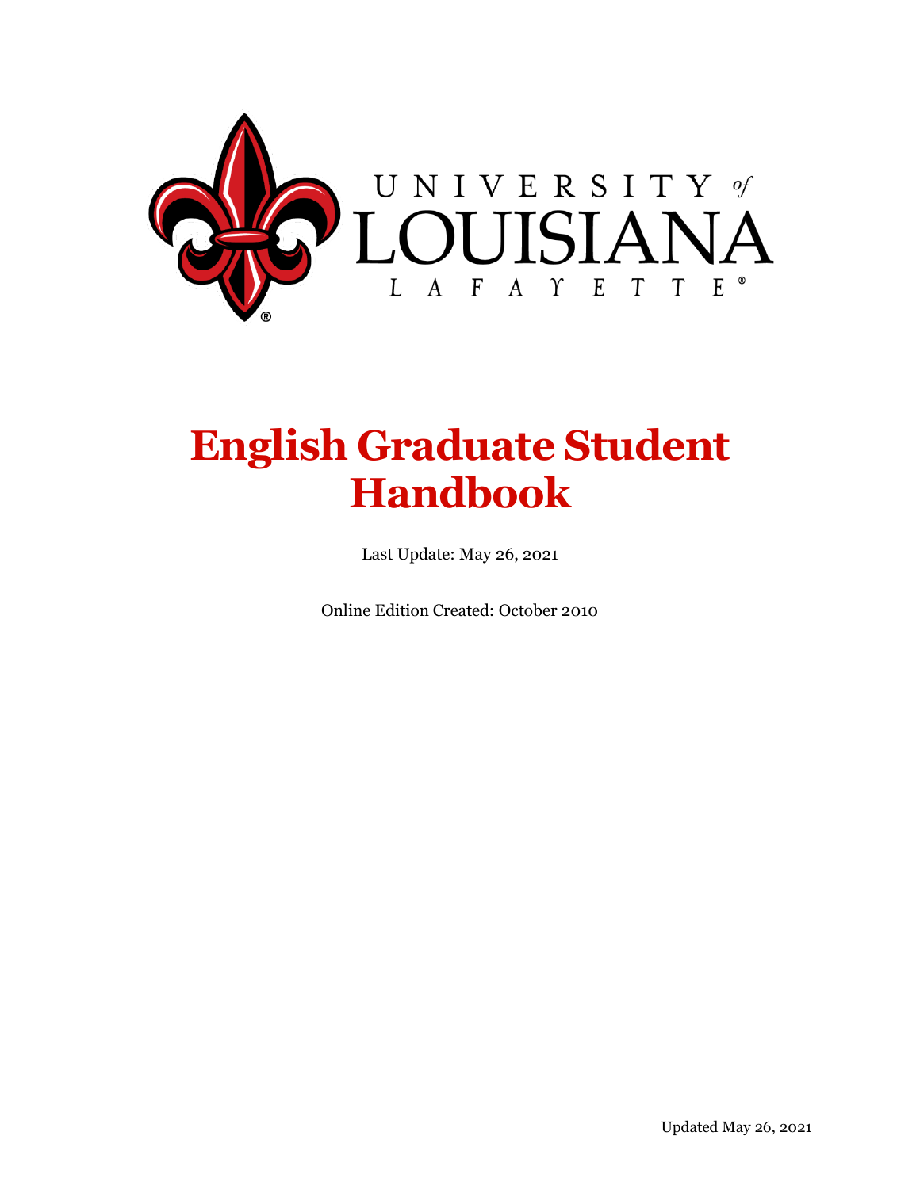UNIVERSITY of LOUISIANA LAFAYETTE

# English Graduate Student Handbook

Last Update: May 26, 2021

Online Edition Created: October 2010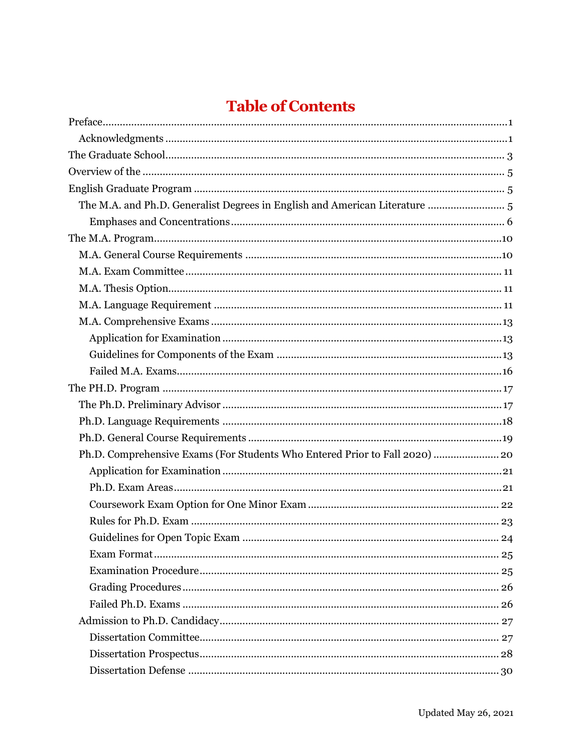# Table of Contents

- Preface ........................................................ 1
  - Acknowledgments ........................................................ 1
- The Graduate School ........................................................ 3
- Overview of the ........................................................ 5
- English Graduate Program ........................................................ 5
  - The M.A. and Ph.D. Generalist Degrees in English and American Literature ........................................................ 5
    - Emphases and Concentrations ........................................................ 6
- The M.A. Program ........................................................ 10
  - M.A. General Course Requirements ........................................................ 10
  - M.A. Exam Committee ........................................................ 11
  - M.A. Thesis Option ........................................................ 11
  - M.A. Language Requirement ........................................................ 11
  - M.A. Comprehensive Exams ........................................................ 13
    - Application for Examination ........................................................ 13
    - Guidelines for Components of the Exam ........................................................ 13
    - Failed M.A. Exams ........................................................ 16
- The PH.D. Program ........................................................ 17
  - The Ph.D. Preliminary Advisor ........................................................ 17
  - Ph.D. Language Requirements ........................................................ 18
  - Ph.D. General Course Requirements ........................................................ 19
  - Ph.D. Comprehensive Exams (For Students Who Entered Prior to Fall 2020) ........................................................ 20
    - Application for Examination ........................................................ 21
    - Ph.D. Exam Areas ........................................................ 21
    - Coursework Exam Option for One Minor Exam ........................................................ 22
    - Rules for Ph.D. Exam ........................................................ 23
    - Guidelines for Open Topic Exam ........................................................ 24
    - Exam Format ........................................................ 25
    - Examination Procedure ........................................................ 25
    - Grading Procedures ........................................................ 26
    - Failed Ph.D. Exams ........................................................ 26
  - Admission to Ph.D. Candidacy ........................................................ 27
    - Dissertation Committee ........................................................ 27
    - Dissertation Prospectus ........................................................ 28
    - Dissertation Defense ........................................................ 30

Updated May 26, 2021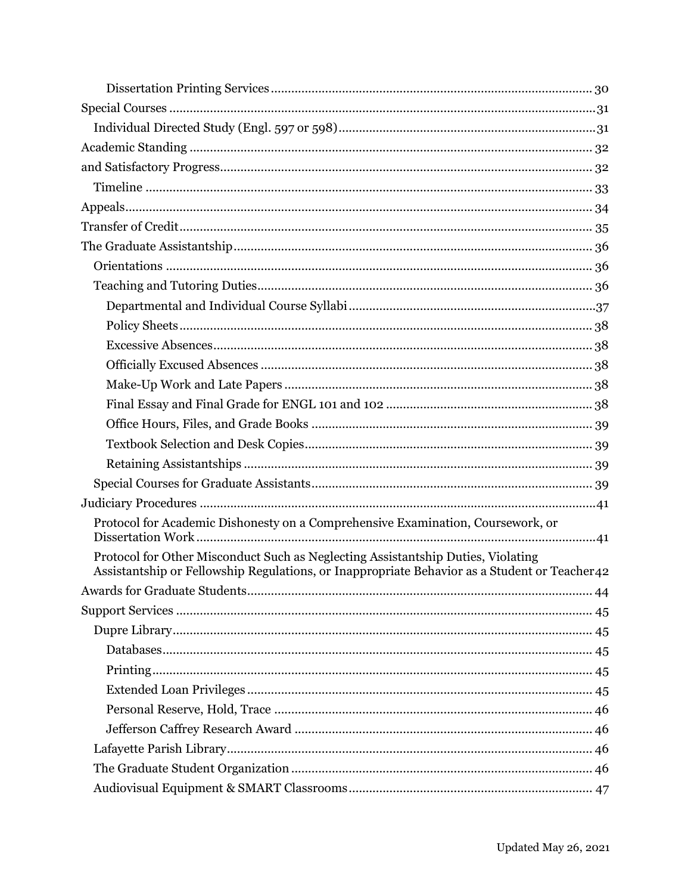Dissertation Printing Services ..... 30

Special Courses ..... 31

Individual Directed Study (Engl. 597 or 598) ..... 31

Academic Standing ..... 32

and Satisfactory Progress ..... 32

Timeline ..... 33

Appeals ..... 34

Transfer of Credit ..... 35

The Graduate Assistantship ..... 36

Orientations ..... 36

Teaching and Tutoring Duties ..... 36

Departmental and Individual Course Syllabi ..... 37

Policy Sheets ..... 38

Excessive Absences ..... 38

Officially Excused Absences ..... 38

Make-Up Work and Late Papers ..... 38

Final Essay and Final Grade for ENGL 101 and 102 ..... 38

Office Hours, Files, and Grade Books ..... 39

Textbook Selection and Desk Copies ..... 39

Retaining Assistantships ..... 39

Special Courses for Graduate Assistants ..... 39

Judiciary Procedures ..... 41

Protocol for Academic Dishonesty on a Comprehensive Examination, Coursework, or Dissertation Work ..... 41

Protocol for Other Misconduct Such as Neglecting Assistantship Duties, Violating Assistantship or Fellowship Regulations, or Inappropriate Behavior as a Student or Teacher ..... 42

Awards for Graduate Students ..... 44

Support Services ..... 45

Dupre Library ..... 45

Databases ..... 45

Printing ..... 45

Extended Loan Privileges ..... 45

Personal Reserve, Hold, Trace ..... 46

Jefferson Caffrey Research Award ..... 46

Lafayette Parish Library ..... 46

The Graduate Student Organization ..... 46

Audiovisual Equipment & SMART Classrooms ..... 47

Updated May 26, 2021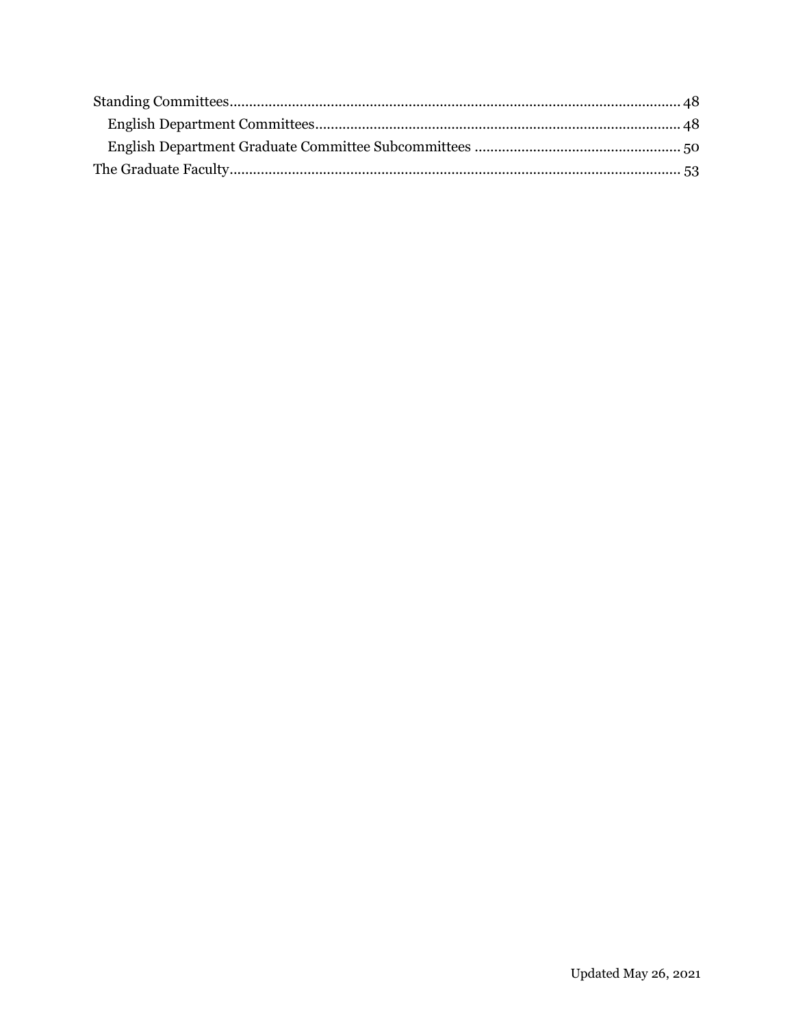Standing Committees .......... 48

- English Department Committees .......... 48
- English Department Graduate Committee Subcommittees .......... 50

The Graduate Faculty .......... 53

Updated May 26, 2021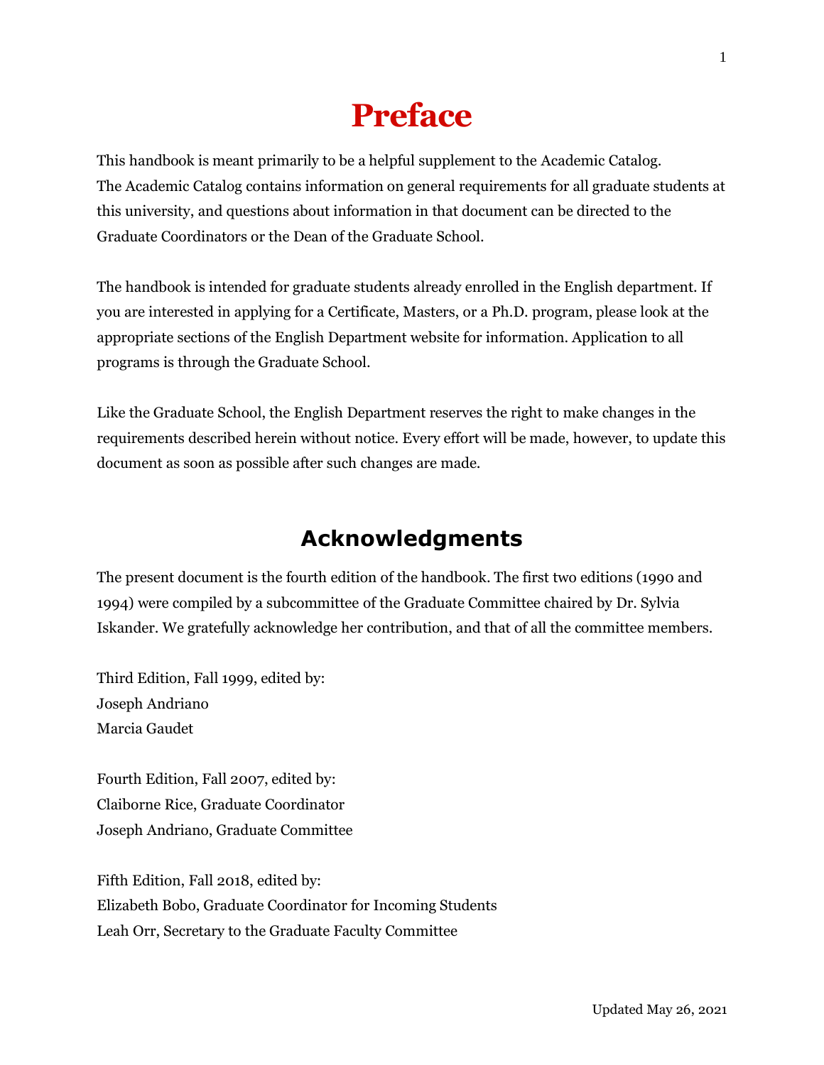# Preface

This handbook is meant primarily to be a helpful supplement to the Academic Catalog. The Academic Catalog contains information on general requirements for all graduate students at this university, and questions about information in that document can be directed to the Graduate Coordinators or the Dean of the Graduate School.

The handbook is intended for graduate students already enrolled in the English department. If you are interested in applying for a Certificate, Masters, or a Ph.D. program, please look at the appropriate sections of the English Department website for information. Application to all programs is through the Graduate School.

Like the Graduate School, the English Department reserves the right to make changes in the requirements described herein without notice. Every effort will be made, however, to update this document as soon as possible after such changes are made.

## Acknowledgments

The present document is the fourth edition of the handbook. The first two editions (1990 and 1994) were compiled by a subcommittee of the Graduate Committee chaired by Dr. Sylvia Iskander. We gratefully acknowledge her contribution, and that of all the committee members.

Third Edition, Fall 1999, edited by:
Joseph Andriano
Marcia Gaudet

Fourth Edition, Fall 2007, edited by:
Claiborne Rice, Graduate Coordinator
Joseph Andriano, Graduate Committee

Fifth Edition, Fall 2018, edited by:
Elizabeth Bobo, Graduate Coordinator for Incoming Students
Leah Orr, Secretary to the Graduate Faculty Committee

Updated May 26, 2021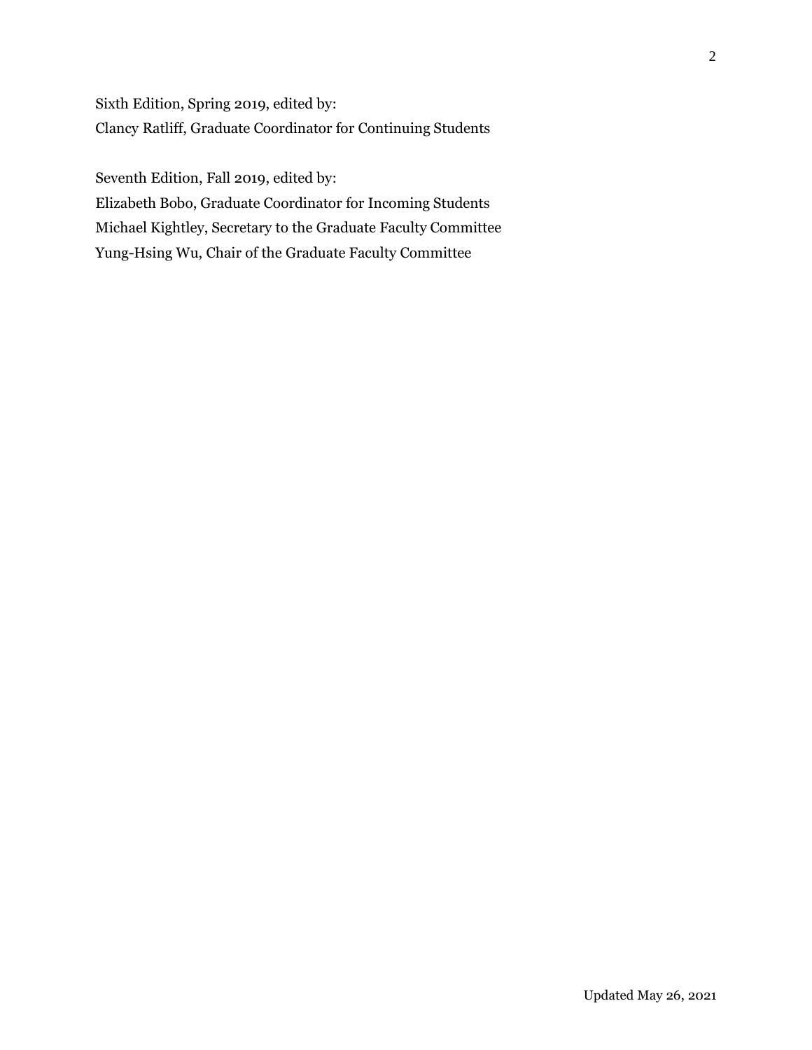Sixth Edition, Spring 2019, edited by:
Clancy Ratliff, Graduate Coordinator for Continuing Students

Seventh Edition, Fall 2019, edited by:
Elizabeth Bobo, Graduate Coordinator for Incoming Students
Michael Kightley, Secretary to the Graduate Faculty Committee
Yung-Hsing Wu, Chair of the Graduate Faculty Committee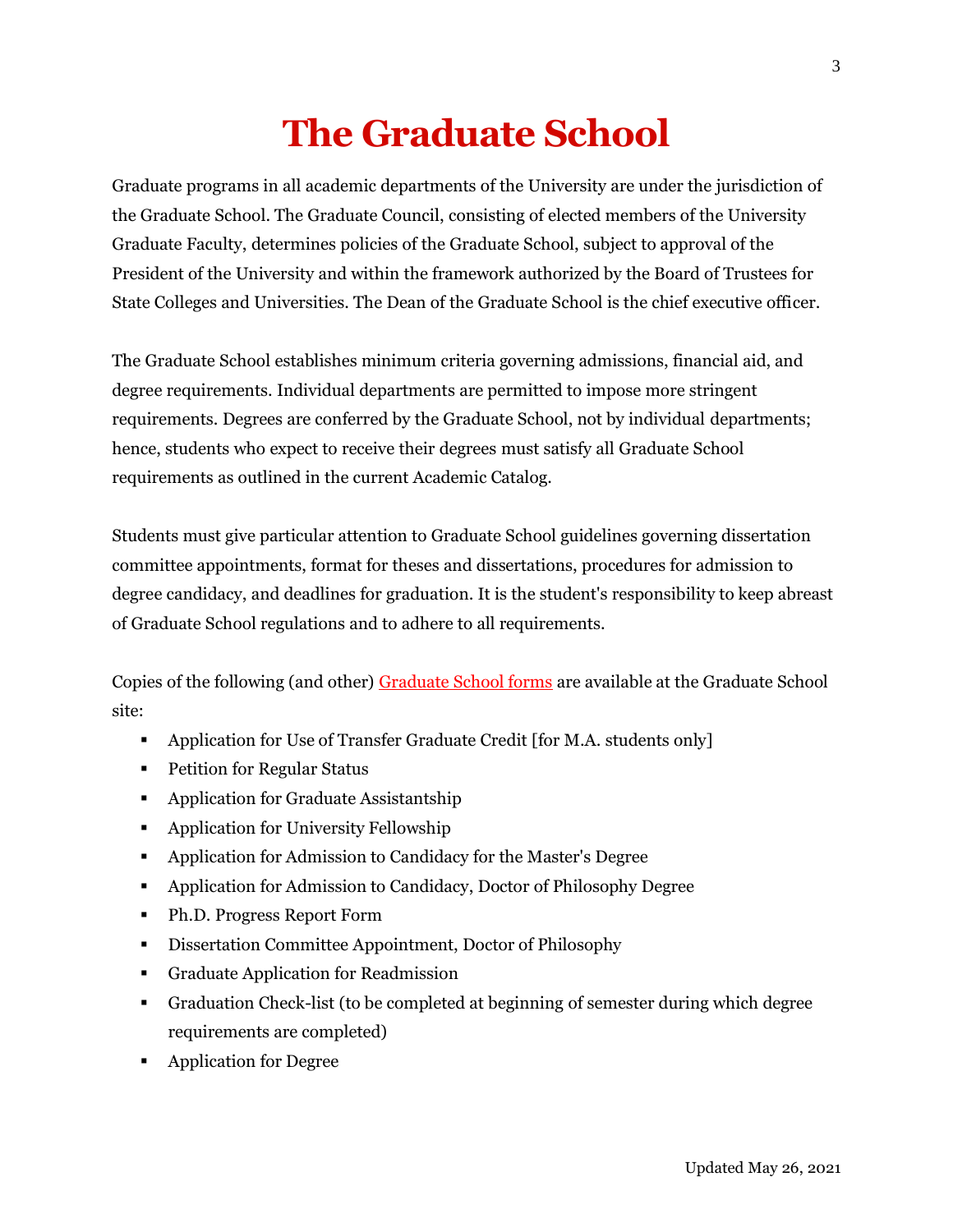# The Graduate School

Graduate programs in all academic departments of the University are under the jurisdiction of the Graduate School. The Graduate Council, consisting of elected members of the University Graduate Faculty, determines policies of the Graduate School, subject to approval of the President of the University and within the framework authorized by the Board of Trustees for State Colleges and Universities. The Dean of the Graduate School is the chief executive officer.

The Graduate School establishes minimum criteria governing admissions, financial aid, and degree requirements. Individual departments are permitted to impose more stringent requirements. Degrees are conferred by the Graduate School, not by individual departments; hence, students who expect to receive their degrees must satisfy all Graduate School requirements as outlined in the current Academic Catalog.

Students must give particular attention to Graduate School guidelines governing dissertation committee appointments, format for theses and dissertations, procedures for admission to degree candidacy, and deadlines for graduation. It is the student's responsibility to keep abreast of Graduate School regulations and to adhere to all requirements.

Copies of the following (and other) Graduate School forms are available at the Graduate School site:

- Application for Use of Transfer Graduate Credit [for M.A. students only]
- Petition for Regular Status
- Application for Graduate Assistantship
- Application for University Fellowship
- Application for Admission to Candidacy for the Master's Degree
- Application for Admission to Candidacy, Doctor of Philosophy Degree
- Ph.D. Progress Report Form
- Dissertation Committee Appointment, Doctor of Philosophy
- Graduate Application for Readmission
- Graduation Check-list (to be completed at beginning of semester during which degree requirements are completed)
- Application for Degree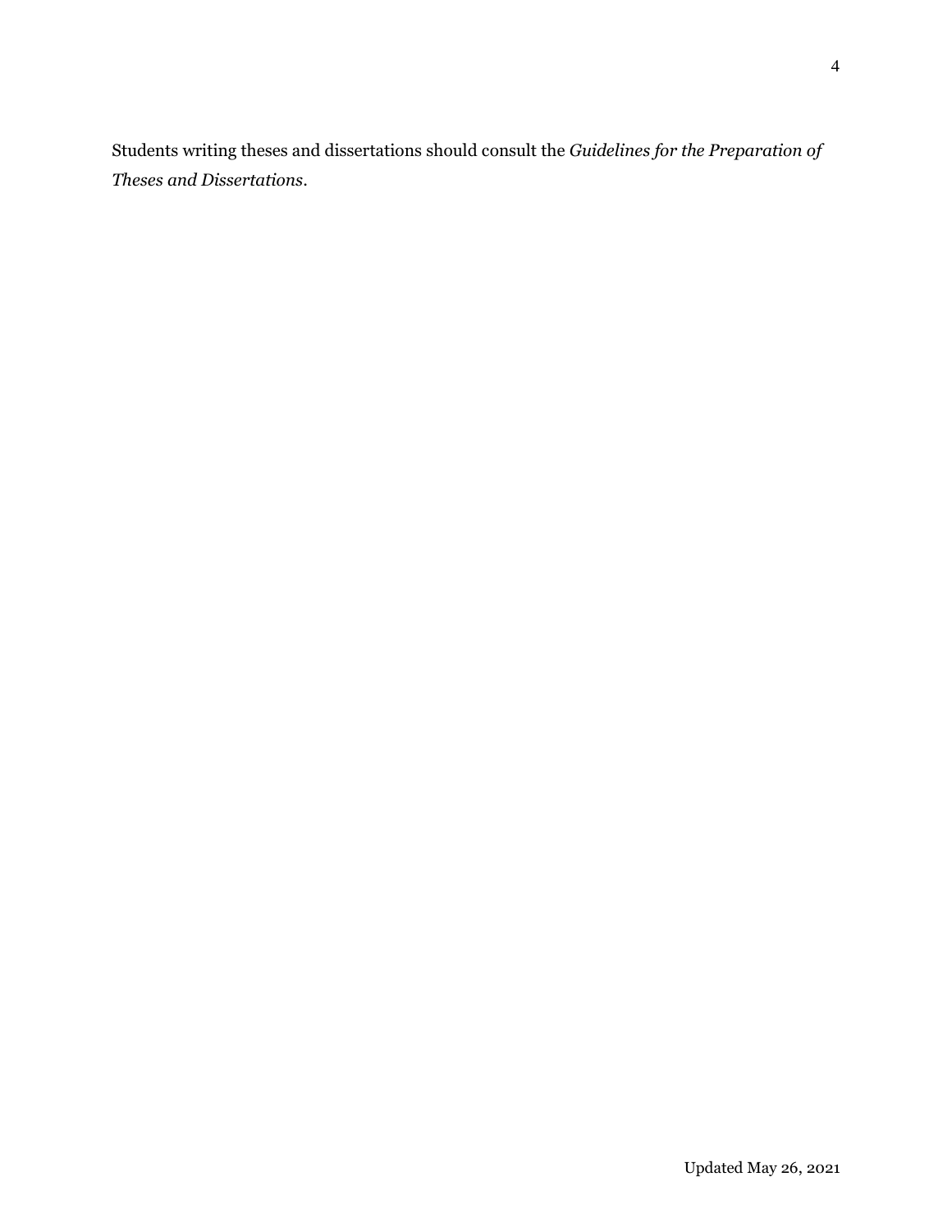Students writing theses and dissertations should consult the *Guidelines for the Preparation of Theses and Dissertations*.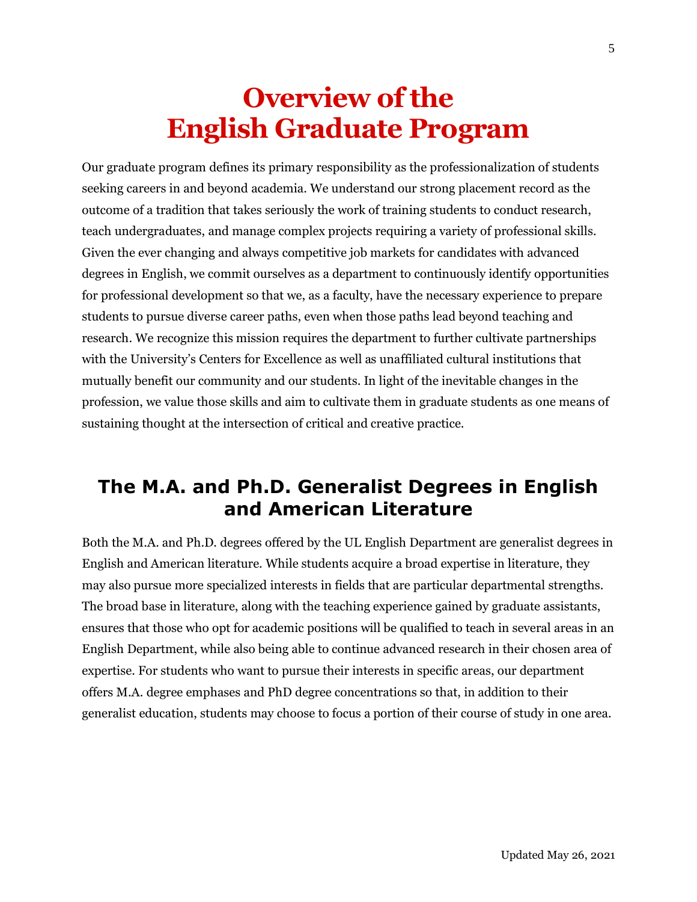# Overview of the English Graduate Program

Our graduate program defines its primary responsibility as the professionalization of students seeking careers in and beyond academia. We understand our strong placement record as the outcome of a tradition that takes seriously the work of training students to conduct research, teach undergraduates, and manage complex projects requiring a variety of professional skills. Given the ever changing and always competitive job markets for candidates with advanced degrees in English, we commit ourselves as a department to continuously identify opportunities for professional development so that we, as a faculty, have the necessary experience to prepare students to pursue diverse career paths, even when those paths lead beyond teaching and research. We recognize this mission requires the department to further cultivate partnerships with the University's Centers for Excellence as well as unaffiliated cultural institutions that mutually benefit our community and our students. In light of the inevitable changes in the profession, we value those skills and aim to cultivate them in graduate students as one means of sustaining thought at the intersection of critical and creative practice.

## The M.A. and Ph.D. Generalist Degrees in English and American Literature

Both the M.A. and Ph.D. degrees offered by the UL English Department are generalist degrees in English and American literature. While students acquire a broad expertise in literature, they may also pursue more specialized interests in fields that are particular departmental strengths. The broad base in literature, along with the teaching experience gained by graduate assistants, ensures that those who opt for academic positions will be qualified to teach in several areas in an English Department, while also being able to continue advanced research in their chosen area of expertise. For students who want to pursue their interests in specific areas, our department offers M.A. degree emphases and PhD degree concentrations so that, in addition to their generalist education, students may choose to focus a portion of their course of study in one area.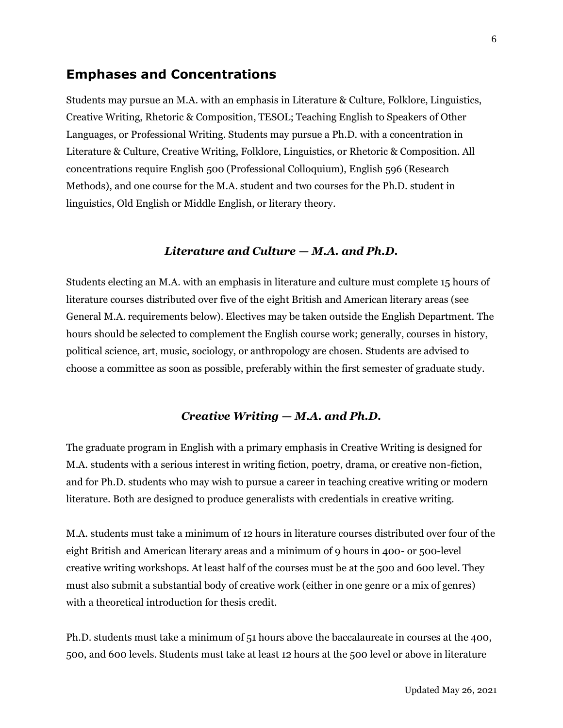## Emphases and Concentrations

Students may pursue an M.A. with an emphasis in Literature & Culture, Folklore, Linguistics, Creative Writing, Rhetoric & Composition, TESOL; Teaching English to Speakers of Other Languages, or Professional Writing. Students may pursue a Ph.D. with a concentration in Literature & Culture, Creative Writing, Folklore, Linguistics, or Rhetoric & Composition. All concentrations require English 500 (Professional Colloquium), English 596 (Research Methods), and one course for the M.A. student and two courses for the Ph.D. student in linguistics, Old English or Middle English, or literary theory.

### *Literature and Culture — M.A. and Ph.D.*

Students electing an M.A. with an emphasis in literature and culture must complete 15 hours of literature courses distributed over five of the eight British and American literary areas (see General M.A. requirements below). Electives may be taken outside the English Department. The hours should be selected to complement the English course work; generally, courses in history, political science, art, music, sociology, or anthropology are chosen. Students are advised to choose a committee as soon as possible, preferably within the first semester of graduate study.

### *Creative Writing — M.A. and Ph.D.*

The graduate program in English with a primary emphasis in Creative Writing is designed for M.A. students with a serious interest in writing fiction, poetry, drama, or creative non-fiction, and for Ph.D. students who may wish to pursue a career in teaching creative writing or modern literature. Both are designed to produce generalists with credentials in creative writing.

M.A. students must take a minimum of 12 hours in literature courses distributed over four of the eight British and American literary areas and a minimum of 9 hours in 400- or 500-level creative writing workshops. At least half of the courses must be at the 500 and 600 level. They must also submit a substantial body of creative work (either in one genre or a mix of genres) with a theoretical introduction for thesis credit.

Ph.D. students must take a minimum of 51 hours above the baccalaureate in courses at the 400, 500, and 600 levels. Students must take at least 12 hours at the 500 level or above in literature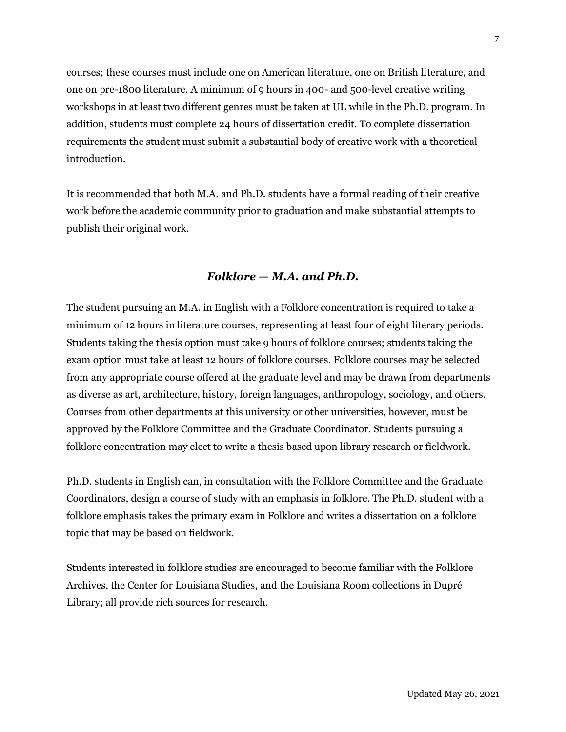courses; these courses must include one on American literature, one on British literature, and one on pre-1800 literature. A minimum of 9 hours in 400- and 500-level creative writing workshops in at least two different genres must be taken at UL while in the Ph.D. program. In addition, students must complete 24 hours of dissertation credit. To complete dissertation requirements the student must submit a substantial body of creative work with a theoretical introduction.

It is recommended that both M.A. and Ph.D. students have a formal reading of their creative work before the academic community prior to graduation and make substantial attempts to publish their original work.

### *Folklore — M.A. and Ph.D.*

The student pursuing an M.A. in English with a Folklore concentration is required to take a minimum of 12 hours in literature courses, representing at least four of eight literary periods. Students taking the thesis option must take 9 hours of folklore courses; students taking the exam option must take at least 12 hours of folklore courses. Folklore courses may be selected from any appropriate course offered at the graduate level and may be drawn from departments as diverse as art, architecture, history, foreign languages, anthropology, sociology, and others. Courses from other departments at this university or other universities, however, must be approved by the Folklore Committee and the Graduate Coordinator. Students pursuing a folklore concentration may elect to write a thesis based upon library research or fieldwork.

Ph.D. students in English can, in consultation with the Folklore Committee and the Graduate Coordinators, design a course of study with an emphasis in folklore. The Ph.D. student with a folklore emphasis takes the primary exam in Folklore and writes a dissertation on a folklore topic that may be based on fieldwork.

Students interested in folklore studies are encouraged to become familiar with the Folklore Archives, the Center for Louisiana Studies, and the Louisiana Room collections in Dupré Library; all provide rich sources for research.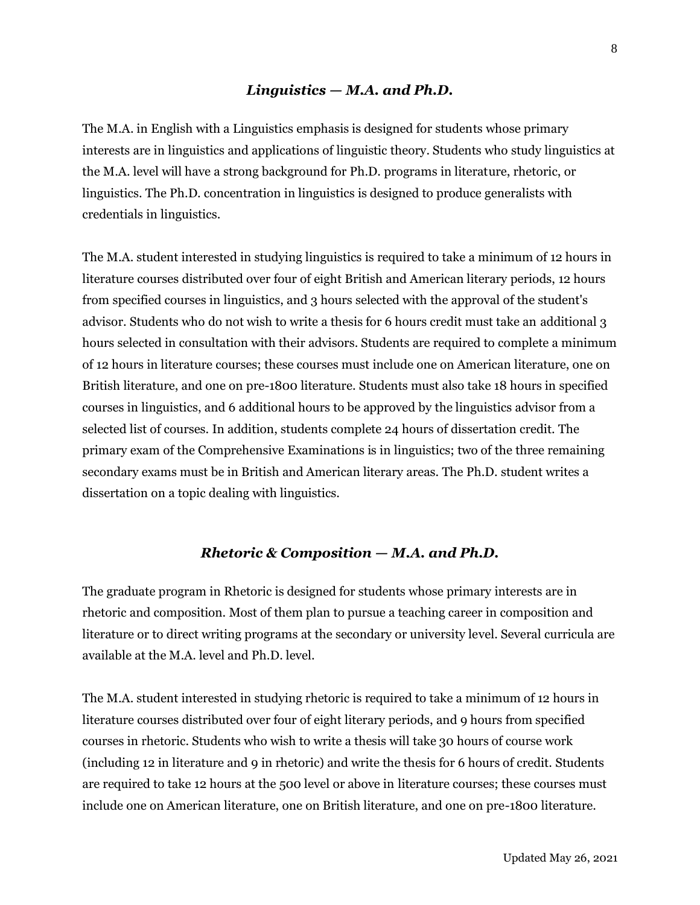## *Linguistics — M.A. and Ph.D.*

The M.A. in English with a Linguistics emphasis is designed for students whose primary interests are in linguistics and applications of linguistic theory. Students who study linguistics at the M.A. level will have a strong background for Ph.D. programs in literature, rhetoric, or linguistics. The Ph.D. concentration in linguistics is designed to produce generalists with credentials in linguistics.

The M.A. student interested in studying linguistics is required to take a minimum of 12 hours in literature courses distributed over four of eight British and American literary periods, 12 hours from specified courses in linguistics, and 3 hours selected with the approval of the student's advisor. Students who do not wish to write a thesis for 6 hours credit must take an additional 3 hours selected in consultation with their advisors. Students are required to complete a minimum of 12 hours in literature courses; these courses must include one on American literature, one on British literature, and one on pre-1800 literature. Students must also take 18 hours in specified courses in linguistics, and 6 additional hours to be approved by the linguistics advisor from a selected list of courses. In addition, students complete 24 hours of dissertation credit. The primary exam of the Comprehensive Examinations is in linguistics; two of the three remaining secondary exams must be in British and American literary areas. The Ph.D. student writes a dissertation on a topic dealing with linguistics.

## *Rhetoric & Composition — M.A. and Ph.D.*

The graduate program in Rhetoric is designed for students whose primary interests are in rhetoric and composition. Most of them plan to pursue a teaching career in composition and literature or to direct writing programs at the secondary or university level. Several curricula are available at the M.A. level and Ph.D. level.

The M.A. student interested in studying rhetoric is required to take a minimum of 12 hours in literature courses distributed over four of eight literary periods, and 9 hours from specified courses in rhetoric. Students who wish to write a thesis will take 30 hours of course work (including 12 in literature and 9 in rhetoric) and write the thesis for 6 hours of credit. Students are required to take 12 hours at the 500 level or above in literature courses; these courses must include one on American literature, one on British literature, and one on pre-1800 literature.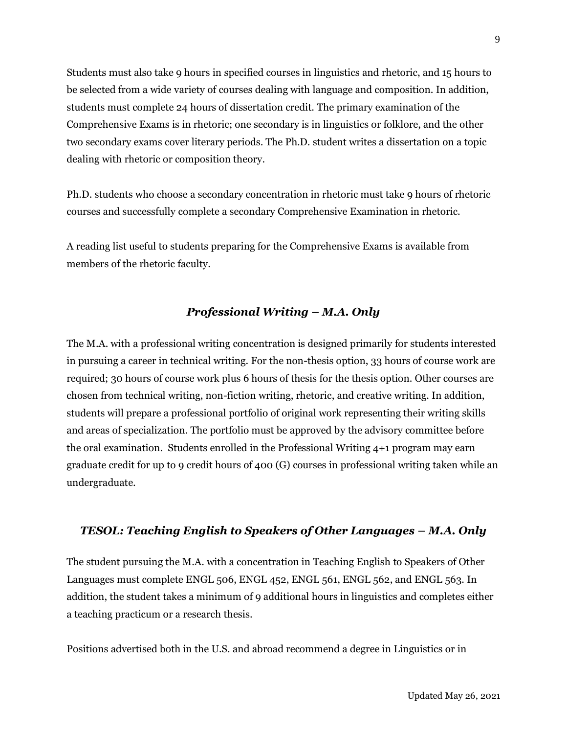Students must also take 9 hours in specified courses in linguistics and rhetoric, and 15 hours to be selected from a wide variety of courses dealing with language and composition. In addition, students must complete 24 hours of dissertation credit. The primary examination of the Comprehensive Exams is in rhetoric; one secondary is in linguistics or folklore, and the other two secondary exams cover literary periods. The Ph.D. student writes a dissertation on a topic dealing with rhetoric or composition theory.

Ph.D. students who choose a secondary concentration in rhetoric must take 9 hours of rhetoric courses and successfully complete a secondary Comprehensive Examination in rhetoric.

A reading list useful to students preparing for the Comprehensive Exams is available from members of the rhetoric faculty.

### *Professional Writing – M.A. Only*

The M.A. with a professional writing concentration is designed primarily for students interested in pursuing a career in technical writing. For the non-thesis option, 33 hours of course work are required; 30 hours of course work plus 6 hours of thesis for the thesis option. Other courses are chosen from technical writing, non-fiction writing, rhetoric, and creative writing. In addition, students will prepare a professional portfolio of original work representing their writing skills and areas of specialization. The portfolio must be approved by the advisory committee before the oral examination. Students enrolled in the Professional Writing 4+1 program may earn graduate credit for up to 9 credit hours of 400 (G) courses in professional writing taken while an undergraduate.

### *TESOL: Teaching English to Speakers of Other Languages – M.A. Only*

The student pursuing the M.A. with a concentration in Teaching English to Speakers of Other Languages must complete ENGL 506, ENGL 452, ENGL 561, ENGL 562, and ENGL 563. In addition, the student takes a minimum of 9 additional hours in linguistics and completes either a teaching practicum or a research thesis.

Positions advertised both in the U.S. and abroad recommend a degree in Linguistics or in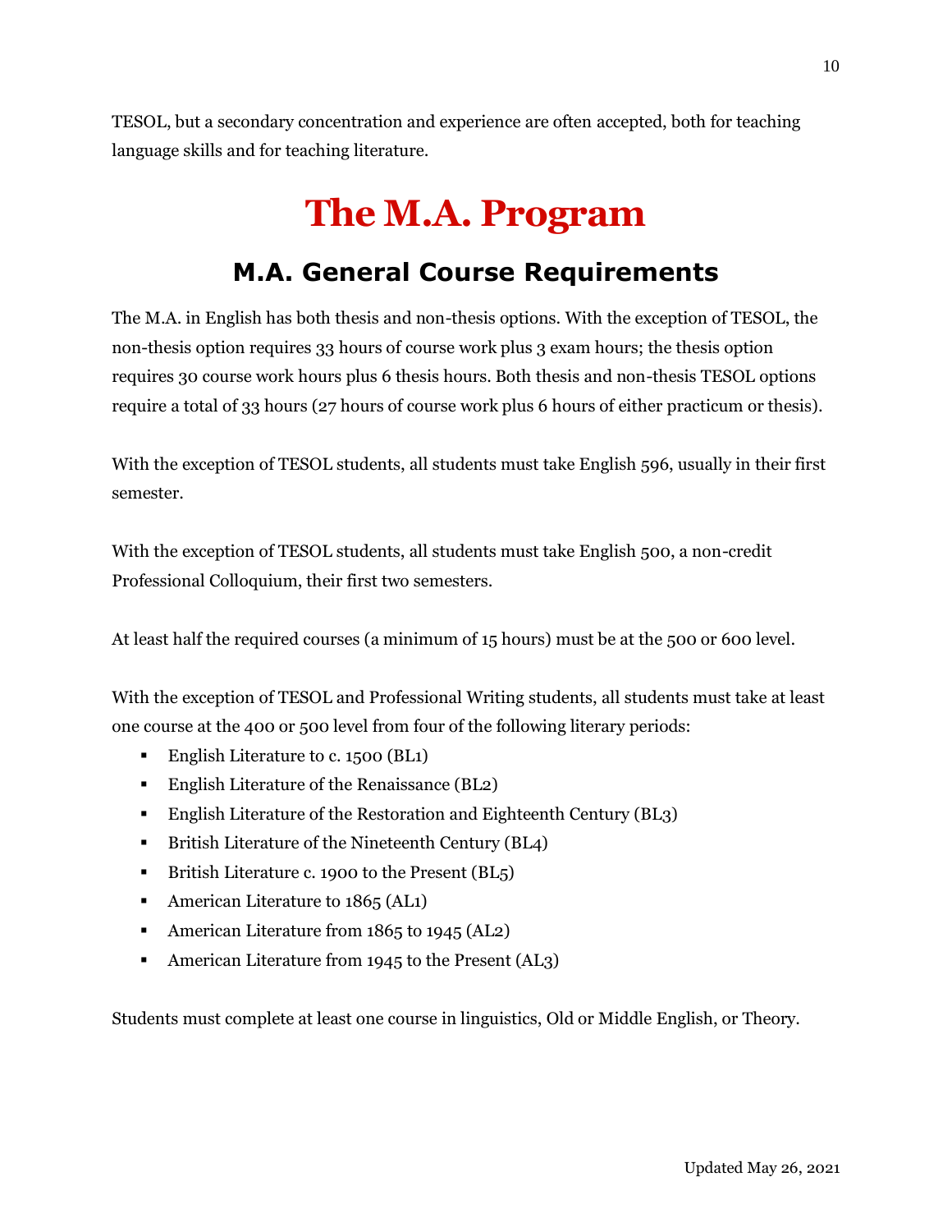TESOL, but a secondary concentration and experience are often accepted, both for teaching language skills and for teaching literature.

# The M.A. Program

## M.A. General Course Requirements

The M.A. in English has both thesis and non-thesis options. With the exception of TESOL, the non-thesis option requires 33 hours of course work plus 3 exam hours; the thesis option requires 30 course work hours plus 6 thesis hours. Both thesis and non-thesis TESOL options require a total of 33 hours (27 hours of course work plus 6 hours of either practicum or thesis).

With the exception of TESOL students, all students must take English 596, usually in their first semester.

With the exception of TESOL students, all students must take English 500, a non-credit Professional Colloquium, their first two semesters.

At least half the required courses (a minimum of 15 hours) must be at the 500 or 600 level.

With the exception of TESOL and Professional Writing students, all students must take at least one course at the 400 or 500 level from four of the following literary periods:

- English Literature to c. 1500 (BL1)
- English Literature of the Renaissance (BL2)
- English Literature of the Restoration and Eighteenth Century (BL3)
- British Literature of the Nineteenth Century (BL4)
- British Literature c. 1900 to the Present (BL5)
- American Literature to 1865 (AL1)
- American Literature from 1865 to 1945 (AL2)
- American Literature from 1945 to the Present (AL3)

Students must complete at least one course in linguistics, Old or Middle English, or Theory.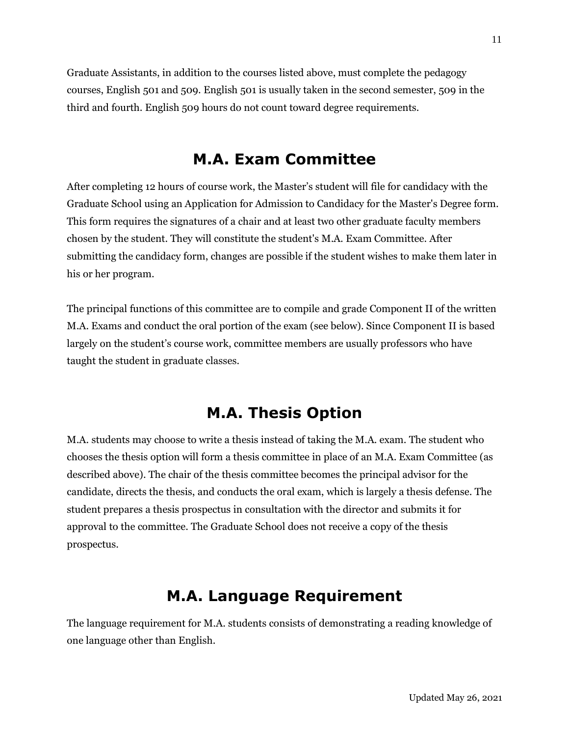Graduate Assistants, in addition to the courses listed above, must complete the pedagogy courses, English 501 and 509. English 501 is usually taken in the second semester, 509 in the third and fourth. English 509 hours do not count toward degree requirements.

## M.A. Exam Committee

After completing 12 hours of course work, the Master's student will file for candidacy with the Graduate School using an Application for Admission to Candidacy for the Master's Degree form. This form requires the signatures of a chair and at least two other graduate faculty members chosen by the student. They will constitute the student's M.A. Exam Committee. After submitting the candidacy form, changes are possible if the student wishes to make them later in his or her program.

The principal functions of this committee are to compile and grade Component II of the written M.A. Exams and conduct the oral portion of the exam (see below). Since Component II is based largely on the student's course work, committee members are usually professors who have taught the student in graduate classes.

## M.A. Thesis Option

M.A. students may choose to write a thesis instead of taking the M.A. exam. The student who chooses the thesis option will form a thesis committee in place of an M.A. Exam Committee (as described above). The chair of the thesis committee becomes the principal advisor for the candidate, directs the thesis, and conducts the oral exam, which is largely a thesis defense. The student prepares a thesis prospectus in consultation with the director and submits it for approval to the committee. The Graduate School does not receive a copy of the thesis prospectus.

## M.A. Language Requirement

The language requirement for M.A. students consists of demonstrating a reading knowledge of one language other than English.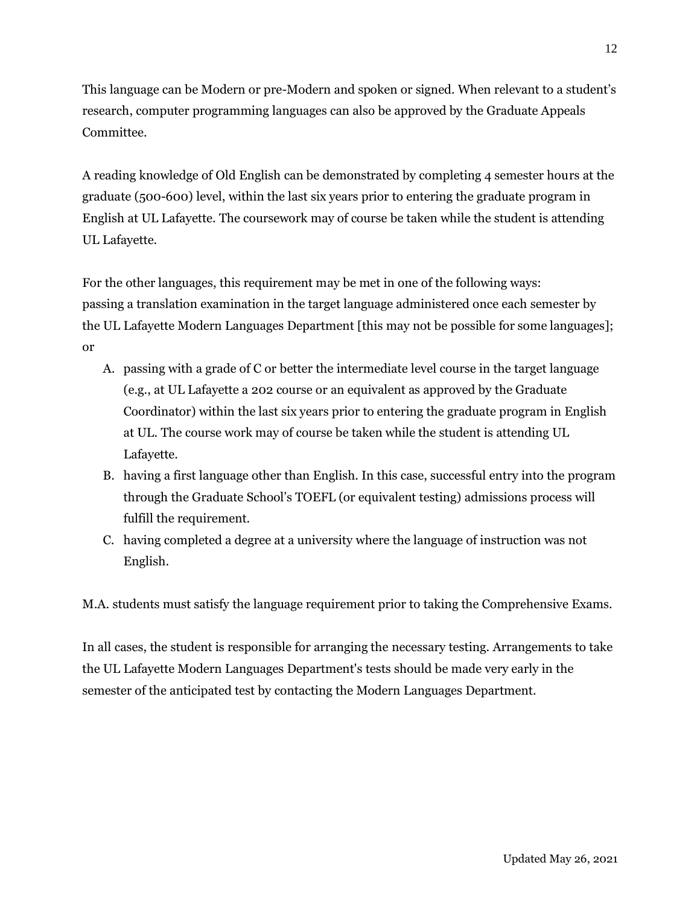This language can be Modern or pre-Modern and spoken or signed. When relevant to a student's research, computer programming languages can also be approved by the Graduate Appeals Committee.

A reading knowledge of Old English can be demonstrated by completing 4 semester hours at the graduate (500-600) level, within the last six years prior to entering the graduate program in English at UL Lafayette. The coursework may of course be taken while the student is attending UL Lafayette.

For the other languages, this requirement may be met in one of the following ways: passing a translation examination in the target language administered once each semester by the UL Lafayette Modern Languages Department [this may not be possible for some languages]; or

A. passing with a grade of C or better the intermediate level course in the target language (e.g., at UL Lafayette a 202 course or an equivalent as approved by the Graduate Coordinator) within the last six years prior to entering the graduate program in English at UL. The course work may of course be taken while the student is attending UL Lafayette.
B. having a first language other than English. In this case, successful entry into the program through the Graduate School's TOEFL (or equivalent testing) admissions process will fulfill the requirement.
C. having completed a degree at a university where the language of instruction was not English.

M.A. students must satisfy the language requirement prior to taking the Comprehensive Exams.

In all cases, the student is responsible for arranging the necessary testing. Arrangements to take the UL Lafayette Modern Languages Department's tests should be made very early in the semester of the anticipated test by contacting the Modern Languages Department.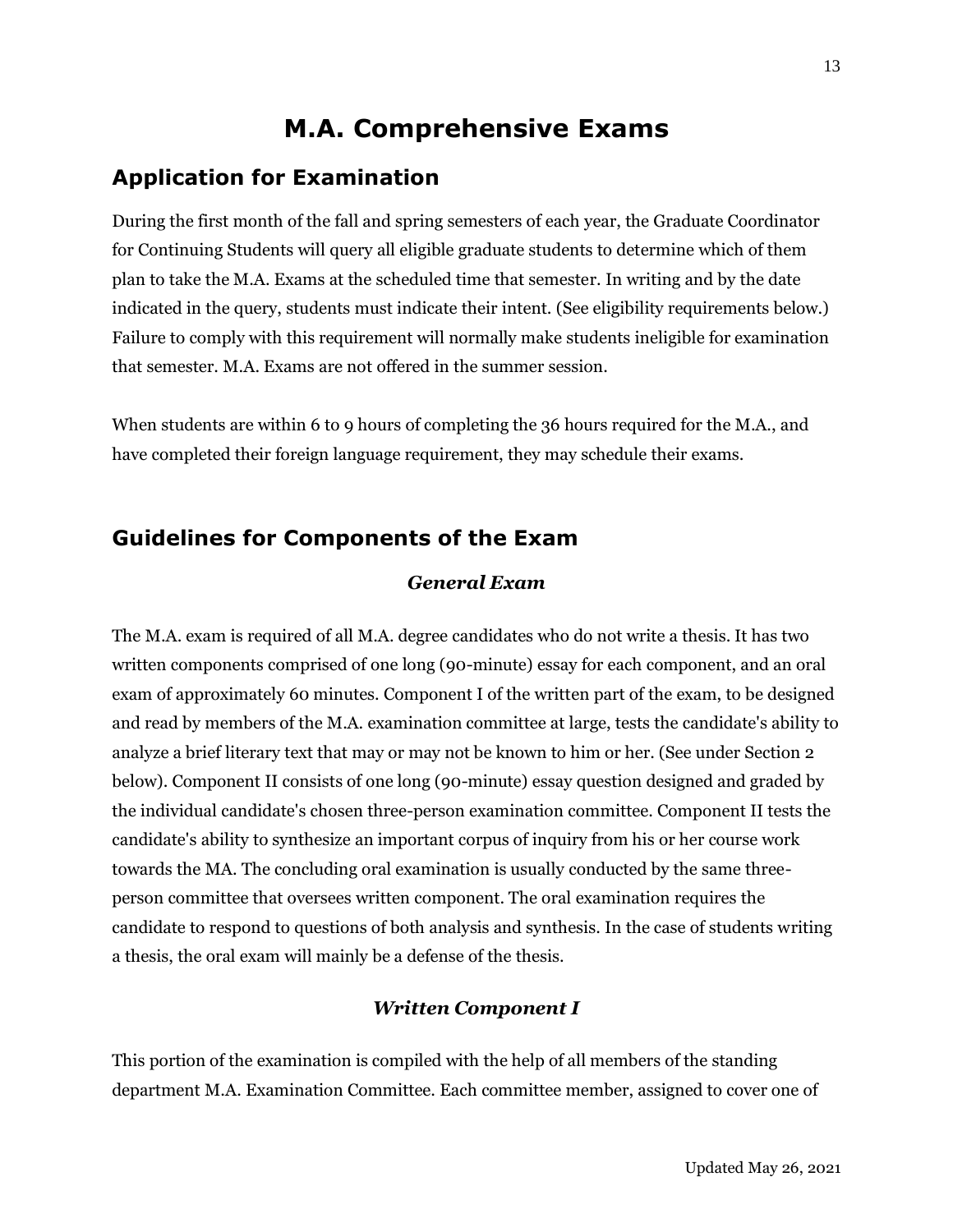# M.A. Comprehensive Exams

## Application for Examination

During the first month of the fall and spring semesters of each year, the Graduate Coordinator for Continuing Students will query all eligible graduate students to determine which of them plan to take the M.A. Exams at the scheduled time that semester. In writing and by the date indicated in the query, students must indicate their intent. (See eligibility requirements below.) Failure to comply with this requirement will normally make students ineligible for examination that semester. M.A. Exams are not offered in the summer session.

When students are within 6 to 9 hours of completing the 36 hours required for the M.A., and have completed their foreign language requirement, they may schedule their exams.

## Guidelines for Components of the Exam

### *General Exam*

The M.A. exam is required of all M.A. degree candidates who do not write a thesis. It has two written components comprised of one long (90-minute) essay for each component, and an oral exam of approximately 60 minutes. Component I of the written part of the exam, to be designed and read by members of the M.A. examination committee at large, tests the candidate's ability to analyze a brief literary text that may or may not be known to him or her. (See under Section 2 below). Component II consists of one long (90-minute) essay question designed and graded by the individual candidate's chosen three-person examination committee. Component II tests the candidate's ability to synthesize an important corpus of inquiry from his or her course work towards the MA. The concluding oral examination is usually conducted by the same three-person committee that oversees written component. The oral examination requires the candidate to respond to questions of both analysis and synthesis. In the case of students writing a thesis, the oral exam will mainly be a defense of the thesis.

### *Written Component I*

This portion of the examination is compiled with the help of all members of the standing department M.A. Examination Committee. Each committee member, assigned to cover one of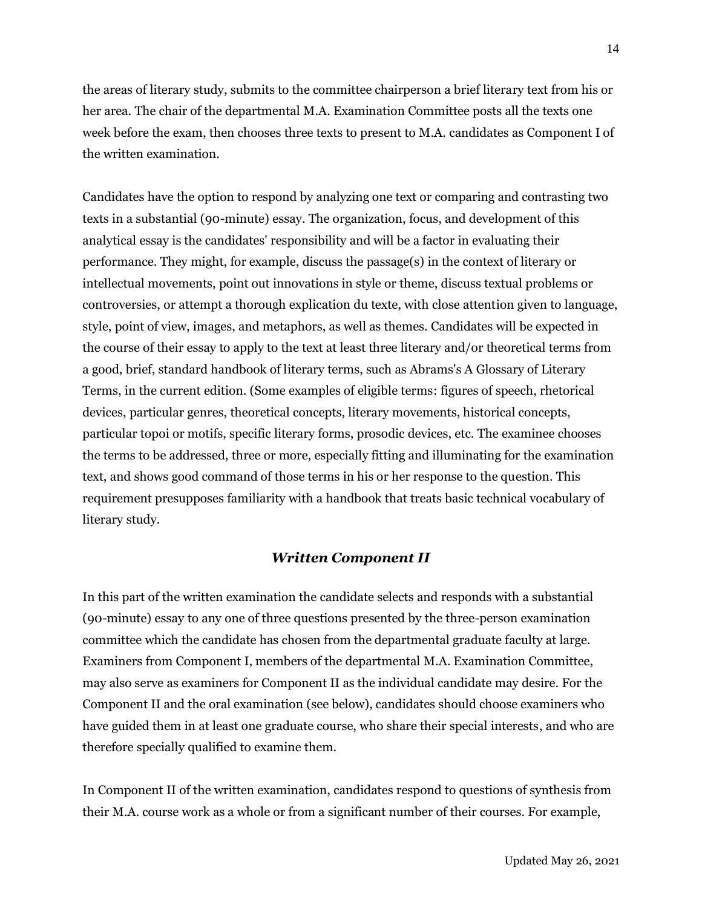the areas of literary study, submits to the committee chairperson a brief literary text from his or her area. The chair of the departmental M.A. Examination Committee posts all the texts one week before the exam, then chooses three texts to present to M.A. candidates as Component I of the written examination.

Candidates have the option to respond by analyzing one text or comparing and contrasting two texts in a substantial (90-minute) essay. The organization, focus, and development of this analytical essay is the candidates' responsibility and will be a factor in evaluating their performance. They might, for example, discuss the passage(s) in the context of literary or intellectual movements, point out innovations in style or theme, discuss textual problems or controversies, or attempt a thorough explication du texte, with close attention given to language, style, point of view, images, and metaphors, as well as themes. Candidates will be expected in the course of their essay to apply to the text at least three literary and/or theoretical terms from a good, brief, standard handbook of literary terms, such as Abrams's A Glossary of Literary Terms, in the current edition. (Some examples of eligible terms: figures of speech, rhetorical devices, particular genres, theoretical concepts, literary movements, historical concepts, particular topoi or motifs, specific literary forms, prosodic devices, etc. The examinee chooses the terms to be addressed, three or more, especially fitting and illuminating for the examination text, and shows good command of those terms in his or her response to the question. This requirement presupposes familiarity with a handbook that treats basic technical vocabulary of literary study.

### *Written Component II*

In this part of the written examination the candidate selects and responds with a substantial (90-minute) essay to any one of three questions presented by the three-person examination committee which the candidate has chosen from the departmental graduate faculty at large. Examiners from Component I, members of the departmental M.A. Examination Committee, may also serve as examiners for Component II as the individual candidate may desire. For the Component II and the oral examination (see below), candidates should choose examiners who have guided them in at least one graduate course, who share their special interests, and who are therefore specially qualified to examine them.

In Component II of the written examination, candidates respond to questions of synthesis from their M.A. course work as a whole or from a significant number of their courses. For example,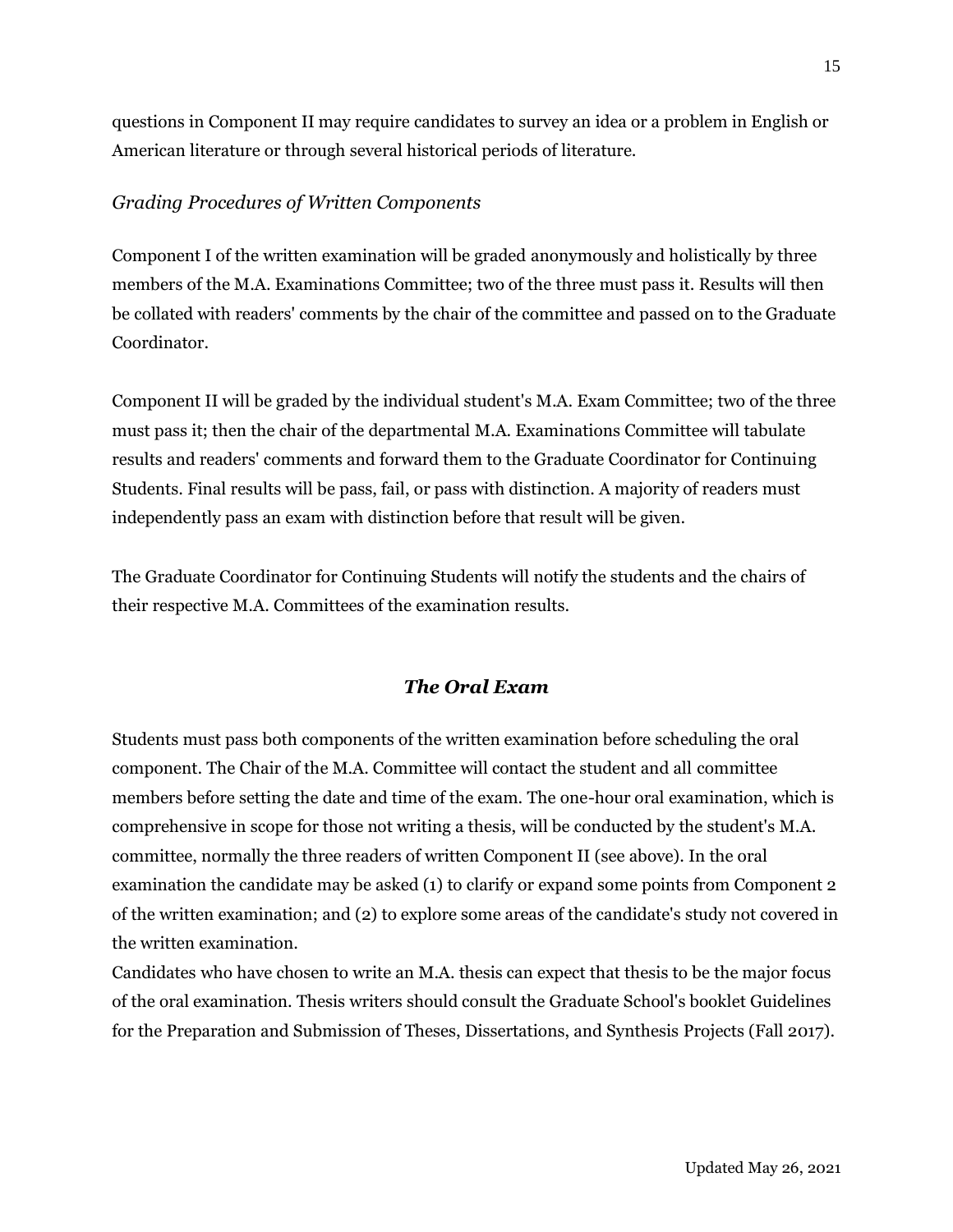questions in Component II may require candidates to survey an idea or a problem in English or American literature or through several historical periods of literature.

*Grading Procedures of Written Components*

Component I of the written examination will be graded anonymously and holistically by three members of the M.A. Examinations Committee; two of the three must pass it. Results will then be collated with readers' comments by the chair of the committee and passed on to the Graduate Coordinator.

Component II will be graded by the individual student's M.A. Exam Committee; two of the three must pass it; then the chair of the departmental M.A. Examinations Committee will tabulate results and readers' comments and forward them to the Graduate Coordinator for Continuing Students. Final results will be pass, fail, or pass with distinction. A majority of readers must independently pass an exam with distinction before that result will be given.

The Graduate Coordinator for Continuing Students will notify the students and the chairs of their respective M.A. Committees of the examination results.

### ***The Oral Exam***

Students must pass both components of the written examination before scheduling the oral component. The Chair of the M.A. Committee will contact the student and all committee members before setting the date and time of the exam. The one-hour oral examination, which is comprehensive in scope for those not writing a thesis, will be conducted by the student's M.A. committee, normally the three readers of written Component II (see above). In the oral examination the candidate may be asked (1) to clarify or expand some points from Component 2 of the written examination; and (2) to explore some areas of the candidate's study not covered in the written examination.

Candidates who have chosen to write an M.A. thesis can expect that thesis to be the major focus of the oral examination. Thesis writers should consult the Graduate School's booklet Guidelines for the Preparation and Submission of Theses, Dissertations, and Synthesis Projects (Fall 2017).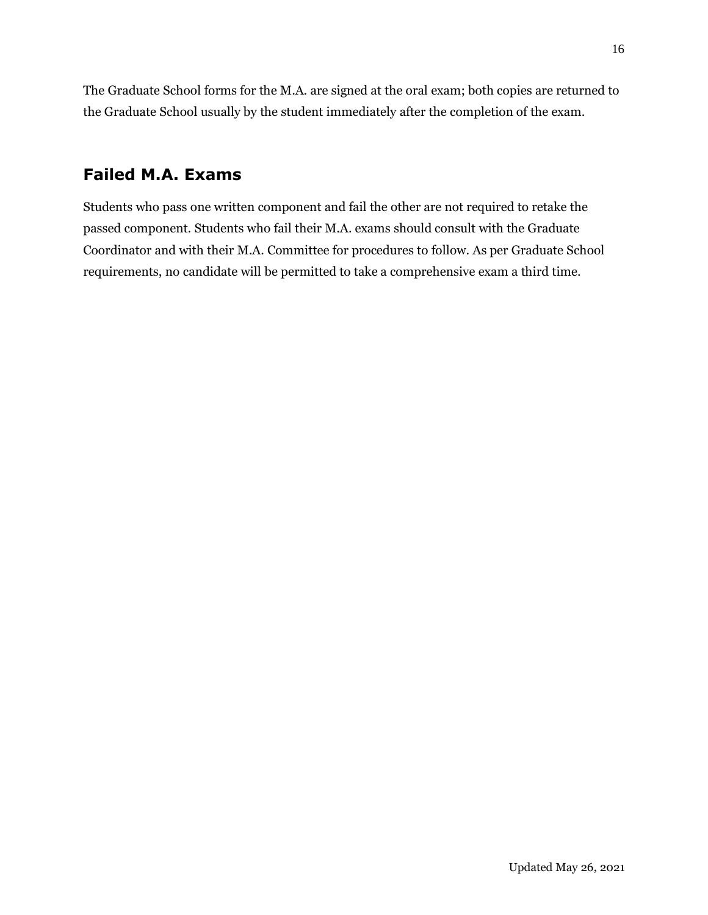The Graduate School forms for the M.A. are signed at the oral exam; both copies are returned to the Graduate School usually by the student immediately after the completion of the exam.

## Failed M.A. Exams

Students who pass one written component and fail the other are not required to retake the passed component. Students who fail their M.A. exams should consult with the Graduate Coordinator and with their M.A. Committee for procedures to follow. As per Graduate School requirements, no candidate will be permitted to take a comprehensive exam a third time.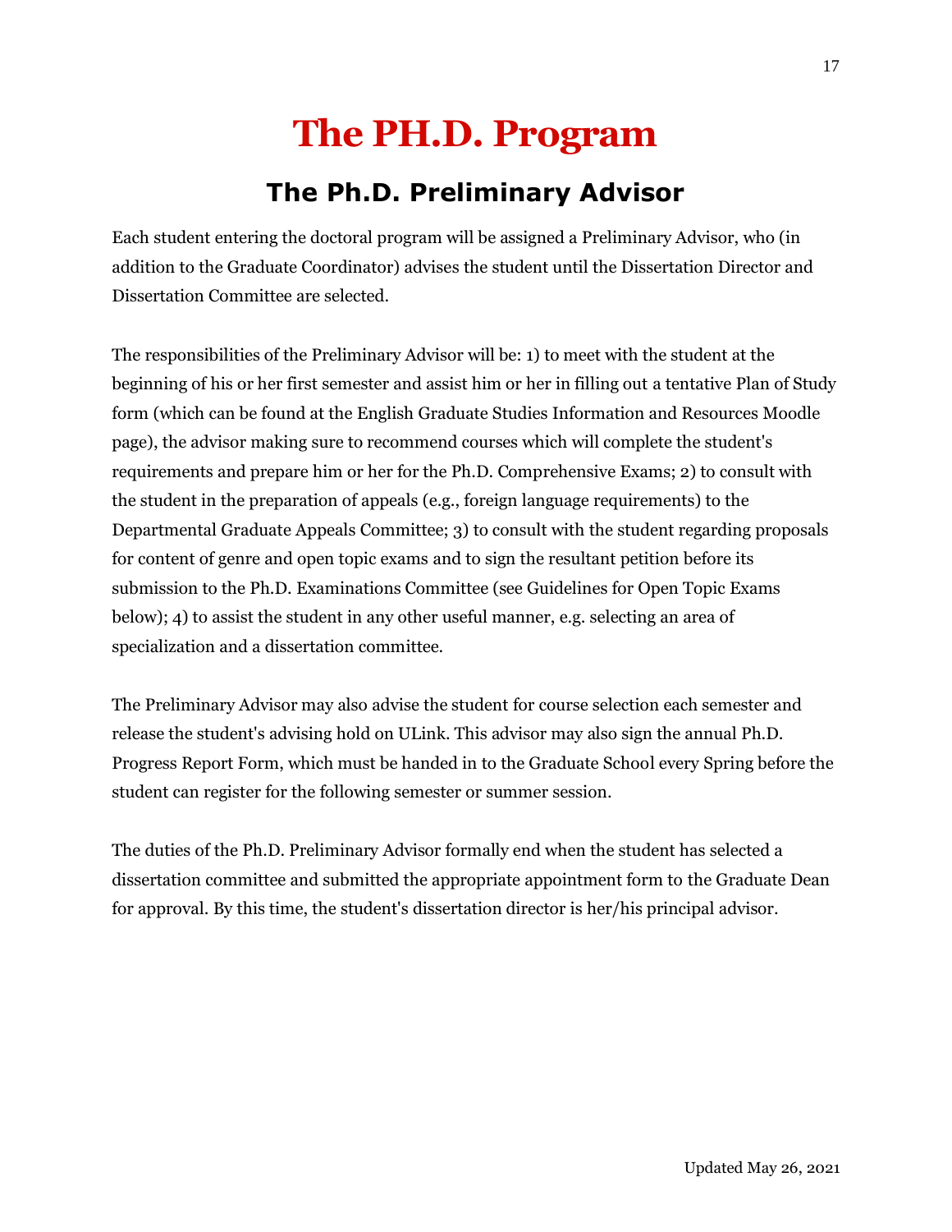# The PH.D. Program

## The Ph.D. Preliminary Advisor

Each student entering the doctoral program will be assigned a Preliminary Advisor, who (in addition to the Graduate Coordinator) advises the student until the Dissertation Director and Dissertation Committee are selected.

The responsibilities of the Preliminary Advisor will be: 1) to meet with the student at the beginning of his or her first semester and assist him or her in filling out a tentative Plan of Study form (which can be found at the English Graduate Studies Information and Resources Moodle page), the advisor making sure to recommend courses which will complete the student's requirements and prepare him or her for the Ph.D. Comprehensive Exams; 2) to consult with the student in the preparation of appeals (e.g., foreign language requirements) to the Departmental Graduate Appeals Committee; 3) to consult with the student regarding proposals for content of genre and open topic exams and to sign the resultant petition before its submission to the Ph.D. Examinations Committee (see Guidelines for Open Topic Exams below); 4) to assist the student in any other useful manner, e.g. selecting an area of specialization and a dissertation committee.

The Preliminary Advisor may also advise the student for course selection each semester and release the student's advising hold on ULink. This advisor may also sign the annual Ph.D. Progress Report Form, which must be handed in to the Graduate School every Spring before the student can register for the following semester or summer session.

The duties of the Ph.D. Preliminary Advisor formally end when the student has selected a dissertation committee and submitted the appropriate appointment form to the Graduate Dean for approval. By this time, the student's dissertation director is her/his principal advisor.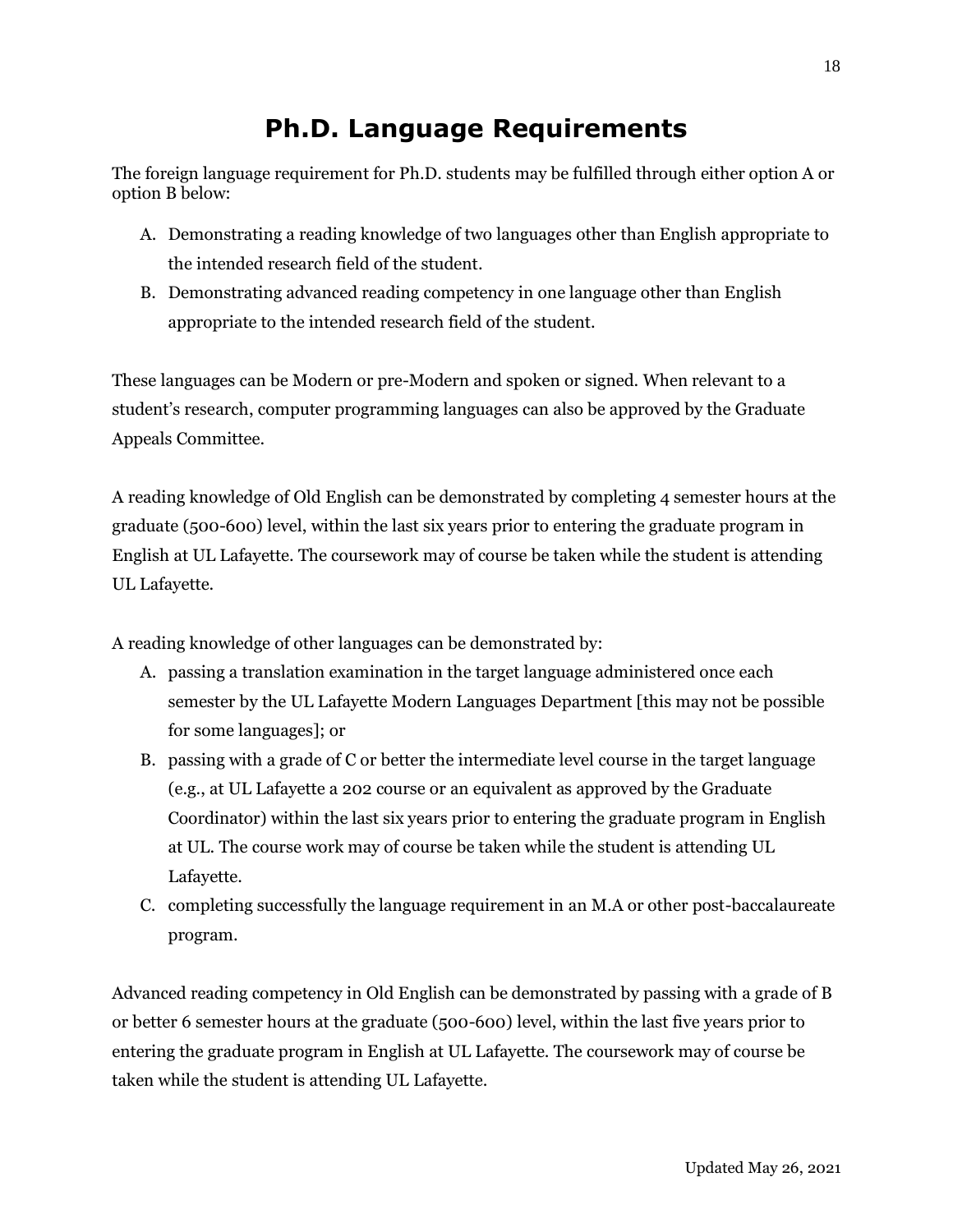# Ph.D. Language Requirements

The foreign language requirement for Ph.D. students may be fulfilled through either option A or option B below:

A. Demonstrating a reading knowledge of two languages other than English appropriate to the intended research field of the student.
B. Demonstrating advanced reading competency in one language other than English appropriate to the intended research field of the student.

These languages can be Modern or pre-Modern and spoken or signed. When relevant to a student's research, computer programming languages can also be approved by the Graduate Appeals Committee.

A reading knowledge of Old English can be demonstrated by completing 4 semester hours at the graduate (500-600) level, within the last six years prior to entering the graduate program in English at UL Lafayette. The coursework may of course be taken while the student is attending UL Lafayette.

A reading knowledge of other languages can be demonstrated by:

A. passing a translation examination in the target language administered once each semester by the UL Lafayette Modern Languages Department [this may not be possible for some languages]; or
B. passing with a grade of C or better the intermediate level course in the target language (e.g., at UL Lafayette a 202 course or an equivalent as approved by the Graduate Coordinator) within the last six years prior to entering the graduate program in English at UL. The course work may of course be taken while the student is attending UL Lafayette.
C. completing successfully the language requirement in an M.A or other post-baccalaureate program.

Advanced reading competency in Old English can be demonstrated by passing with a grade of B or better 6 semester hours at the graduate (500-600) level, within the last five years prior to entering the graduate program in English at UL Lafayette. The coursework may of course be taken while the student is attending UL Lafayette.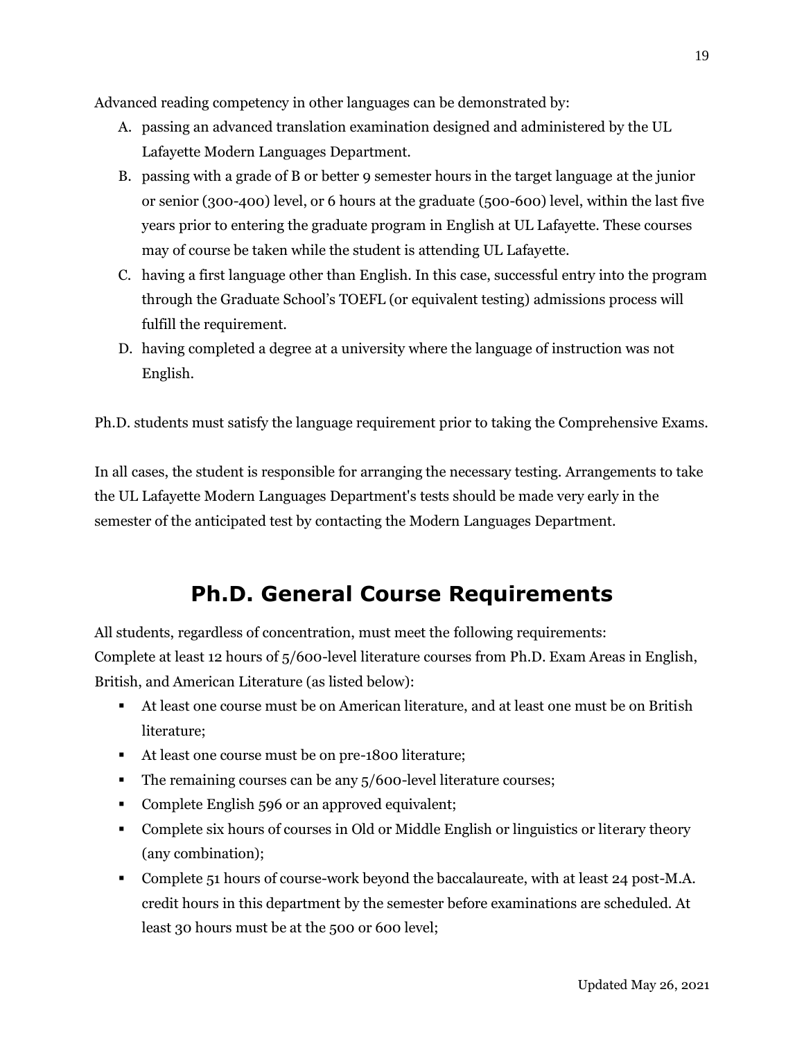Advanced reading competency in other languages can be demonstrated by:

A. passing an advanced translation examination designed and administered by the UL Lafayette Modern Languages Department.
B. passing with a grade of B or better 9 semester hours in the target language at the junior or senior (300-400) level, or 6 hours at the graduate (500-600) level, within the last five years prior to entering the graduate program in English at UL Lafayette. These courses may of course be taken while the student is attending UL Lafayette.
C. having a first language other than English. In this case, successful entry into the program through the Graduate School's TOEFL (or equivalent testing) admissions process will fulfill the requirement.
D. having completed a degree at a university where the language of instruction was not English.

Ph.D. students must satisfy the language requirement prior to taking the Comprehensive Exams.

In all cases, the student is responsible for arranging the necessary testing. Arrangements to take the UL Lafayette Modern Languages Department's tests should be made very early in the semester of the anticipated test by contacting the Modern Languages Department.

# Ph.D. General Course Requirements

All students, regardless of concentration, must meet the following requirements:
Complete at least 12 hours of 5/600-level literature courses from Ph.D. Exam Areas in English, British, and American Literature (as listed below):

- At least one course must be on American literature, and at least one must be on British literature;
- At least one course must be on pre-1800 literature;
- The remaining courses can be any 5/600-level literature courses;
- Complete English 596 or an approved equivalent;
- Complete six hours of courses in Old or Middle English or linguistics or literary theory (any combination);
- Complete 51 hours of course-work beyond the baccalaureate, with at least 24 post-M.A. credit hours in this department by the semester before examinations are scheduled. At least 30 hours must be at the 500 or 600 level;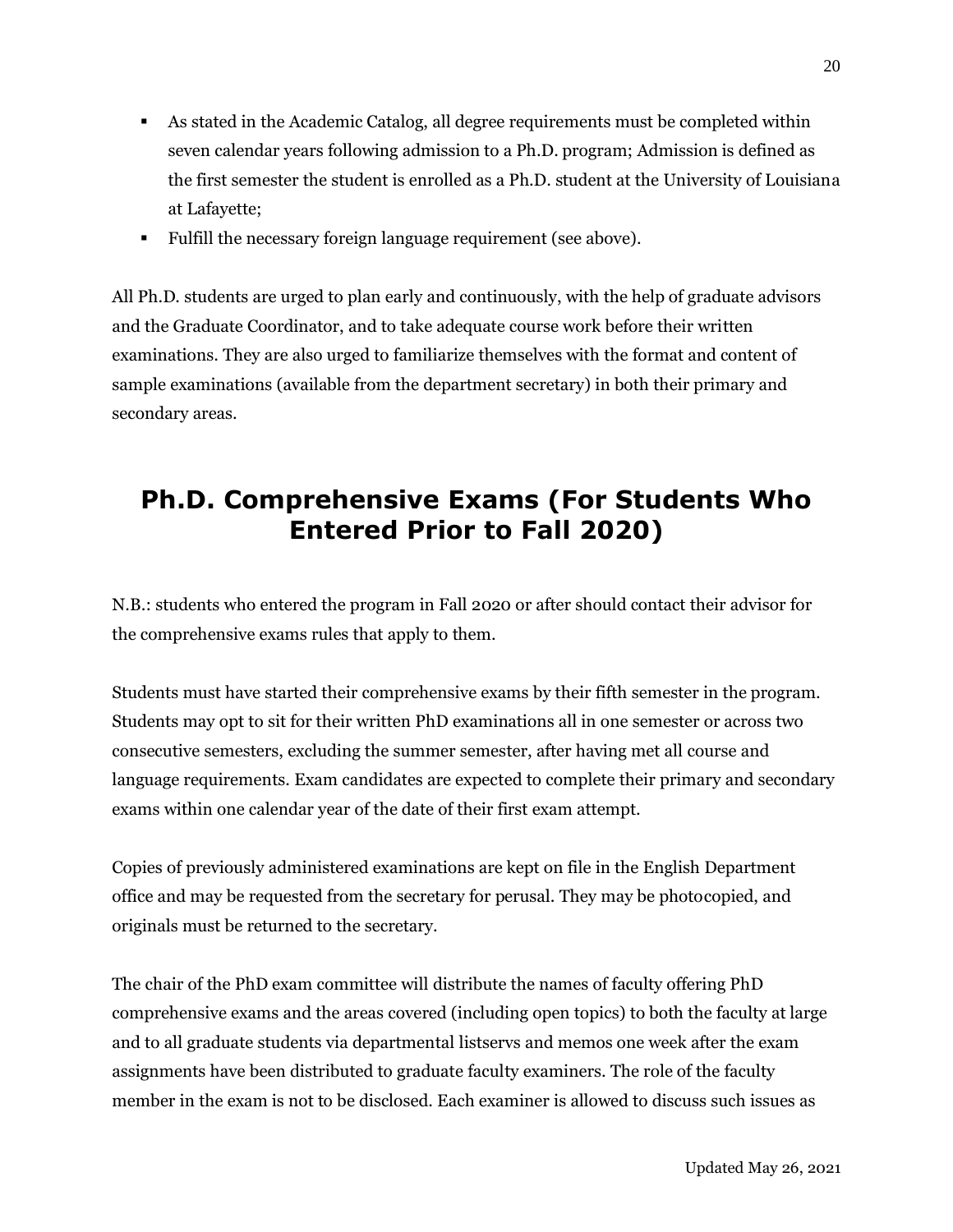- As stated in the Academic Catalog, all degree requirements must be completed within seven calendar years following admission to a Ph.D. program; Admission is defined as the first semester the student is enrolled as a Ph.D. student at the University of Louisiana at Lafayette;
- Fulfill the necessary foreign language requirement (see above).

All Ph.D. students are urged to plan early and continuously, with the help of graduate advisors and the Graduate Coordinator, and to take adequate course work before their written examinations. They are also urged to familiarize themselves with the format and content of sample examinations (available from the department secretary) in both their primary and secondary areas.

## Ph.D. Comprehensive Exams (For Students Who Entered Prior to Fall 2020)

N.B.: students who entered the program in Fall 2020 or after should contact their advisor for the comprehensive exams rules that apply to them.

Students must have started their comprehensive exams by their fifth semester in the program. Students may opt to sit for their written PhD examinations all in one semester or across two consecutive semesters, excluding the summer semester, after having met all course and language requirements. Exam candidates are expected to complete their primary and secondary exams within one calendar year of the date of their first exam attempt.

Copies of previously administered examinations are kept on file in the English Department office and may be requested from the secretary for perusal. They may be photocopied, and originals must be returned to the secretary.

The chair of the PhD exam committee will distribute the names of faculty offering PhD comprehensive exams and the areas covered (including open topics) to both the faculty at large and to all graduate students via departmental listservs and memos one week after the exam assignments have been distributed to graduate faculty examiners. The role of the faculty member in the exam is not to be disclosed. Each examiner is allowed to discuss such issues as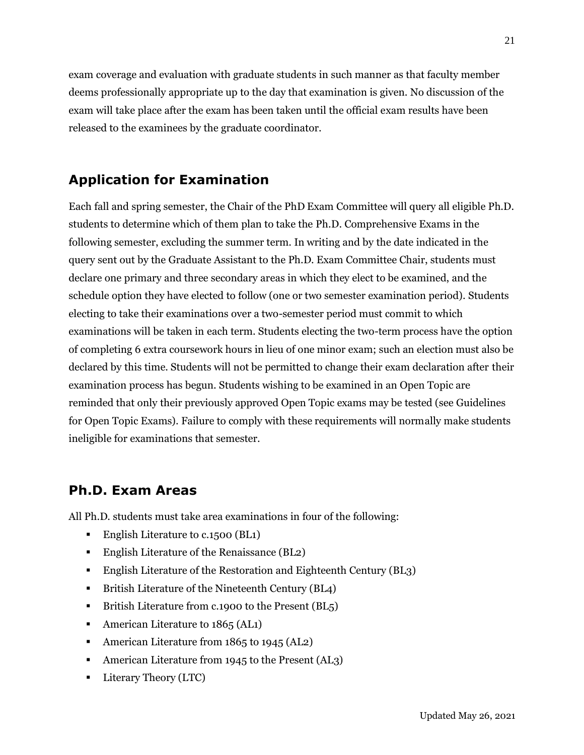exam coverage and evaluation with graduate students in such manner as that faculty member deems professionally appropriate up to the day that examination is given. No discussion of the exam will take place after the exam has been taken until the official exam results have been released to the examinees by the graduate coordinator.

## Application for Examination

Each fall and spring semester, the Chair of the PhD Exam Committee will query all eligible Ph.D. students to determine which of them plan to take the Ph.D. Comprehensive Exams in the following semester, excluding the summer term. In writing and by the date indicated in the query sent out by the Graduate Assistant to the Ph.D. Exam Committee Chair, students must declare one primary and three secondary areas in which they elect to be examined, and the schedule option they have elected to follow (one or two semester examination period). Students electing to take their examinations over a two-semester period must commit to which examinations will be taken in each term. Students electing the two-term process have the option of completing 6 extra coursework hours in lieu of one minor exam; such an election must also be declared by this time. Students will not be permitted to change their exam declaration after their examination process has begun. Students wishing to be examined in an Open Topic are reminded that only their previously approved Open Topic exams may be tested (see Guidelines for Open Topic Exams). Failure to comply with these requirements will normally make students ineligible for examinations that semester.

## Ph.D. Exam Areas

All Ph.D. students must take area examinations in four of the following:

- English Literature to c.1500 (BL1)
- English Literature of the Renaissance (BL2)
- English Literature of the Restoration and Eighteenth Century (BL3)
- British Literature of the Nineteenth Century (BL4)
- British Literature from c.1900 to the Present (BL5)
- American Literature to 1865 (AL1)
- American Literature from 1865 to 1945 (AL2)
- American Literature from 1945 to the Present (AL3)
- Literary Theory (LTC)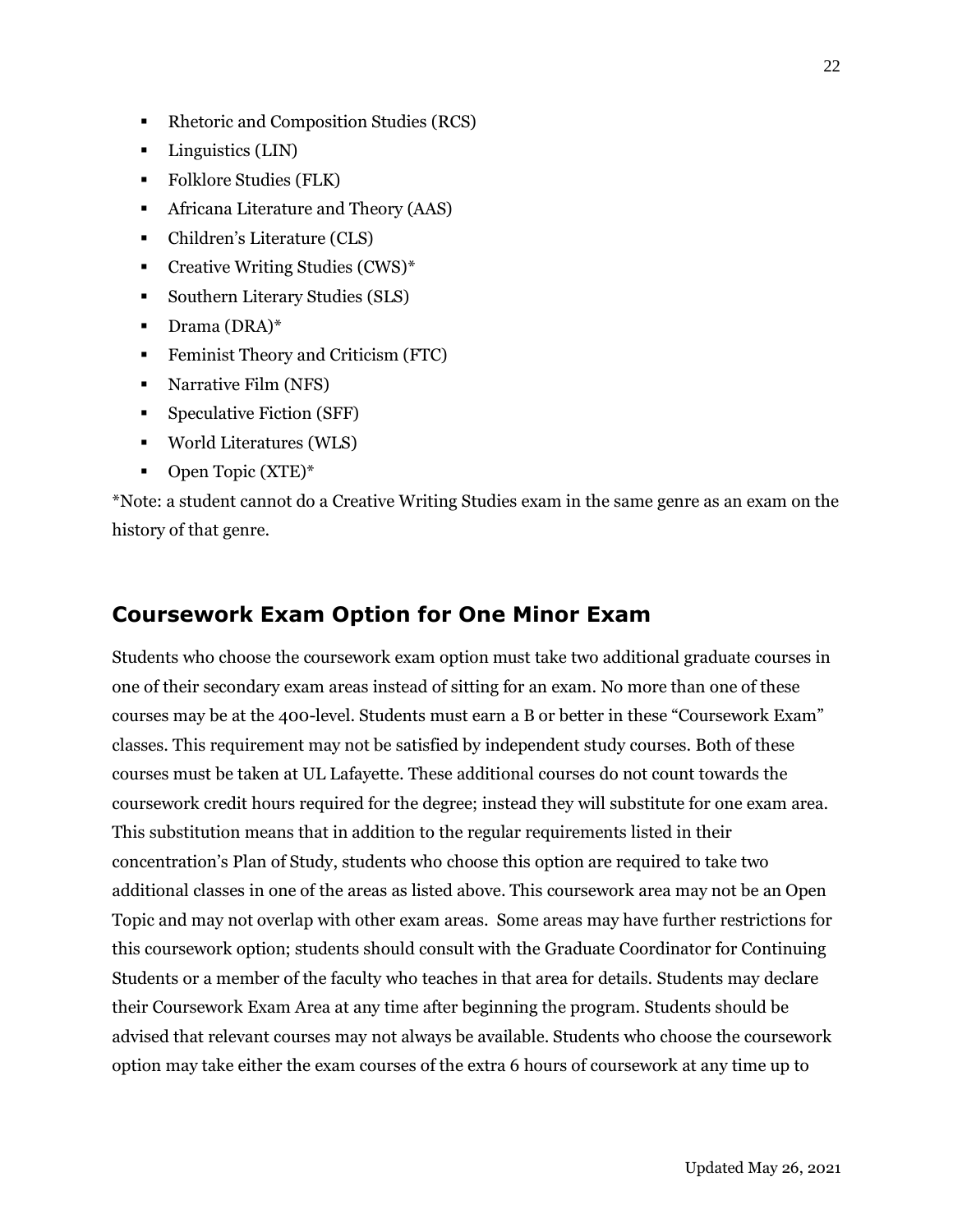- Rhetoric and Composition Studies (RCS)
- Linguistics (LIN)
- Folklore Studies (FLK)
- Africana Literature and Theory (AAS)
- Children's Literature (CLS)
- Creative Writing Studies (CWS)*
- Southern Literary Studies (SLS)
- Drama (DRA)*
- Feminist Theory and Criticism (FTC)
- Narrative Film (NFS)
- Speculative Fiction (SFF)
- World Literatures (WLS)
- Open Topic (XTE)*

*Note: a student cannot do a Creative Writing Studies exam in the same genre as an exam on the history of that genre.

## Coursework Exam Option for One Minor Exam

Students who choose the coursework exam option must take two additional graduate courses in one of their secondary exam areas instead of sitting for an exam. No more than one of these courses may be at the 400-level. Students must earn a B or better in these "Coursework Exam" classes. This requirement may not be satisfied by independent study courses. Both of these courses must be taken at UL Lafayette. These additional courses do not count towards the coursework credit hours required for the degree; instead they will substitute for one exam area. This substitution means that in addition to the regular requirements listed in their concentration's Plan of Study, students who choose this option are required to take two additional classes in one of the areas as listed above. This coursework area may not be an Open Topic and may not overlap with other exam areas. Some areas may have further restrictions for this coursework option; students should consult with the Graduate Coordinator for Continuing Students or a member of the faculty who teaches in that area for details. Students may declare their Coursework Exam Area at any time after beginning the program. Students should be advised that relevant courses may not always be available. Students who choose the coursework option may take either the exam courses of the extra 6 hours of coursework at any time up to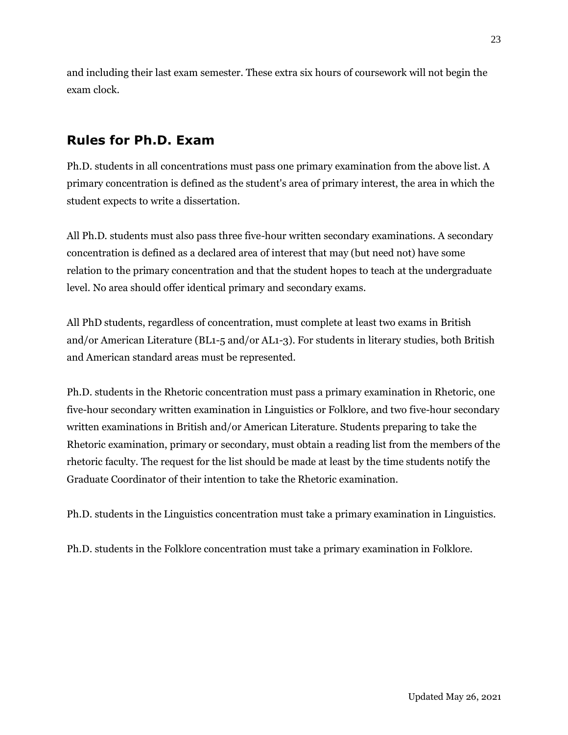and including their last exam semester. These extra six hours of coursework will not begin the exam clock.

## Rules for Ph.D. Exam

Ph.D. students in all concentrations must pass one primary examination from the above list. A primary concentration is defined as the student's area of primary interest, the area in which the student expects to write a dissertation.

All Ph.D. students must also pass three five-hour written secondary examinations. A secondary concentration is defined as a declared area of interest that may (but need not) have some relation to the primary concentration and that the student hopes to teach at the undergraduate level. No area should offer identical primary and secondary exams.

All PhD students, regardless of concentration, must complete at least two exams in British and/or American Literature (BL1-5 and/or AL1-3). For students in literary studies, both British and American standard areas must be represented.

Ph.D. students in the Rhetoric concentration must pass a primary examination in Rhetoric, one five-hour secondary written examination in Linguistics or Folklore, and two five-hour secondary written examinations in British and/or American Literature. Students preparing to take the Rhetoric examination, primary or secondary, must obtain a reading list from the members of the rhetoric faculty. The request for the list should be made at least by the time students notify the Graduate Coordinator of their intention to take the Rhetoric examination.

Ph.D. students in the Linguistics concentration must take a primary examination in Linguistics.

Ph.D. students in the Folklore concentration must take a primary examination in Folklore.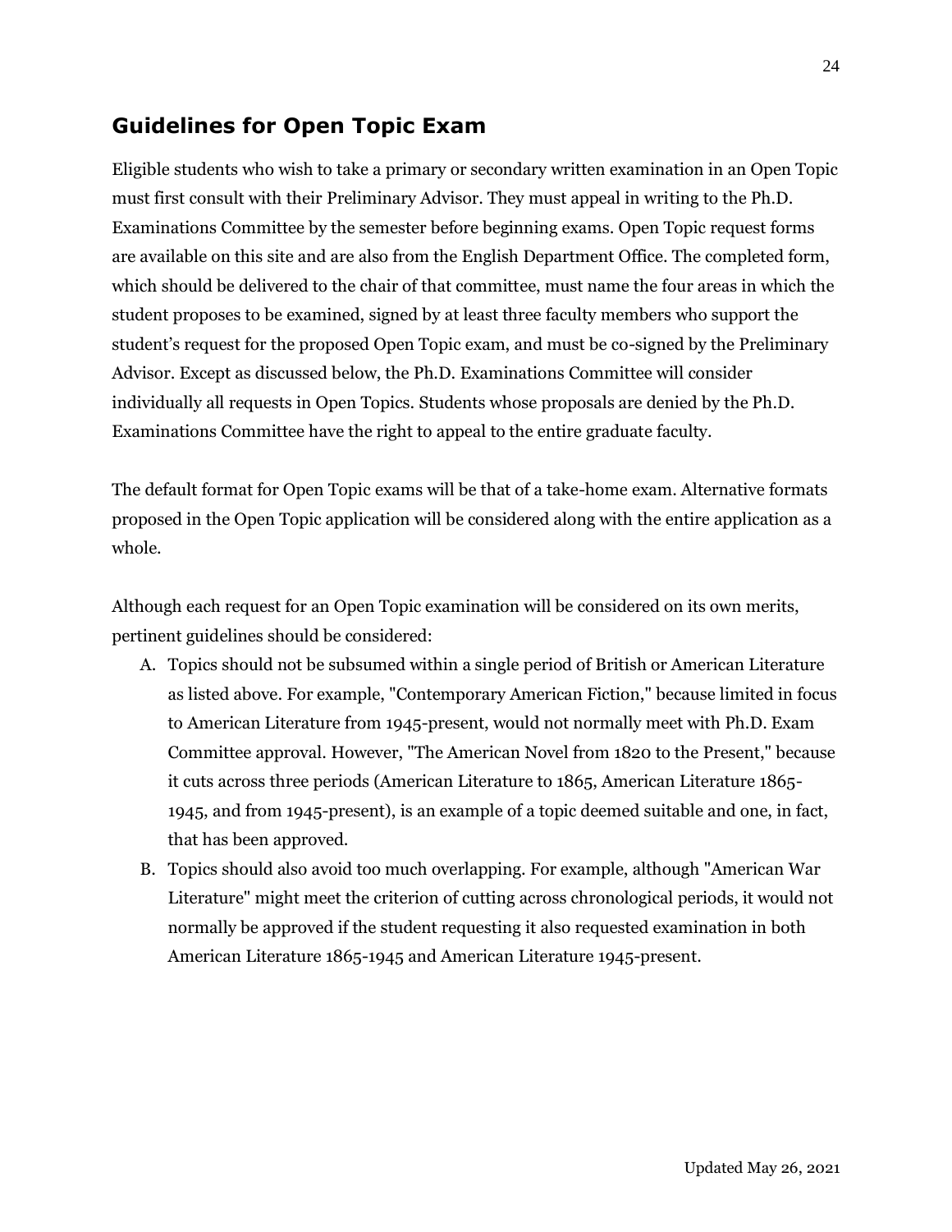## Guidelines for Open Topic Exam

Eligible students who wish to take a primary or secondary written examination in an Open Topic must first consult with their Preliminary Advisor. They must appeal in writing to the Ph.D. Examinations Committee by the semester before beginning exams. Open Topic request forms are available on this site and are also from the English Department Office. The completed form, which should be delivered to the chair of that committee, must name the four areas in which the student proposes to be examined, signed by at least three faculty members who support the student's request for the proposed Open Topic exam, and must be co-signed by the Preliminary Advisor. Except as discussed below, the Ph.D. Examinations Committee will consider individually all requests in Open Topics. Students whose proposals are denied by the Ph.D. Examinations Committee have the right to appeal to the entire graduate faculty.

The default format for Open Topic exams will be that of a take-home exam. Alternative formats proposed in the Open Topic application will be considered along with the entire application as a whole.

Although each request for an Open Topic examination will be considered on its own merits, pertinent guidelines should be considered:

A. Topics should not be subsumed within a single period of British or American Literature as listed above. For example, "Contemporary American Fiction," because limited in focus to American Literature from 1945-present, would not normally meet with Ph.D. Exam Committee approval. However, "The American Novel from 1820 to the Present," because it cuts across three periods (American Literature to 1865, American Literature 1865-1945, and from 1945-present), is an example of a topic deemed suitable and one, in fact, that has been approved.
B. Topics should also avoid too much overlapping. For example, although "American War Literature" might meet the criterion of cutting across chronological periods, it would not normally be approved if the student requesting it also requested examination in both American Literature 1865-1945 and American Literature 1945-present.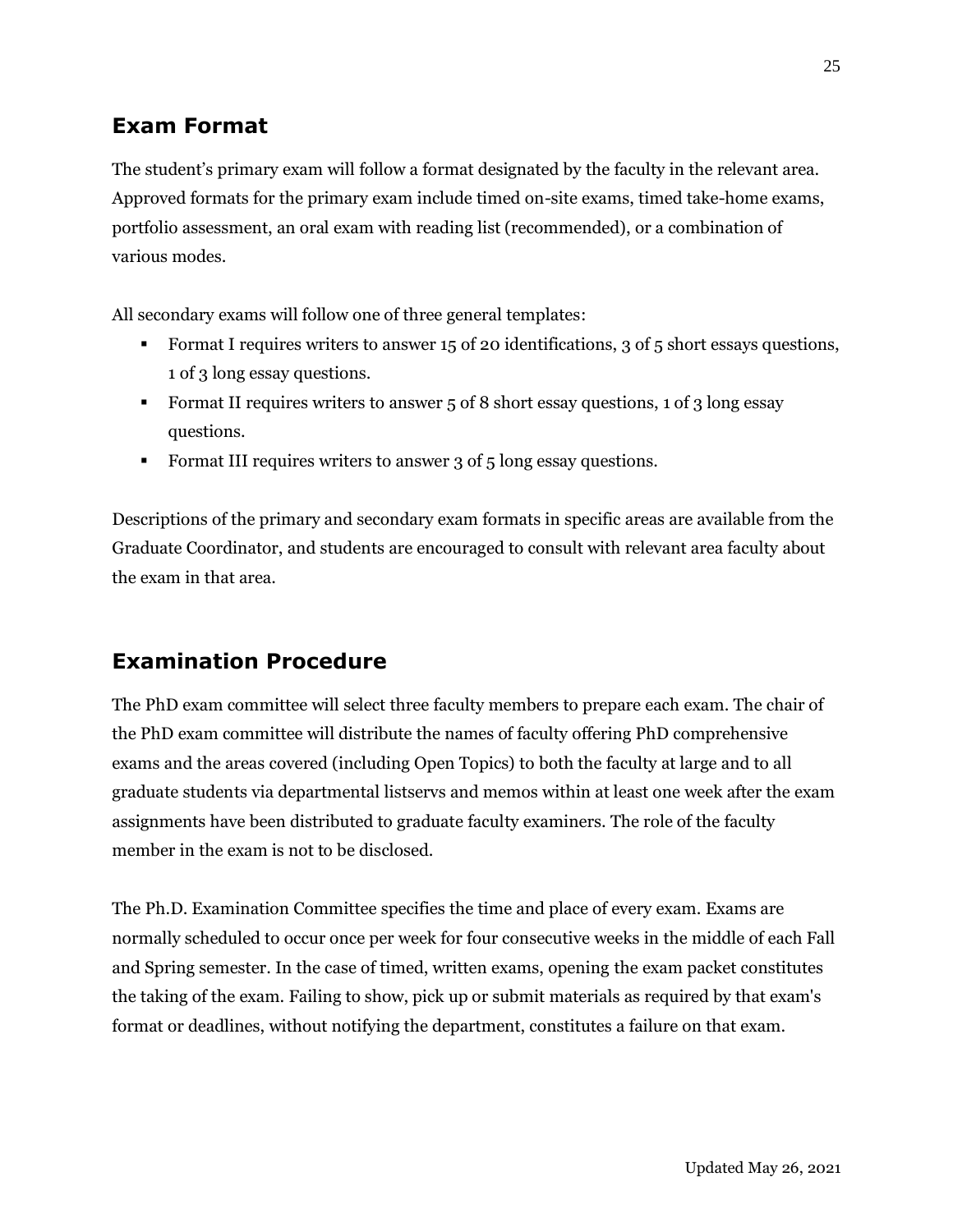## Exam Format

The student's primary exam will follow a format designated by the faculty in the relevant area. Approved formats for the primary exam include timed on-site exams, timed take-home exams, portfolio assessment, an oral exam with reading list (recommended), or a combination of various modes.

All secondary exams will follow one of three general templates:

- Format I requires writers to answer 15 of 20 identifications, 3 of 5 short essays questions, 1 of 3 long essay questions.
- Format II requires writers to answer 5 of 8 short essay questions, 1 of 3 long essay questions.
- Format III requires writers to answer 3 of 5 long essay questions.

Descriptions of the primary and secondary exam formats in specific areas are available from the Graduate Coordinator, and students are encouraged to consult with relevant area faculty about the exam in that area.

## Examination Procedure

The PhD exam committee will select three faculty members to prepare each exam. The chair of the PhD exam committee will distribute the names of faculty offering PhD comprehensive exams and the areas covered (including Open Topics) to both the faculty at large and to all graduate students via departmental listservs and memos within at least one week after the exam assignments have been distributed to graduate faculty examiners. The role of the faculty member in the exam is not to be disclosed.

The Ph.D. Examination Committee specifies the time and place of every exam. Exams are normally scheduled to occur once per week for four consecutive weeks in the middle of each Fall and Spring semester. In the case of timed, written exams, opening the exam packet constitutes the taking of the exam. Failing to show, pick up or submit materials as required by that exam's format or deadlines, without notifying the department, constitutes a failure on that exam.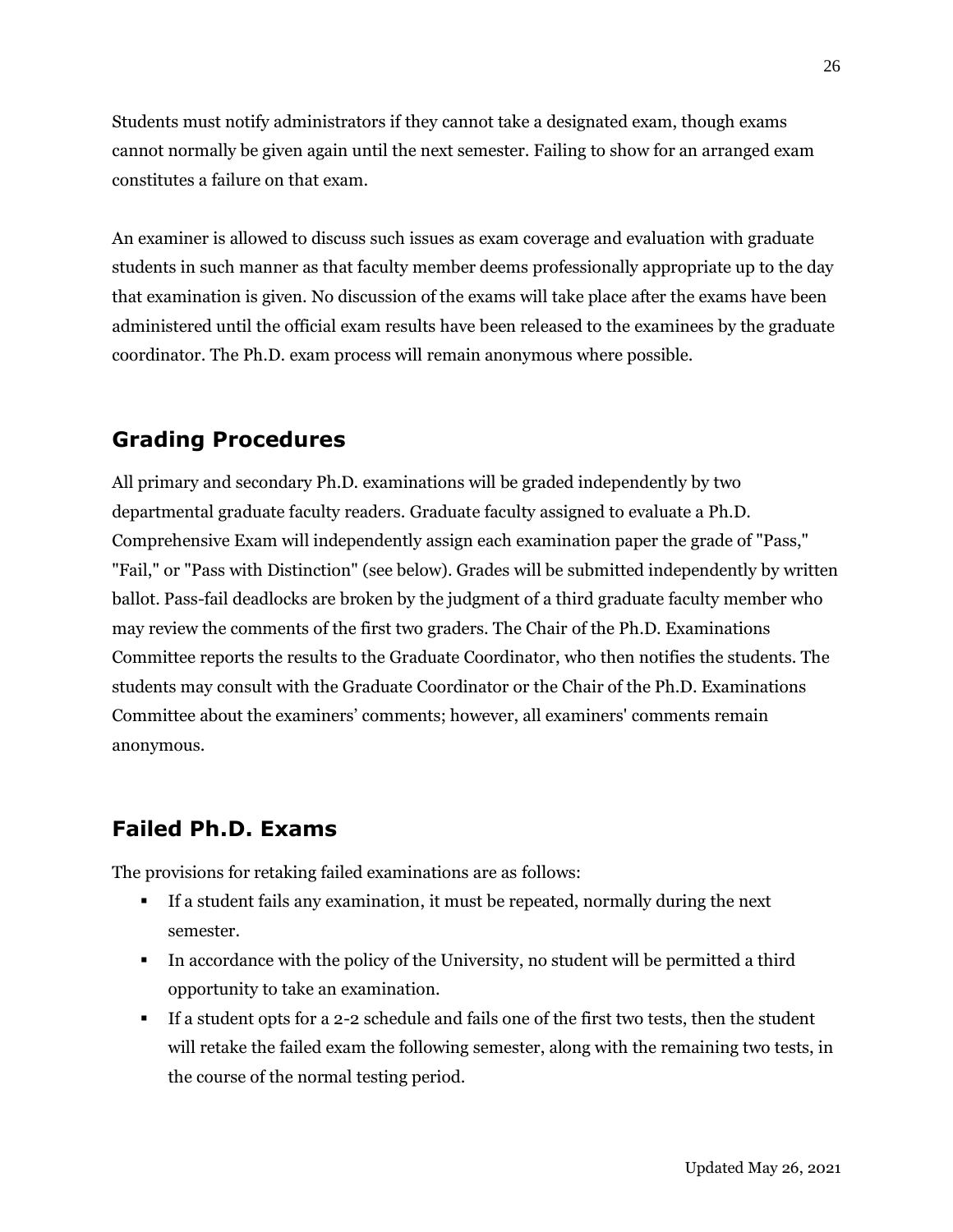Students must notify administrators if they cannot take a designated exam, though exams cannot normally be given again until the next semester. Failing to show for an arranged exam constitutes a failure on that exam.

An examiner is allowed to discuss such issues as exam coverage and evaluation with graduate students in such manner as that faculty member deems professionally appropriate up to the day that examination is given. No discussion of the exams will take place after the exams have been administered until the official exam results have been released to the examinees by the graduate coordinator. The Ph.D. exam process will remain anonymous where possible.

## Grading Procedures

All primary and secondary Ph.D. examinations will be graded independently by two departmental graduate faculty readers. Graduate faculty assigned to evaluate a Ph.D. Comprehensive Exam will independently assign each examination paper the grade of "Pass," "Fail," or "Pass with Distinction" (see below). Grades will be submitted independently by written ballot. Pass-fail deadlocks are broken by the judgment of a third graduate faculty member who may review the comments of the first two graders. The Chair of the Ph.D. Examinations Committee reports the results to the Graduate Coordinator, who then notifies the students. The students may consult with the Graduate Coordinator or the Chair of the Ph.D. Examinations Committee about the examiners' comments; however, all examiners' comments remain anonymous.

## Failed Ph.D. Exams

The provisions for retaking failed examinations are as follows:

- If a student fails any examination, it must be repeated, normally during the next semester.
- In accordance with the policy of the University, no student will be permitted a third opportunity to take an examination.
- If a student opts for a 2-2 schedule and fails one of the first two tests, then the student will retake the failed exam the following semester, along with the remaining two tests, in the course of the normal testing period.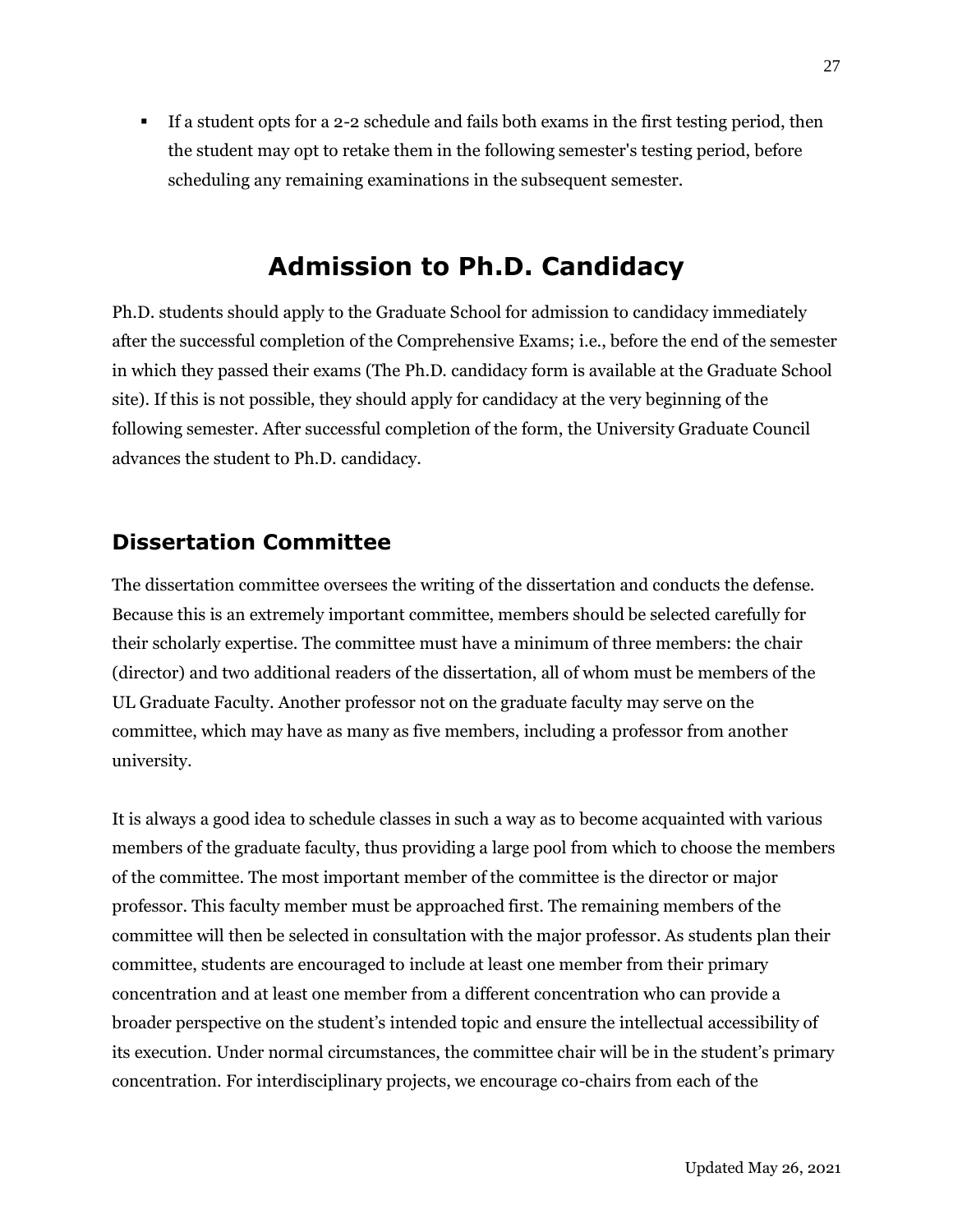- If a student opts for a 2-2 schedule and fails both exams in the first testing period, then the student may opt to retake them in the following semester's testing period, before scheduling any remaining examinations in the subsequent semester.

# Admission to Ph.D. Candidacy

Ph.D. students should apply to the Graduate School for admission to candidacy immediately after the successful completion of the Comprehensive Exams; i.e., before the end of the semester in which they passed their exams (The Ph.D. candidacy form is available at the Graduate School site). If this is not possible, they should apply for candidacy at the very beginning of the following semester. After successful completion of the form, the University Graduate Council advances the student to Ph.D. candidacy.

## Dissertation Committee

The dissertation committee oversees the writing of the dissertation and conducts the defense. Because this is an extremely important committee, members should be selected carefully for their scholarly expertise. The committee must have a minimum of three members: the chair (director) and two additional readers of the dissertation, all of whom must be members of the UL Graduate Faculty. Another professor not on the graduate faculty may serve on the committee, which may have as many as five members, including a professor from another university.

It is always a good idea to schedule classes in such a way as to become acquainted with various members of the graduate faculty, thus providing a large pool from which to choose the members of the committee. The most important member of the committee is the director or major professor. This faculty member must be approached first. The remaining members of the committee will then be selected in consultation with the major professor. As students plan their committee, students are encouraged to include at least one member from their primary concentration and at least one member from a different concentration who can provide a broader perspective on the student's intended topic and ensure the intellectual accessibility of its execution. Under normal circumstances, the committee chair will be in the student's primary concentration. For interdisciplinary projects, we encourage co-chairs from each of the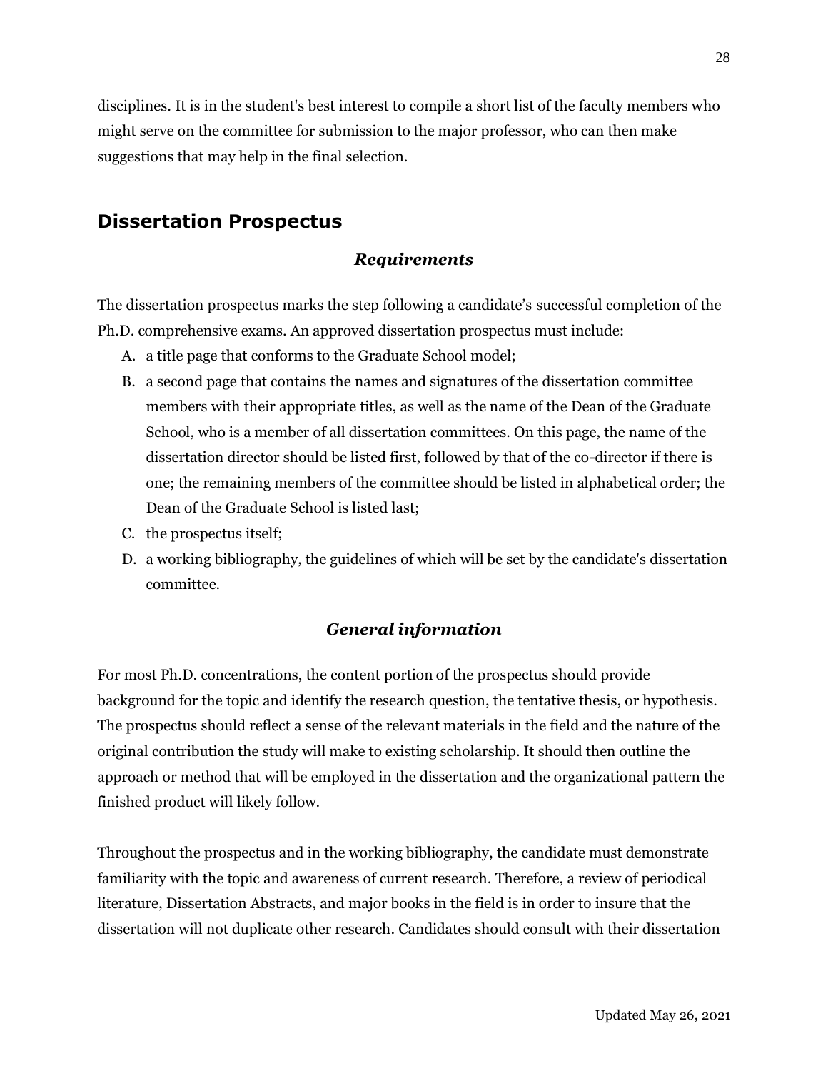disciplines. It is in the student's best interest to compile a short list of the faculty members who might serve on the committee for submission to the major professor, who can then make suggestions that may help in the final selection.

## Dissertation Prospectus

### *Requirements*

The dissertation prospectus marks the step following a candidate's successful completion of the Ph.D. comprehensive exams. An approved dissertation prospectus must include:

A. a title page that conforms to the Graduate School model;
B. a second page that contains the names and signatures of the dissertation committee members with their appropriate titles, as well as the name of the Dean of the Graduate School, who is a member of all dissertation committees. On this page, the name of the dissertation director should be listed first, followed by that of the co-director if there is one; the remaining members of the committee should be listed in alphabetical order; the Dean of the Graduate School is listed last;
C. the prospectus itself;
D. a working bibliography, the guidelines of which will be set by the candidate's dissertation committee.

### *General information*

For most Ph.D. concentrations, the content portion of the prospectus should provide background for the topic and identify the research question, the tentative thesis, or hypothesis. The prospectus should reflect a sense of the relevant materials in the field and the nature of the original contribution the study will make to existing scholarship. It should then outline the approach or method that will be employed in the dissertation and the organizational pattern the finished product will likely follow.

Throughout the prospectus and in the working bibliography, the candidate must demonstrate familiarity with the topic and awareness of current research. Therefore, a review of periodical literature, Dissertation Abstracts, and major books in the field is in order to insure that the dissertation will not duplicate other research. Candidates should consult with their dissertation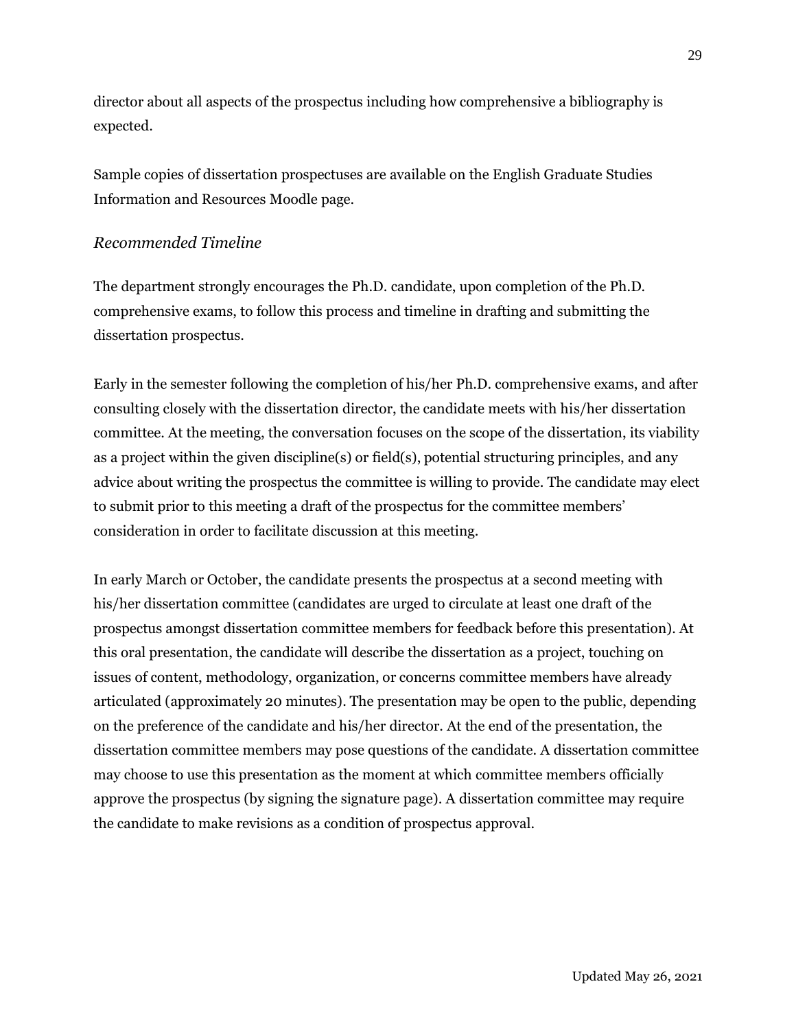director about all aspects of the prospectus including how comprehensive a bibliography is expected.

Sample copies of dissertation prospectuses are available on the English Graduate Studies Information and Resources Moodle page.

### *Recommended Timeline*

The department strongly encourages the Ph.D. candidate, upon completion of the Ph.D. comprehensive exams, to follow this process and timeline in drafting and submitting the dissertation prospectus.

Early in the semester following the completion of his/her Ph.D. comprehensive exams, and after consulting closely with the dissertation director, the candidate meets with his/her dissertation committee. At the meeting, the conversation focuses on the scope of the dissertation, its viability as a project within the given discipline(s) or field(s), potential structuring principles, and any advice about writing the prospectus the committee is willing to provide. The candidate may elect to submit prior to this meeting a draft of the prospectus for the committee members' consideration in order to facilitate discussion at this meeting.

In early March or October, the candidate presents the prospectus at a second meeting with his/her dissertation committee (candidates are urged to circulate at least one draft of the prospectus amongst dissertation committee members for feedback before this presentation). At this oral presentation, the candidate will describe the dissertation as a project, touching on issues of content, methodology, organization, or concerns committee members have already articulated (approximately 20 minutes). The presentation may be open to the public, depending on the preference of the candidate and his/her director. At the end of the presentation, the dissertation committee members may pose questions of the candidate. A dissertation committee may choose to use this presentation as the moment at which committee members officially approve the prospectus (by signing the signature page). A dissertation committee may require the candidate to make revisions as a condition of prospectus approval.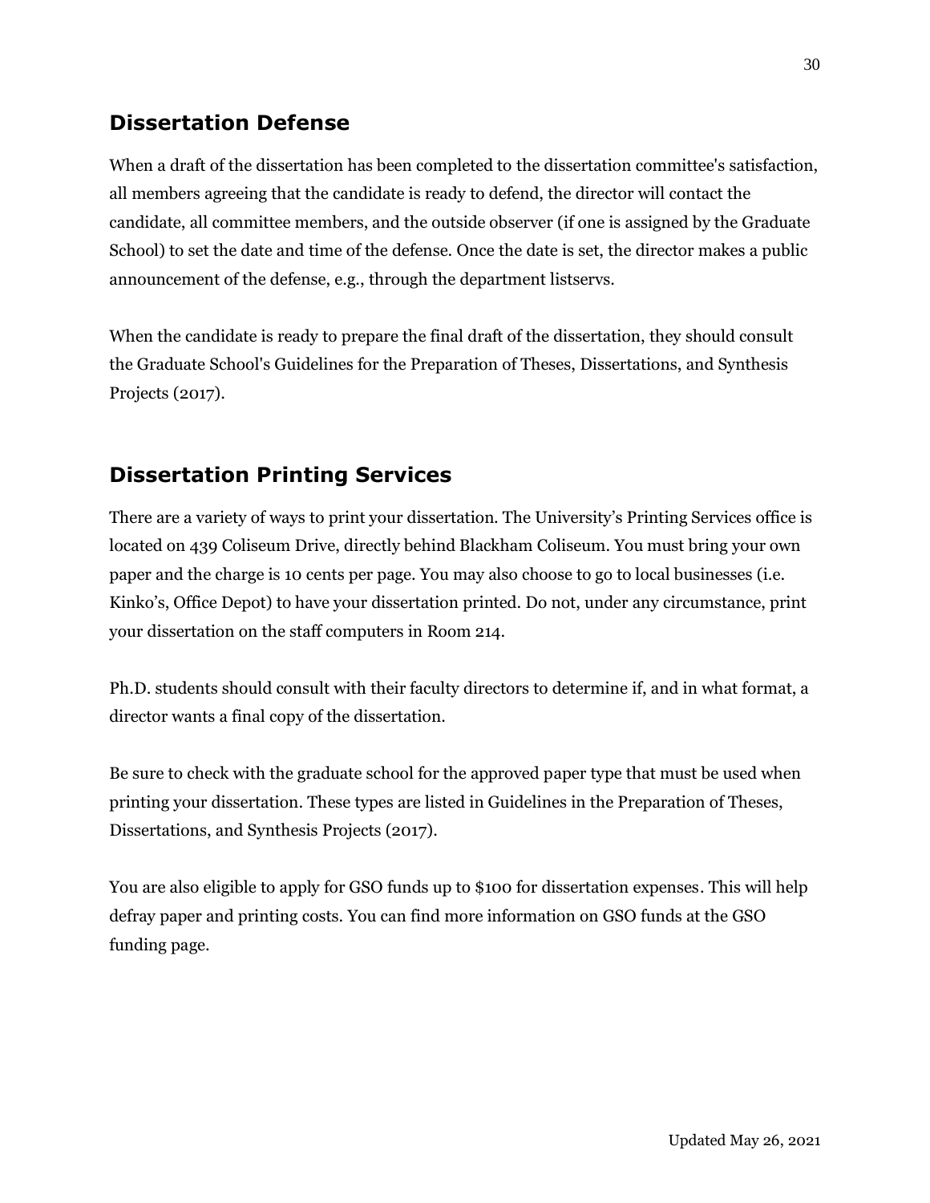## Dissertation Defense

When a draft of the dissertation has been completed to the dissertation committee's satisfaction, all members agreeing that the candidate is ready to defend, the director will contact the candidate, all committee members, and the outside observer (if one is assigned by the Graduate School) to set the date and time of the defense. Once the date is set, the director makes a public announcement of the defense, e.g., through the department listservs.

When the candidate is ready to prepare the final draft of the dissertation, they should consult the Graduate School's Guidelines for the Preparation of Theses, Dissertations, and Synthesis Projects (2017).

## Dissertation Printing Services

There are a variety of ways to print your dissertation. The University's Printing Services office is located on 439 Coliseum Drive, directly behind Blackham Coliseum. You must bring your own paper and the charge is 10 cents per page. You may also choose to go to local businesses (i.e. Kinko's, Office Depot) to have your dissertation printed. Do not, under any circumstance, print your dissertation on the staff computers in Room 214.

Ph.D. students should consult with their faculty directors to determine if, and in what format, a director wants a final copy of the dissertation.

Be sure to check with the graduate school for the approved paper type that must be used when printing your dissertation. These types are listed in Guidelines in the Preparation of Theses, Dissertations, and Synthesis Projects (2017).

You are also eligible to apply for GSO funds up to $100 for dissertation expenses. This will help defray paper and printing costs. You can find more information on GSO funds at the GSO funding page.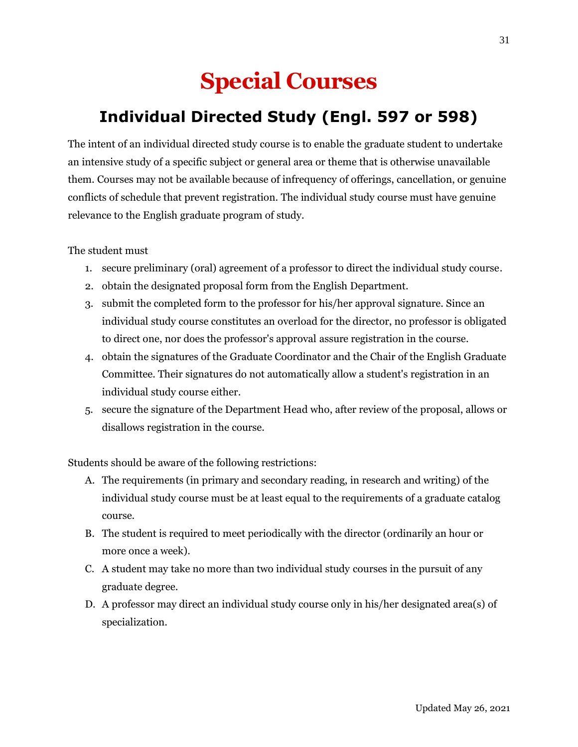# Special Courses

## Individual Directed Study (Engl. 597 or 598)

The intent of an individual directed study course is to enable the graduate student to undertake an intensive study of a specific subject or general area or theme that is otherwise unavailable them. Courses may not be available because of infrequency of offerings, cancellation, or genuine conflicts of schedule that prevent registration. The individual study course must have genuine relevance to the English graduate program of study.

The student must

1. secure preliminary (oral) agreement of a professor to direct the individual study course.
2. obtain the designated proposal form from the English Department.
3. submit the completed form to the professor for his/her approval signature. Since an individual study course constitutes an overload for the director, no professor is obligated to direct one, nor does the professor's approval assure registration in the course.
4. obtain the signatures of the Graduate Coordinator and the Chair of the English Graduate Committee. Their signatures do not automatically allow a student's registration in an individual study course either.
5. secure the signature of the Department Head who, after review of the proposal, allows or disallows registration in the course.

Students should be aware of the following restrictions:

A. The requirements (in primary and secondary reading, in research and writing) of the individual study course must be at least equal to the requirements of a graduate catalog course.

B. The student is required to meet periodically with the director (ordinarily an hour or more once a week).

C. A student may take no more than two individual study courses in the pursuit of any graduate degree.

D. A professor may direct an individual study course only in his/her designated area(s) of specialization.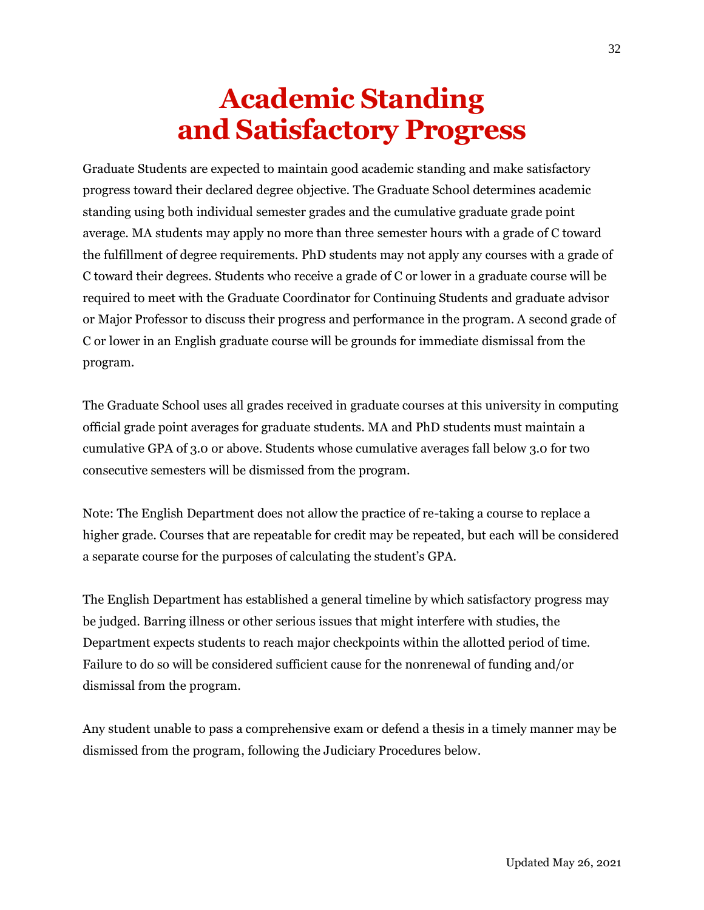# Academic Standing and Satisfactory Progress

Graduate Students are expected to maintain good academic standing and make satisfactory progress toward their declared degree objective. The Graduate School determines academic standing using both individual semester grades and the cumulative graduate grade point average. MA students may apply no more than three semester hours with a grade of C toward the fulfillment of degree requirements. PhD students may not apply any courses with a grade of C toward their degrees. Students who receive a grade of C or lower in a graduate course will be required to meet with the Graduate Coordinator for Continuing Students and graduate advisor or Major Professor to discuss their progress and performance in the program. A second grade of C or lower in an English graduate course will be grounds for immediate dismissal from the program.

The Graduate School uses all grades received in graduate courses at this university in computing official grade point averages for graduate students. MA and PhD students must maintain a cumulative GPA of 3.0 or above. Students whose cumulative averages fall below 3.0 for two consecutive semesters will be dismissed from the program.

Note: The English Department does not allow the practice of re-taking a course to replace a higher grade. Courses that are repeatable for credit may be repeated, but each will be considered a separate course for the purposes of calculating the student's GPA.

The English Department has established a general timeline by which satisfactory progress may be judged. Barring illness or other serious issues that might interfere with studies, the Department expects students to reach major checkpoints within the allotted period of time. Failure to do so will be considered sufficient cause for the nonrenewal of funding and/or dismissal from the program.

Any student unable to pass a comprehensive exam or defend a thesis in a timely manner may be dismissed from the program, following the Judiciary Procedures below.

Updated May 26, 2021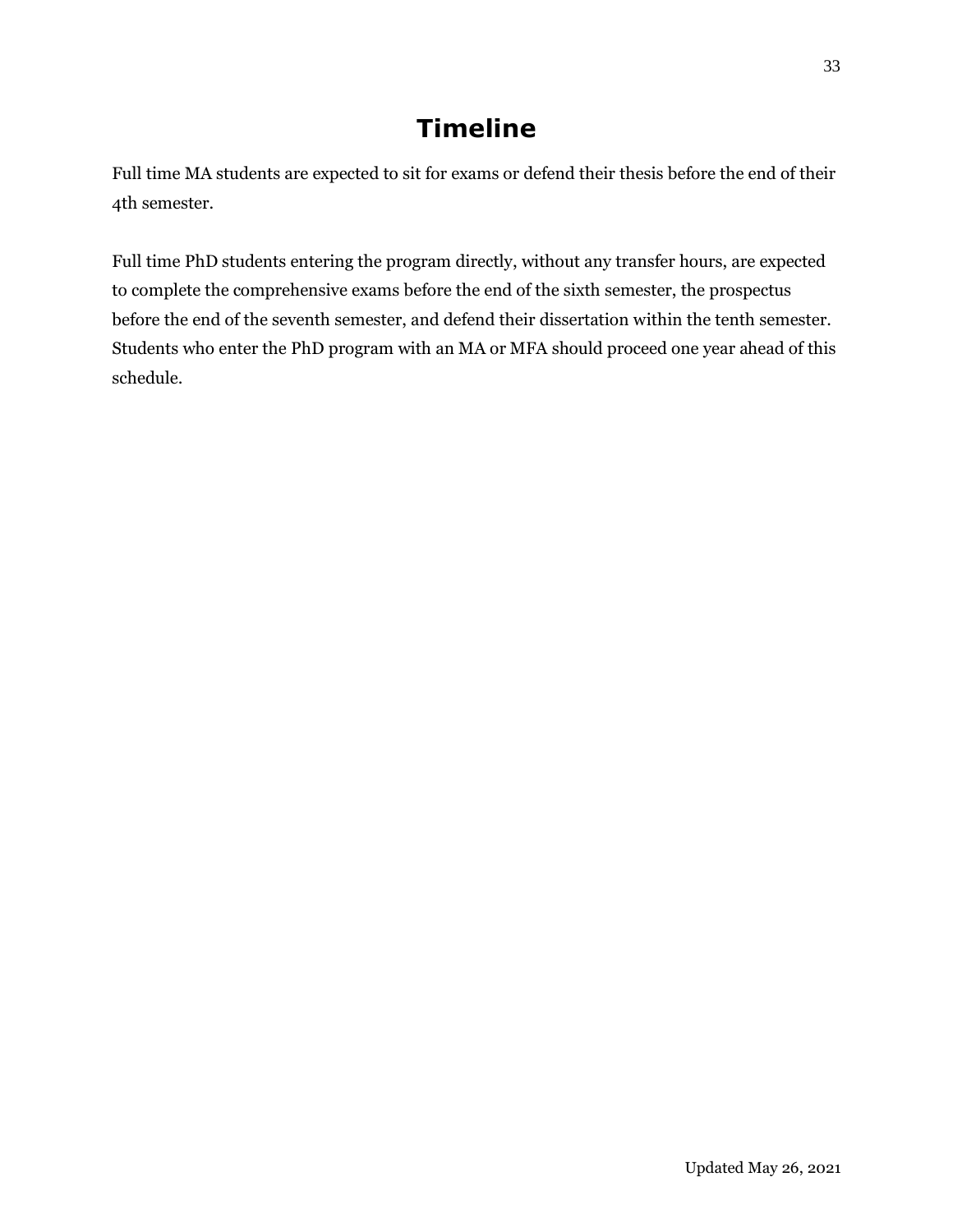# Timeline

Full time MA students are expected to sit for exams or defend their thesis before the end of their 4th semester.

Full time PhD students entering the program directly, without any transfer hours, are expected to complete the comprehensive exams before the end of the sixth semester, the prospectus before the end of the seventh semester, and defend their dissertation within the tenth semester. Students who enter the PhD program with an MA or MFA should proceed one year ahead of this schedule.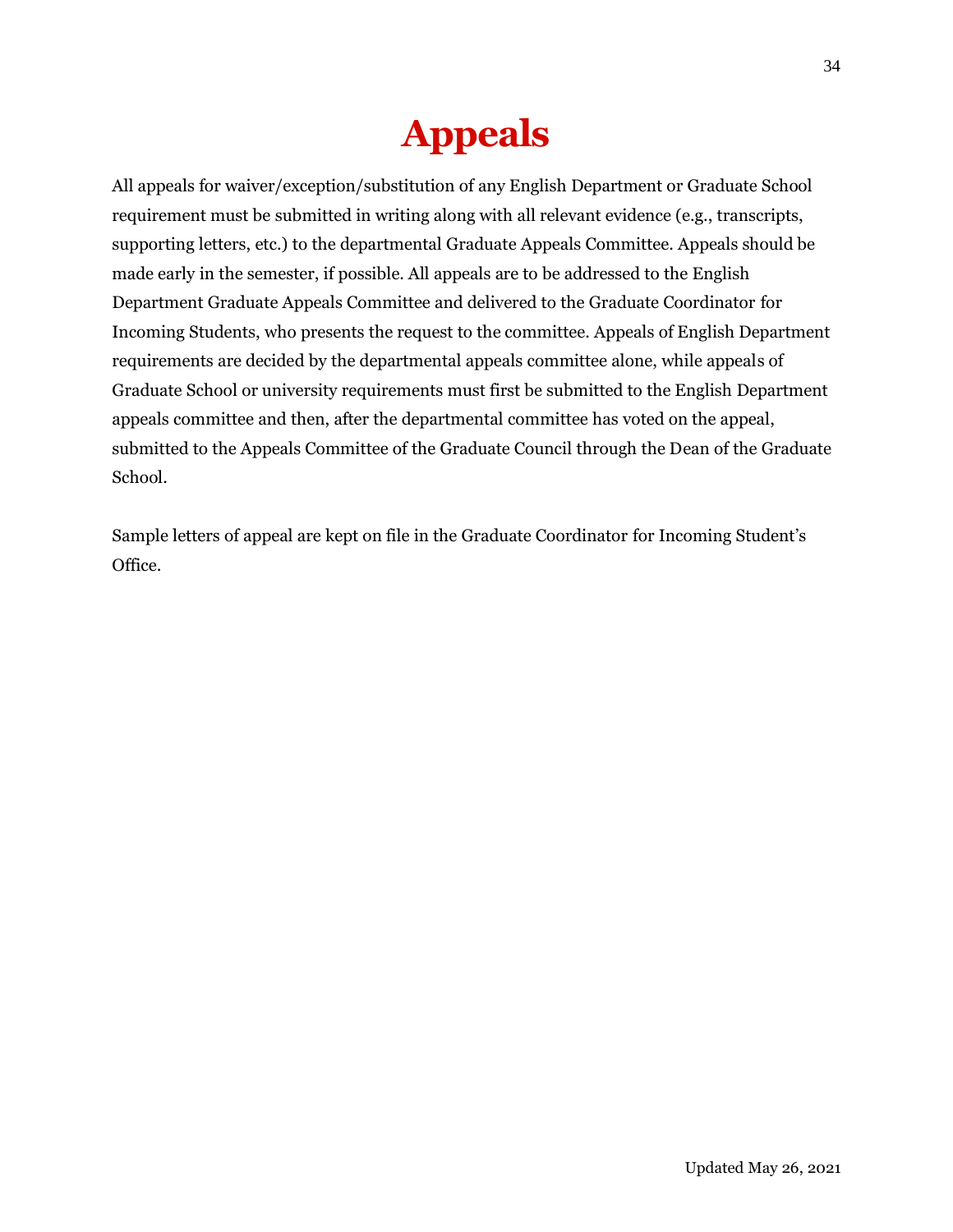# Appeals

All appeals for waiver/exception/substitution of any English Department or Graduate School requirement must be submitted in writing along with all relevant evidence (e.g., transcripts, supporting letters, etc.) to the departmental Graduate Appeals Committee. Appeals should be made early in the semester, if possible. All appeals are to be addressed to the English Department Graduate Appeals Committee and delivered to the Graduate Coordinator for Incoming Students, who presents the request to the committee. Appeals of English Department requirements are decided by the departmental appeals committee alone, while appeals of Graduate School or university requirements must first be submitted to the English Department appeals committee and then, after the departmental committee has voted on the appeal, submitted to the Appeals Committee of the Graduate Council through the Dean of the Graduate School.

Sample letters of appeal are kept on file in the Graduate Coordinator for Incoming Student's Office.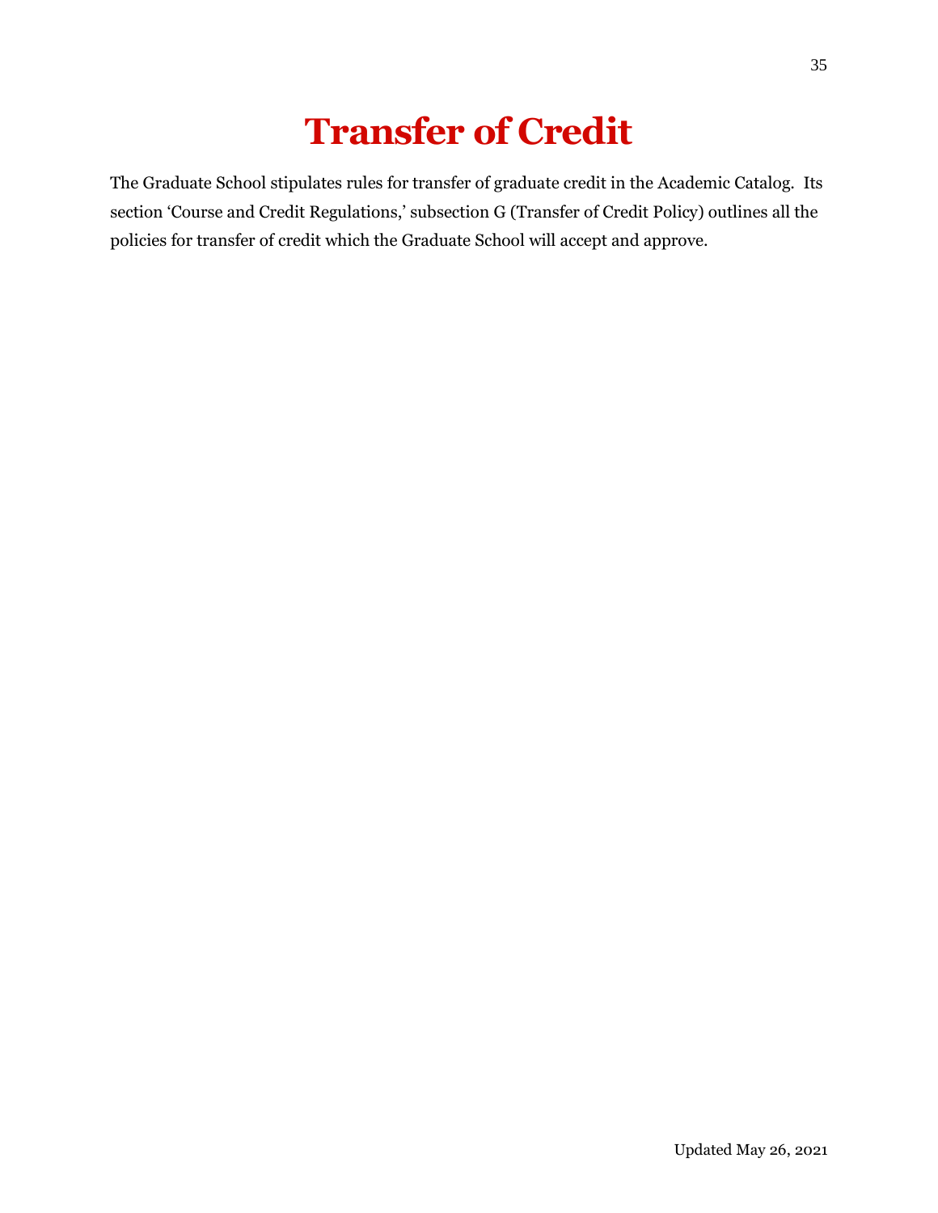# Transfer of Credit

The Graduate School stipulates rules for transfer of graduate credit in the Academic Catalog. Its section 'Course and Credit Regulations,' subsection G (Transfer of Credit Policy) outlines all the policies for transfer of credit which the Graduate School will accept and approve.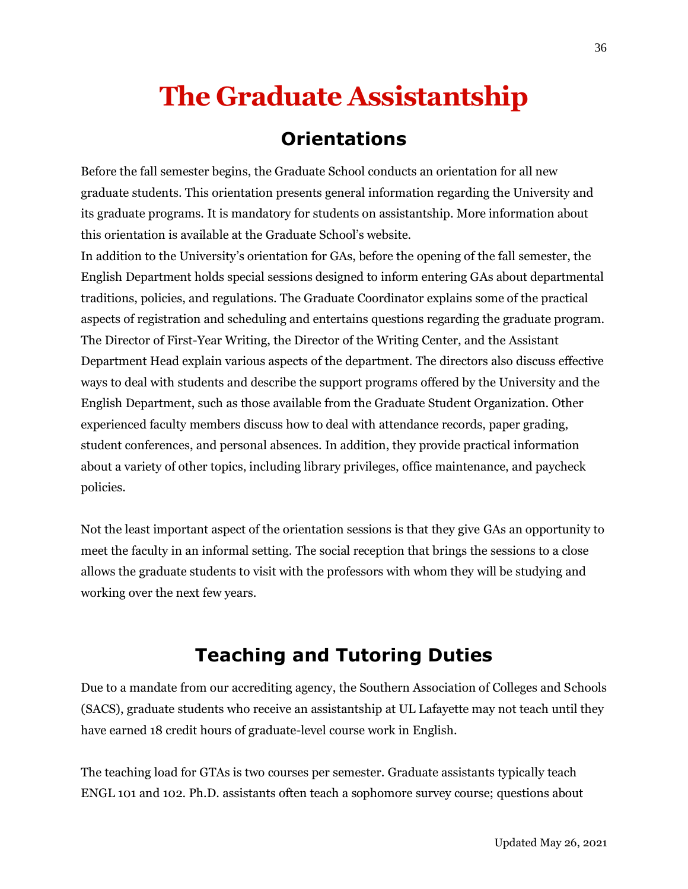# The Graduate Assistantship

## Orientations

Before the fall semester begins, the Graduate School conducts an orientation for all new graduate students. This orientation presents general information regarding the University and its graduate programs. It is mandatory for students on assistantship. More information about this orientation is available at the Graduate School's website.

In addition to the University's orientation for GAs, before the opening of the fall semester, the English Department holds special sessions designed to inform entering GAs about departmental traditions, policies, and regulations. The Graduate Coordinator explains some of the practical aspects of registration and scheduling and entertains questions regarding the graduate program. The Director of First-Year Writing, the Director of the Writing Center, and the Assistant Department Head explain various aspects of the department. The directors also discuss effective ways to deal with students and describe the support programs offered by the University and the English Department, such as those available from the Graduate Student Organization. Other experienced faculty members discuss how to deal with attendance records, paper grading, student conferences, and personal absences. In addition, they provide practical information about a variety of other topics, including library privileges, office maintenance, and paycheck policies.

Not the least important aspect of the orientation sessions is that they give GAs an opportunity to meet the faculty in an informal setting. The social reception that brings the sessions to a close allows the graduate students to visit with the professors with whom they will be studying and working over the next few years.

## Teaching and Tutoring Duties

Due to a mandate from our accrediting agency, the Southern Association of Colleges and Schools (SACS), graduate students who receive an assistantship at UL Lafayette may not teach until they have earned 18 credit hours of graduate-level course work in English.

The teaching load for GTAs is two courses per semester. Graduate assistants typically teach ENGL 101 and 102. Ph.D. assistants often teach a sophomore survey course; questions about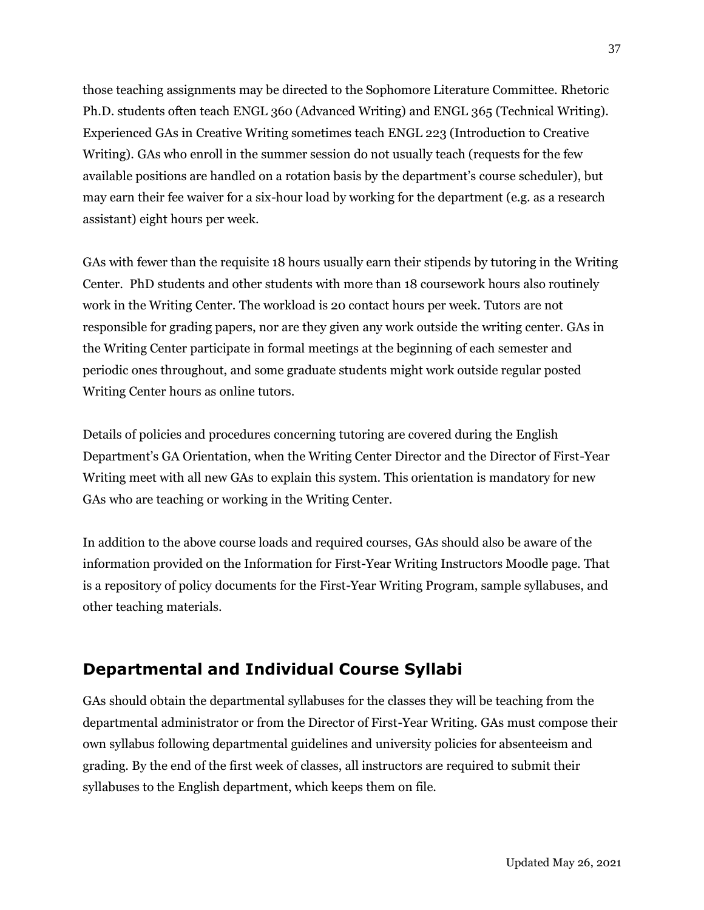those teaching assignments may be directed to the Sophomore Literature Committee. Rhetoric Ph.D. students often teach ENGL 360 (Advanced Writing) and ENGL 365 (Technical Writing). Experienced GAs in Creative Writing sometimes teach ENGL 223 (Introduction to Creative Writing). GAs who enroll in the summer session do not usually teach (requests for the few available positions are handled on a rotation basis by the department's course scheduler), but may earn their fee waiver for a six-hour load by working for the department (e.g. as a research assistant) eight hours per week.

GAs with fewer than the requisite 18 hours usually earn their stipends by tutoring in the Writing Center. PhD students and other students with more than 18 coursework hours also routinely work in the Writing Center. The workload is 20 contact hours per week. Tutors are not responsible for grading papers, nor are they given any work outside the writing center. GAs in the Writing Center participate in formal meetings at the beginning of each semester and periodic ones throughout, and some graduate students might work outside regular posted Writing Center hours as online tutors.

Details of policies and procedures concerning tutoring are covered during the English Department's GA Orientation, when the Writing Center Director and the Director of First-Year Writing meet with all new GAs to explain this system. This orientation is mandatory for new GAs who are teaching or working in the Writing Center.

In addition to the above course loads and required courses, GAs should also be aware of the information provided on the Information for First-Year Writing Instructors Moodle page. That is a repository of policy documents for the First-Year Writing Program, sample syllabuses, and other teaching materials.

## Departmental and Individual Course Syllabi

GAs should obtain the departmental syllabuses for the classes they will be teaching from the departmental administrator or from the Director of First-Year Writing. GAs must compose their own syllabus following departmental guidelines and university policies for absenteeism and grading. By the end of the first week of classes, all instructors are required to submit their syllabuses to the English department, which keeps them on file.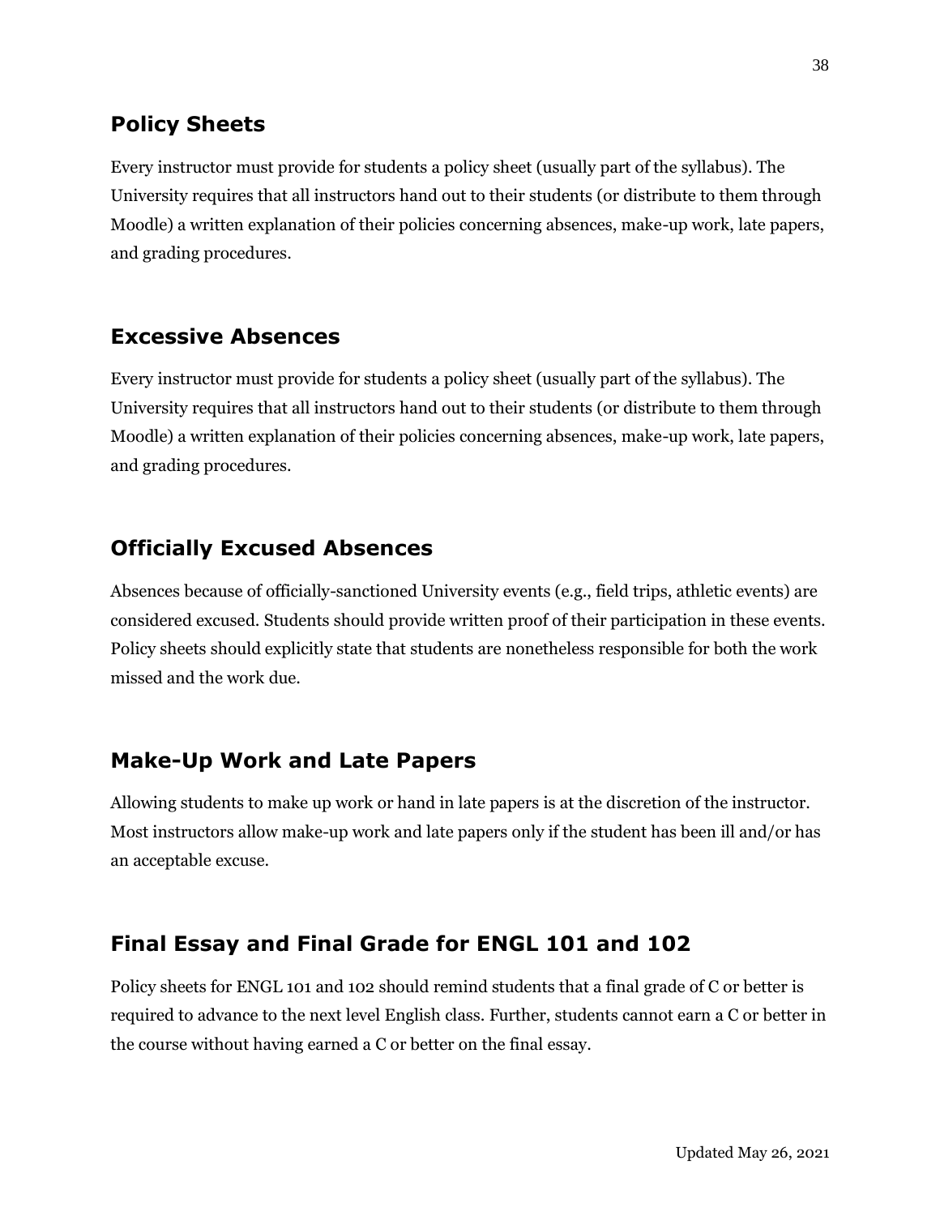## Policy Sheets

Every instructor must provide for students a policy sheet (usually part of the syllabus). The University requires that all instructors hand out to their students (or distribute to them through Moodle) a written explanation of their policies concerning absences, make-up work, late papers, and grading procedures.

## Excessive Absences

Every instructor must provide for students a policy sheet (usually part of the syllabus). The University requires that all instructors hand out to their students (or distribute to them through Moodle) a written explanation of their policies concerning absences, make-up work, late papers, and grading procedures.

## Officially Excused Absences

Absences because of officially-sanctioned University events (e.g., field trips, athletic events) are considered excused. Students should provide written proof of their participation in these events. Policy sheets should explicitly state that students are nonetheless responsible for both the work missed and the work due.

## Make-Up Work and Late Papers

Allowing students to make up work or hand in late papers is at the discretion of the instructor. Most instructors allow make-up work and late papers only if the student has been ill and/or has an acceptable excuse.

## Final Essay and Final Grade for ENGL 101 and 102

Policy sheets for ENGL 101 and 102 should remind students that a final grade of C or better is required to advance to the next level English class. Further, students cannot earn a C or better in the course without having earned a C or better on the final essay.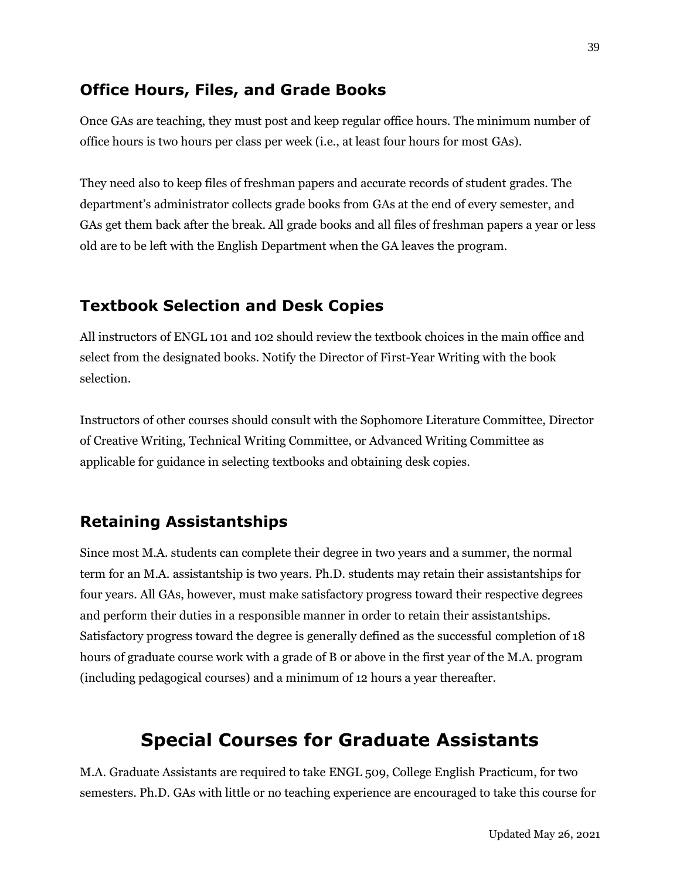## Office Hours, Files, and Grade Books

Once GAs are teaching, they must post and keep regular office hours. The minimum number of office hours is two hours per class per week (i.e., at least four hours for most GAs).

They need also to keep files of freshman papers and accurate records of student grades. The department's administrator collects grade books from GAs at the end of every semester, and GAs get them back after the break. All grade books and all files of freshman papers a year or less old are to be left with the English Department when the GA leaves the program.

## Textbook Selection and Desk Copies

All instructors of ENGL 101 and 102 should review the textbook choices in the main office and select from the designated books. Notify the Director of First-Year Writing with the book selection.

Instructors of other courses should consult with the Sophomore Literature Committee, Director of Creative Writing, Technical Writing Committee, or Advanced Writing Committee as applicable for guidance in selecting textbooks and obtaining desk copies.

## Retaining Assistantships

Since most M.A. students can complete their degree in two years and a summer, the normal term for an M.A. assistantship is two years. Ph.D. students may retain their assistantships for four years. All GAs, however, must make satisfactory progress toward their respective degrees and perform their duties in a responsible manner in order to retain their assistantships. Satisfactory progress toward the degree is generally defined as the successful completion of 18 hours of graduate course work with a grade of B or above in the first year of the M.A. program (including pedagogical courses) and a minimum of 12 hours a year thereafter.

# Special Courses for Graduate Assistants

M.A. Graduate Assistants are required to take ENGL 509, College English Practicum, for two semesters. Ph.D. GAs with little or no teaching experience are encouraged to take this course for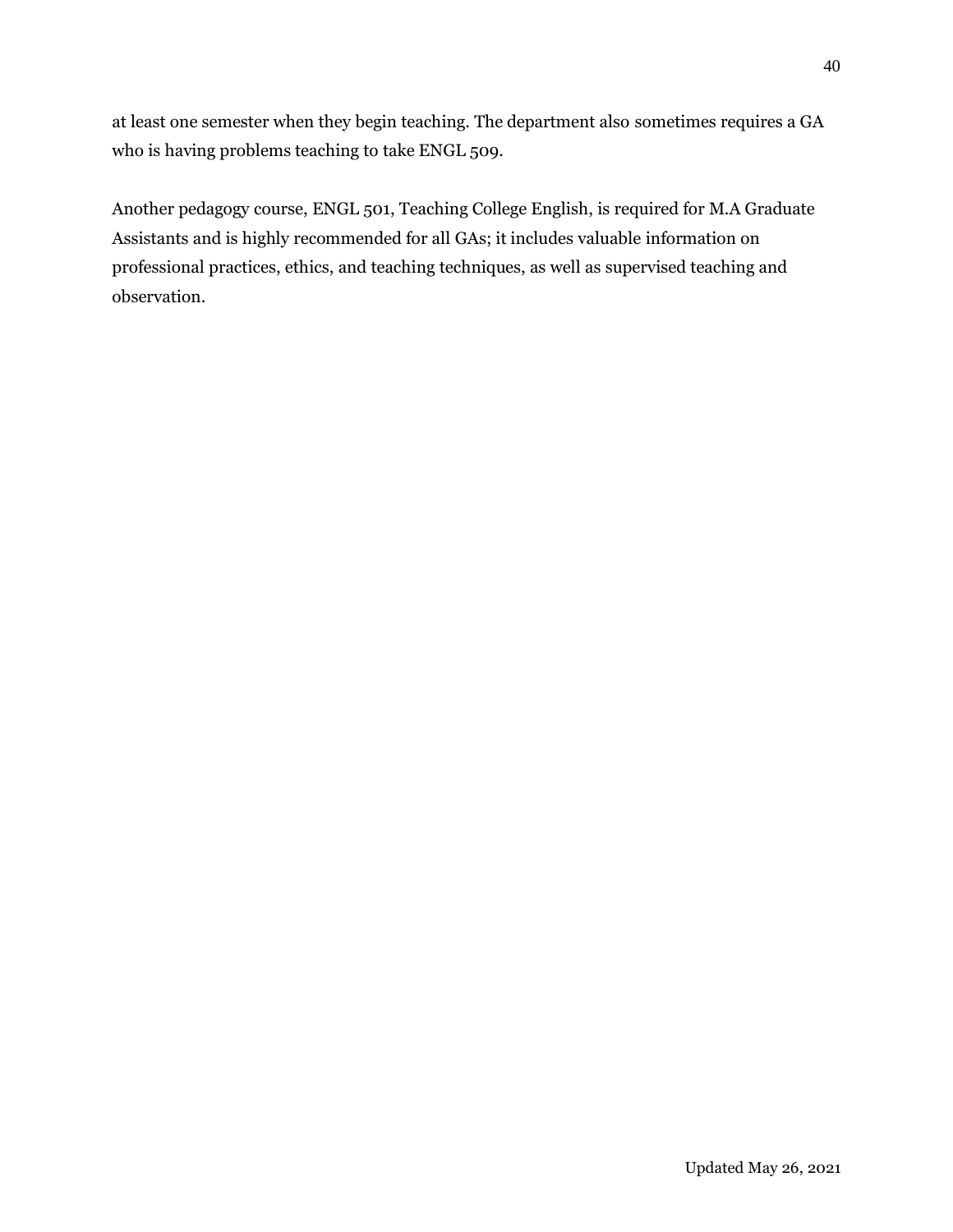at least one semester when they begin teaching. The department also sometimes requires a GA who is having problems teaching to take ENGL 509.

Another pedagogy course, ENGL 501, Teaching College English, is required for M.A Graduate Assistants and is highly recommended for all GAs; it includes valuable information on professional practices, ethics, and teaching techniques, as well as supervised teaching and observation.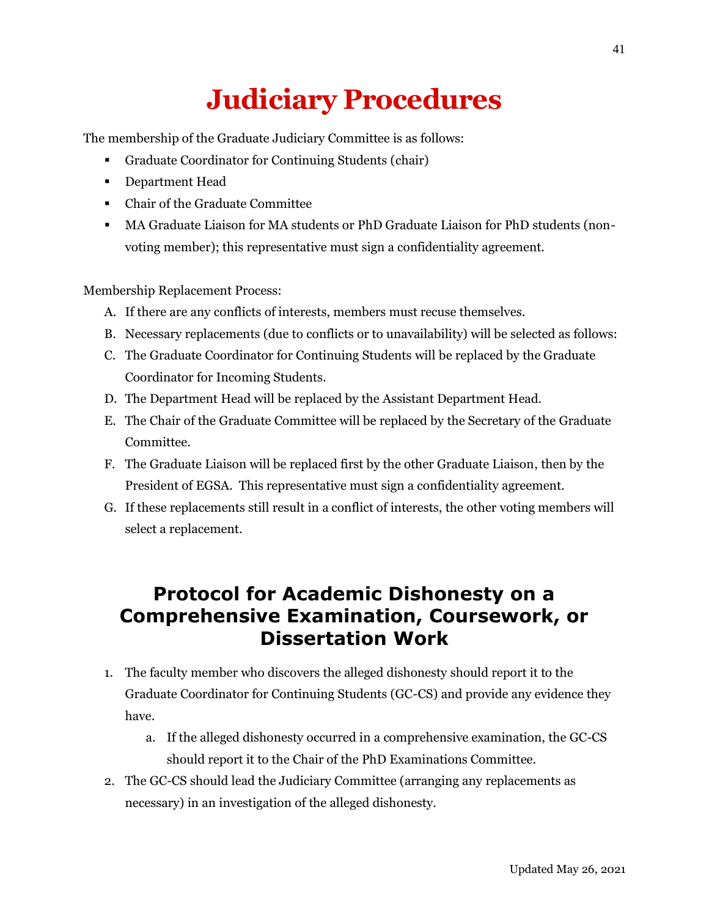# Judiciary Procedures

The membership of the Graduate Judiciary Committee is as follows:

- Graduate Coordinator for Continuing Students (chair)
- Department Head
- Chair of the Graduate Committee
- MA Graduate Liaison for MA students or PhD Graduate Liaison for PhD students (non-voting member); this representative must sign a confidentiality agreement.

Membership Replacement Process:

A. If there are any conflicts of interests, members must recuse themselves.
B. Necessary replacements (due to conflicts or to unavailability) will be selected as follows:
C. The Graduate Coordinator for Continuing Students will be replaced by the Graduate Coordinator for Incoming Students.
D. The Department Head will be replaced by the Assistant Department Head.
E. The Chair of the Graduate Committee will be replaced by the Secretary of the Graduate Committee.
F. The Graduate Liaison will be replaced first by the other Graduate Liaison, then by the President of EGSA. This representative must sign a confidentiality agreement.
G. If these replacements still result in a conflict of interests, the other voting members will select a replacement.

## Protocol for Academic Dishonesty on a Comprehensive Examination, Coursework, or Dissertation Work

1. The faculty member who discovers the alleged dishonesty should report it to the Graduate Coordinator for Continuing Students (GC-CS) and provide any evidence they have.
   a. If the alleged dishonesty occurred in a comprehensive examination, the GC-CS should report it to the Chair of the PhD Examinations Committee.
2. The GC-CS should lead the Judiciary Committee (arranging any replacements as necessary) in an investigation of the alleged dishonesty.

Updated May 26, 2021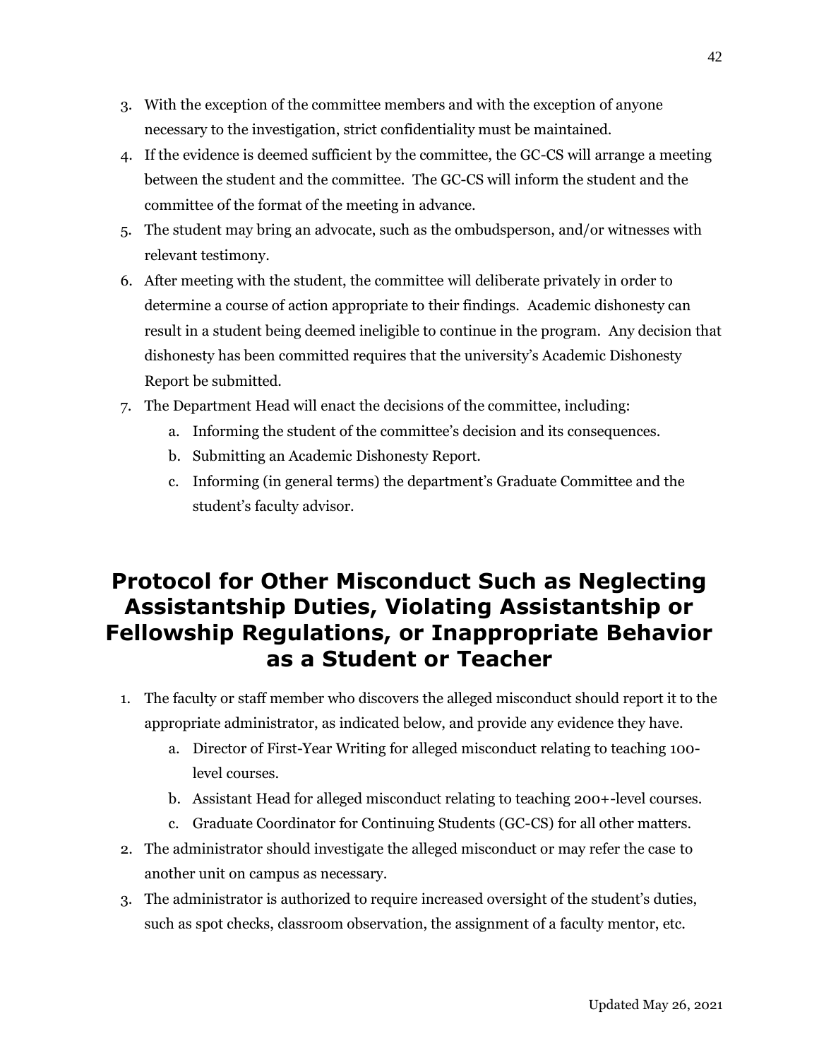3. With the exception of the committee members and with the exception of anyone necessary to the investigation, strict confidentiality must be maintained.
4. If the evidence is deemed sufficient by the committee, the GC-CS will arrange a meeting between the student and the committee. The GC-CS will inform the student and the committee of the format of the meeting in advance.
5. The student may bring an advocate, such as the ombudsperson, and/or witnesses with relevant testimony.
6. After meeting with the student, the committee will deliberate privately in order to determine a course of action appropriate to their findings. Academic dishonesty can result in a student being deemed ineligible to continue in the program. Any decision that dishonesty has been committed requires that the university's Academic Dishonesty Report be submitted.
7. The Department Head will enact the decisions of the committee, including:
    a. Informing the student of the committee's decision and its consequences.
    b. Submitting an Academic Dishonesty Report.
    c. Informing (in general terms) the department's Graduate Committee and the student's faculty advisor.

# Protocol for Other Misconduct Such as Neglecting Assistantship Duties, Violating Assistantship or Fellowship Regulations, or Inappropriate Behavior as a Student or Teacher

1. The faculty or staff member who discovers the alleged misconduct should report it to the appropriate administrator, as indicated below, and provide any evidence they have.
    a. Director of First-Year Writing for alleged misconduct relating to teaching 100-level courses.
    b. Assistant Head for alleged misconduct relating to teaching 200+-level courses.
    c. Graduate Coordinator for Continuing Students (GC-CS) for all other matters.
2. The administrator should investigate the alleged misconduct or may refer the case to another unit on campus as necessary.
3. The administrator is authorized to require increased oversight of the student's duties, such as spot checks, classroom observation, the assignment of a faculty mentor, etc.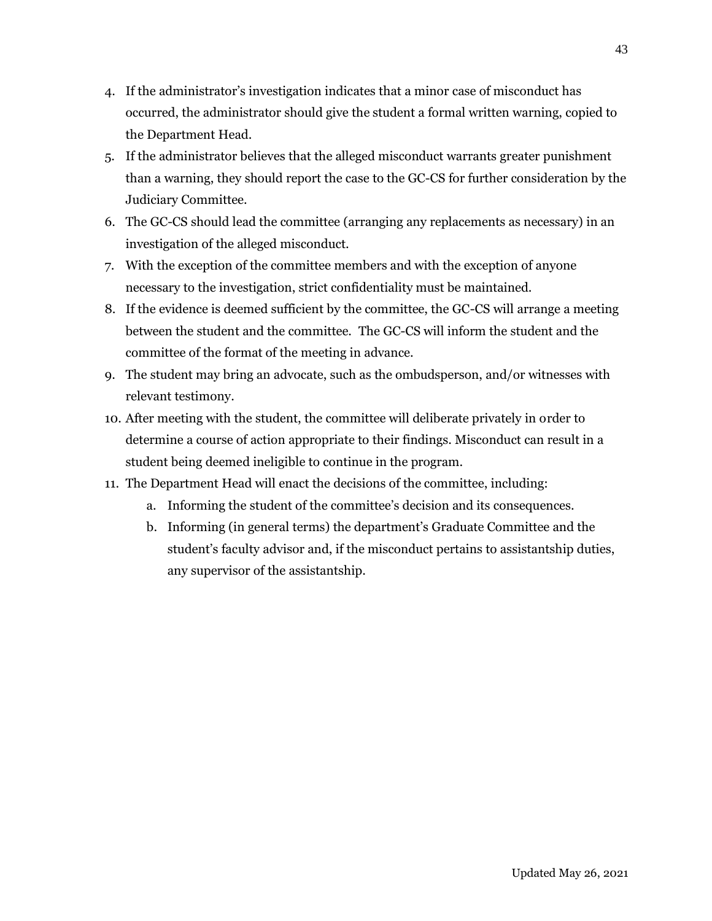4. If the administrator's investigation indicates that a minor case of misconduct has occurred, the administrator should give the student a formal written warning, copied to the Department Head.
5. If the administrator believes that the alleged misconduct warrants greater punishment than a warning, they should report the case to the GC-CS for further consideration by the Judiciary Committee.
6. The GC-CS should lead the committee (arranging any replacements as necessary) in an investigation of the alleged misconduct.
7. With the exception of the committee members and with the exception of anyone necessary to the investigation, strict confidentiality must be maintained.
8. If the evidence is deemed sufficient by the committee, the GC-CS will arrange a meeting between the student and the committee. The GC-CS will inform the student and the committee of the format of the meeting in advance.
9. The student may bring an advocate, such as the ombudsperson, and/or witnesses with relevant testimony.
10. After meeting with the student, the committee will deliberate privately in order to determine a course of action appropriate to their findings. Misconduct can result in a student being deemed ineligible to continue in the program.
11. The Department Head will enact the decisions of the committee, including:
    a. Informing the student of the committee's decision and its consequences.
    b. Informing (in general terms) the department's Graduate Committee and the student's faculty advisor and, if the misconduct pertains to assistantship duties, any supervisor of the assistantship.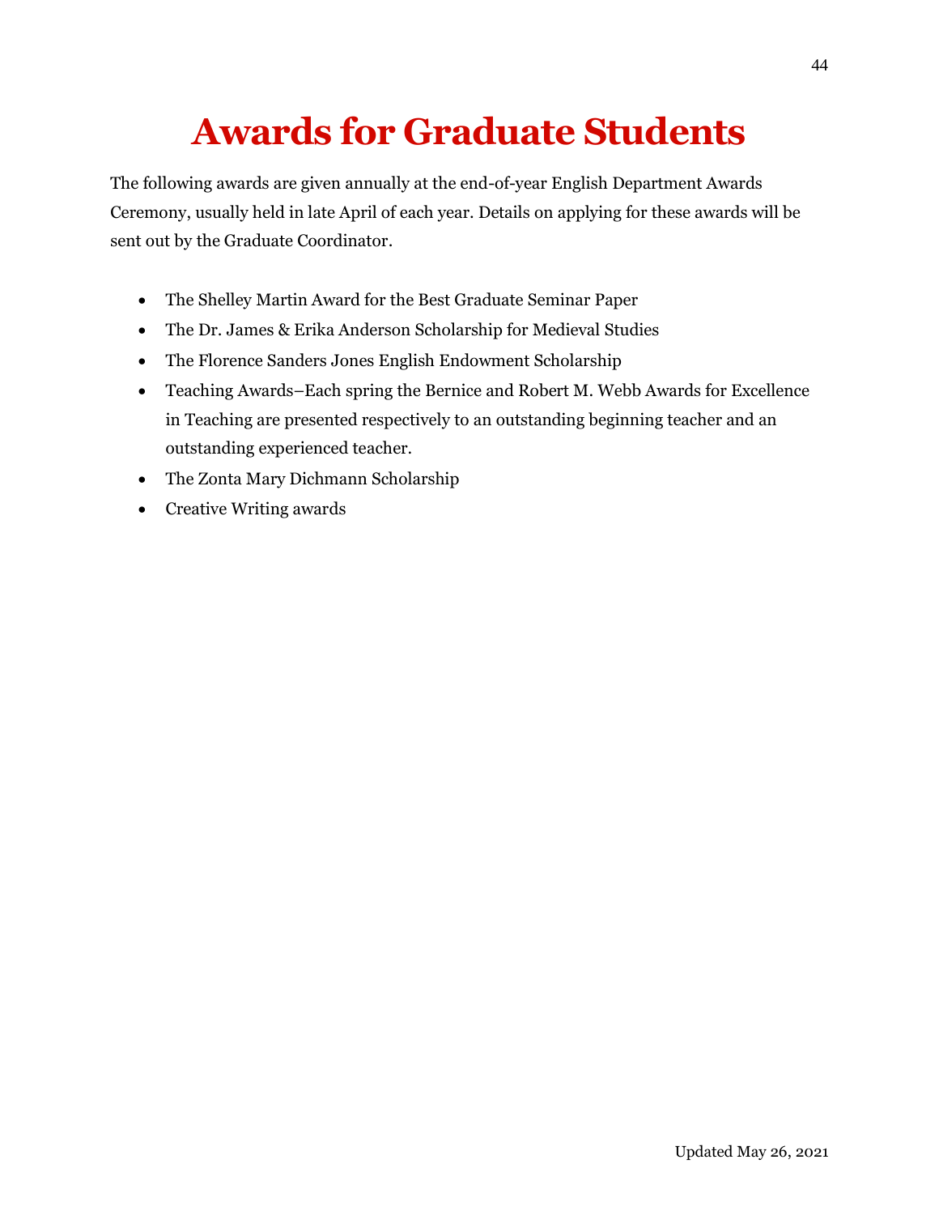# Awards for Graduate Students

The following awards are given annually at the end-of-year English Department Awards Ceremony, usually held in late April of each year. Details on applying for these awards will be sent out by the Graduate Coordinator.

- The Shelley Martin Award for the Best Graduate Seminar Paper
- The Dr. James & Erika Anderson Scholarship for Medieval Studies
- The Florence Sanders Jones English Endowment Scholarship
- Teaching Awards–Each spring the Bernice and Robert M. Webb Awards for Excellence in Teaching are presented respectively to an outstanding beginning teacher and an outstanding experienced teacher.
- The Zonta Mary Dichmann Scholarship
- Creative Writing awards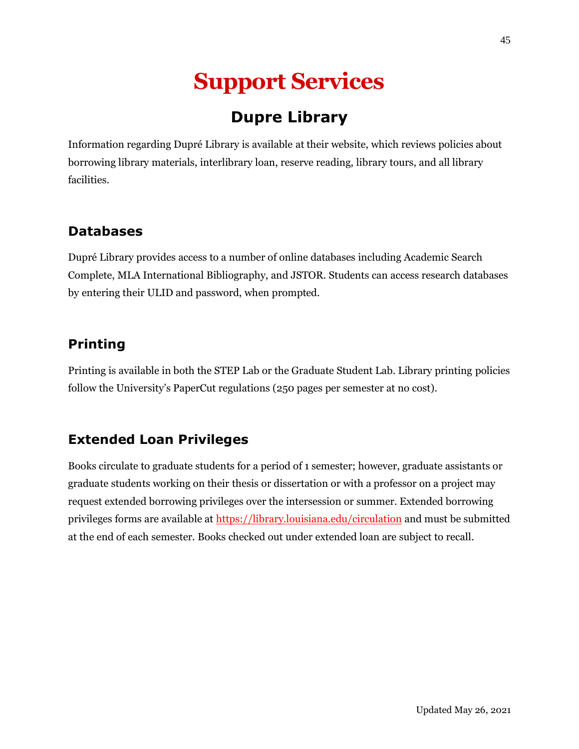# Support Services

## Dupre Library

Information regarding Dupré Library is available at their website, which reviews policies about borrowing library materials, interlibrary loan, reserve reading, library tours, and all library facilities.

### Databases

Dupré Library provides access to a number of online databases including Academic Search Complete, MLA International Bibliography, and JSTOR. Students can access research databases by entering their ULID and password, when prompted.

### Printing

Printing is available in both the STEP Lab or the Graduate Student Lab. Library printing policies follow the University's PaperCut regulations (250 pages per semester at no cost).

### Extended Loan Privileges

Books circulate to graduate students for a period of 1 semester; however, graduate assistants or graduate students working on their thesis or dissertation or with a professor on a project may request extended borrowing privileges over the intersession or summer. Extended borrowing privileges forms are available at https://library.louisiana.edu/circulation and must be submitted at the end of each semester. Books checked out under extended loan are subject to recall.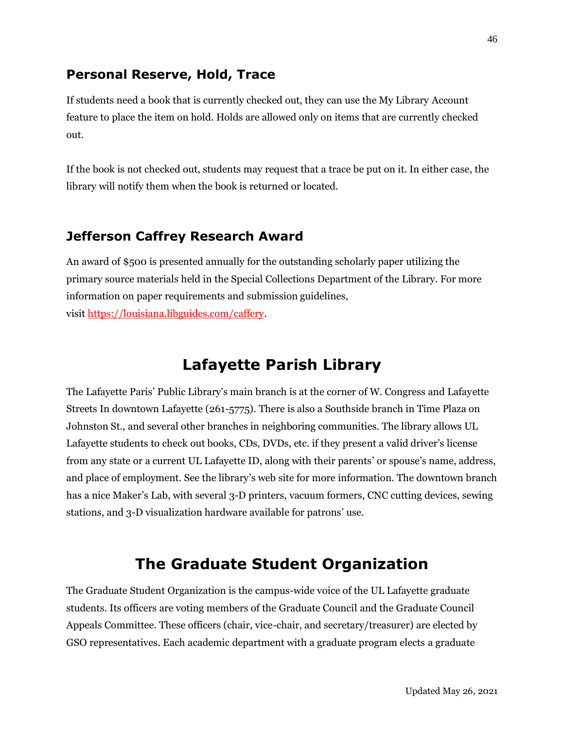### Personal Reserve, Hold, Trace

If students need a book that is currently checked out, they can use the My Library Account feature to place the item on hold. Holds are allowed only on items that are currently checked out.

If the book is not checked out, students may request that a trace be put on it. In either case, the library will notify them when the book is returned or located.

### Jefferson Caffrey Research Award

An award of $500 is presented annually for the outstanding scholarly paper utilizing the primary source materials held in the Special Collections Department of the Library. For more information on paper requirements and submission guidelines, visit [https://louisiana.libguides.com/caffery](https://louisiana.libguides.com/caffery).

## Lafayette Parish Library

The Lafayette Paris' Public Library's main branch is at the corner of W. Congress and Lafayette Streets In downtown Lafayette (261-5775). There is also a Southside branch in Time Plaza on Johnston St., and several other branches in neighboring communities. The library allows UL Lafayette students to check out books, CDs, DVDs, etc. if they present a valid driver's license from any state or a current UL Lafayette ID, along with their parents' or spouse's name, address, and place of employment. See the library's web site for more information. The downtown branch has a nice Maker's Lab, with several 3-D printers, vacuum formers, CNC cutting devices, sewing stations, and 3-D visualization hardware available for patrons' use.

## The Graduate Student Organization

The Graduate Student Organization is the campus-wide voice of the UL Lafayette graduate students. Its officers are voting members of the Graduate Council and the Graduate Council Appeals Committee. These officers (chair, vice-chair, and secretary/treasurer) are elected by GSO representatives. Each academic department with a graduate program elects a graduate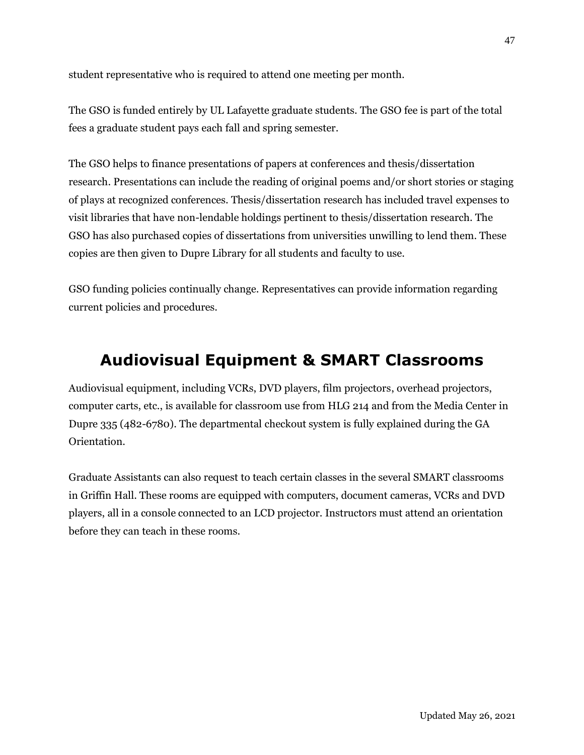student representative who is required to attend one meeting per month.

The GSO is funded entirely by UL Lafayette graduate students. The GSO fee is part of the total fees a graduate student pays each fall and spring semester.

The GSO helps to finance presentations of papers at conferences and thesis/dissertation research. Presentations can include the reading of original poems and/or short stories or staging of plays at recognized conferences. Thesis/dissertation research has included travel expenses to visit libraries that have non-lendable holdings pertinent to thesis/dissertation research. The GSO has also purchased copies of dissertations from universities unwilling to lend them. These copies are then given to Dupre Library for all students and faculty to use.

GSO funding policies continually change. Representatives can provide information regarding current policies and procedures.

## Audiovisual Equipment & SMART Classrooms

Audiovisual equipment, including VCRs, DVD players, film projectors, overhead projectors, computer carts, etc., is available for classroom use from HLG 214 and from the Media Center in Dupre 335 (482-6780). The departmental checkout system is fully explained during the GA Orientation.

Graduate Assistants can also request to teach certain classes in the several SMART classrooms in Griffin Hall. These rooms are equipped with computers, document cameras, VCRs and DVD players, all in a console connected to an LCD projector. Instructors must attend an orientation before they can teach in these rooms.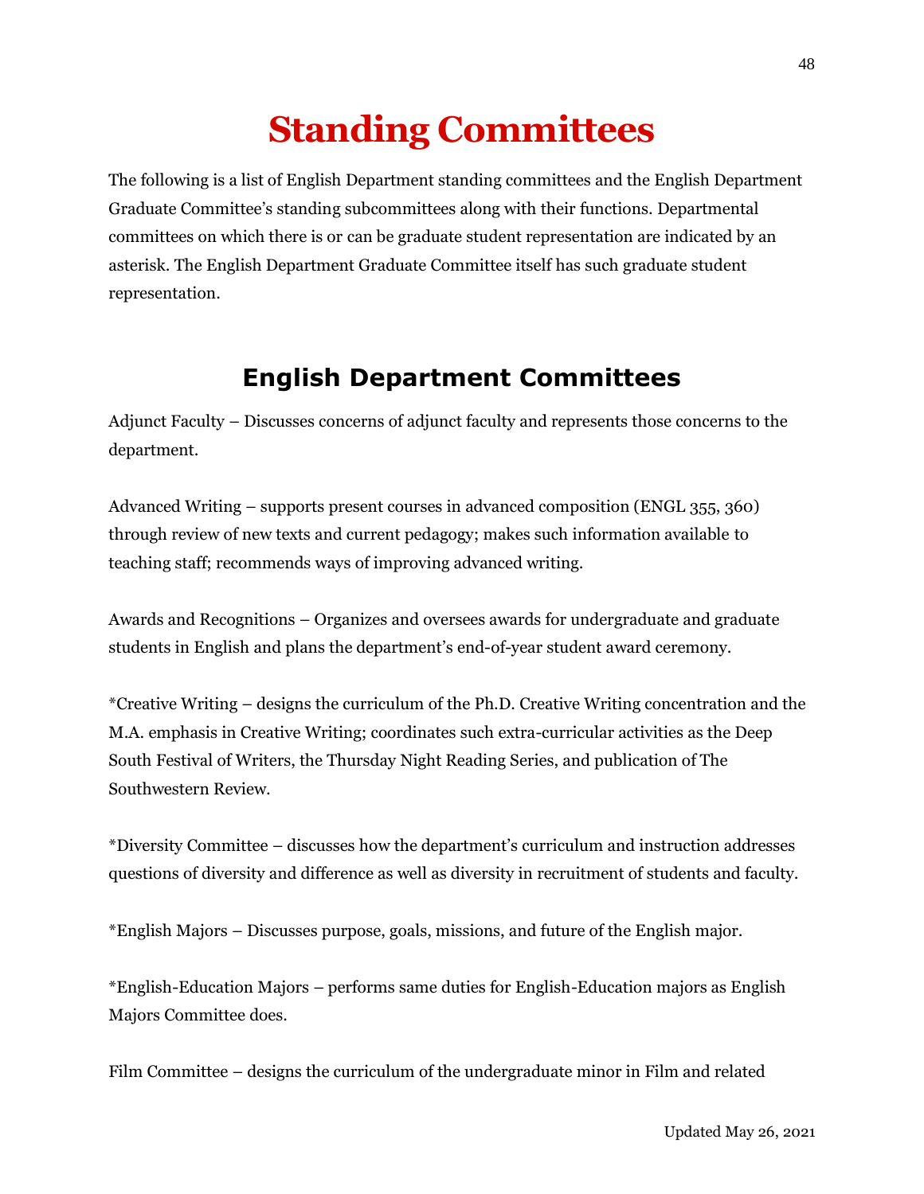# Standing Committees

The following is a list of English Department standing committees and the English Department Graduate Committee's standing subcommittees along with their functions. Departmental committees on which there is or can be graduate student representation are indicated by an asterisk. The English Department Graduate Committee itself has such graduate student representation.

## English Department Committees

Adjunct Faculty – Discusses concerns of adjunct faculty and represents those concerns to the department.

Advanced Writing – supports present courses in advanced composition (ENGL 355, 360) through review of new texts and current pedagogy; makes such information available to teaching staff; recommends ways of improving advanced writing.

Awards and Recognitions – Organizes and oversees awards for undergraduate and graduate students in English and plans the department's end-of-year student award ceremony.

*Creative Writing – designs the curriculum of the Ph.D. Creative Writing concentration and the M.A. emphasis in Creative Writing; coordinates such extra-curricular activities as the Deep South Festival of Writers, the Thursday Night Reading Series, and publication of The Southwestern Review.

*Diversity Committee – discusses how the department's curriculum and instruction addresses questions of diversity and difference as well as diversity in recruitment of students and faculty.

*English Majors – Discusses purpose, goals, missions, and future of the English major.

*English-Education Majors – performs same duties for English-Education majors as English Majors Committee does.

Film Committee – designs the curriculum of the undergraduate minor in Film and related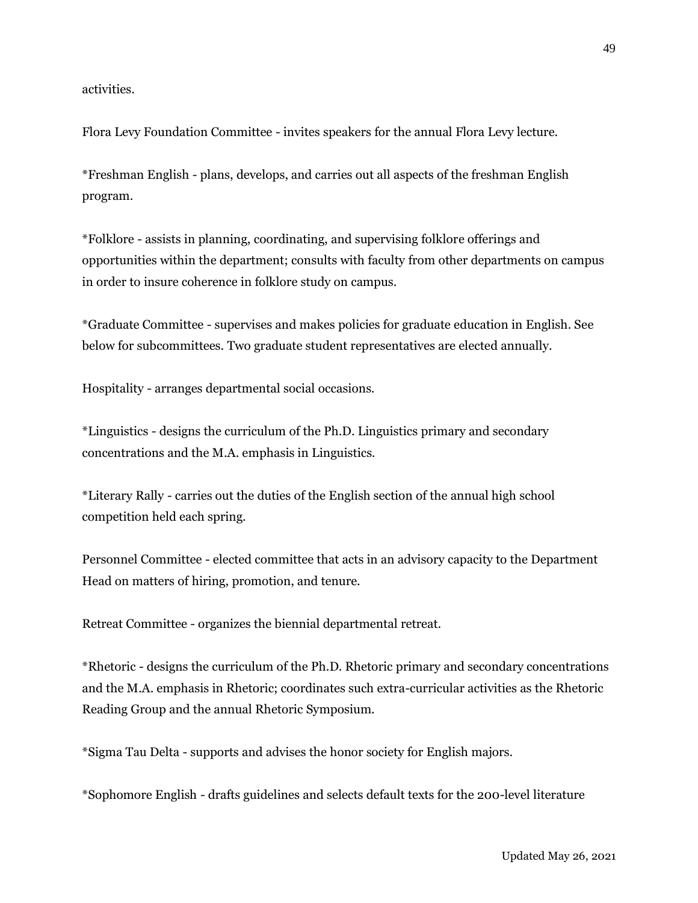activities.

Flora Levy Foundation Committee - invites speakers for the annual Flora Levy lecture.

*Freshman English - plans, develops, and carries out all aspects of the freshman English program.

*Folklore - assists in planning, coordinating, and supervising folklore offerings and opportunities within the department; consults with faculty from other departments on campus in order to insure coherence in folklore study on campus.

*Graduate Committee - supervises and makes policies for graduate education in English. See below for subcommittees. Two graduate student representatives are elected annually.

Hospitality - arranges departmental social occasions.

*Linguistics - designs the curriculum of the Ph.D. Linguistics primary and secondary concentrations and the M.A. emphasis in Linguistics.

*Literary Rally - carries out the duties of the English section of the annual high school competition held each spring.

Personnel Committee - elected committee that acts in an advisory capacity to the Department Head on matters of hiring, promotion, and tenure.

Retreat Committee - organizes the biennial departmental retreat.

*Rhetoric - designs the curriculum of the Ph.D. Rhetoric primary and secondary concentrations and the M.A. emphasis in Rhetoric; coordinates such extra-curricular activities as the Rhetoric Reading Group and the annual Rhetoric Symposium.

*Sigma Tau Delta - supports and advises the honor society for English majors.

*Sophomore English - drafts guidelines and selects default texts for the 200-level literature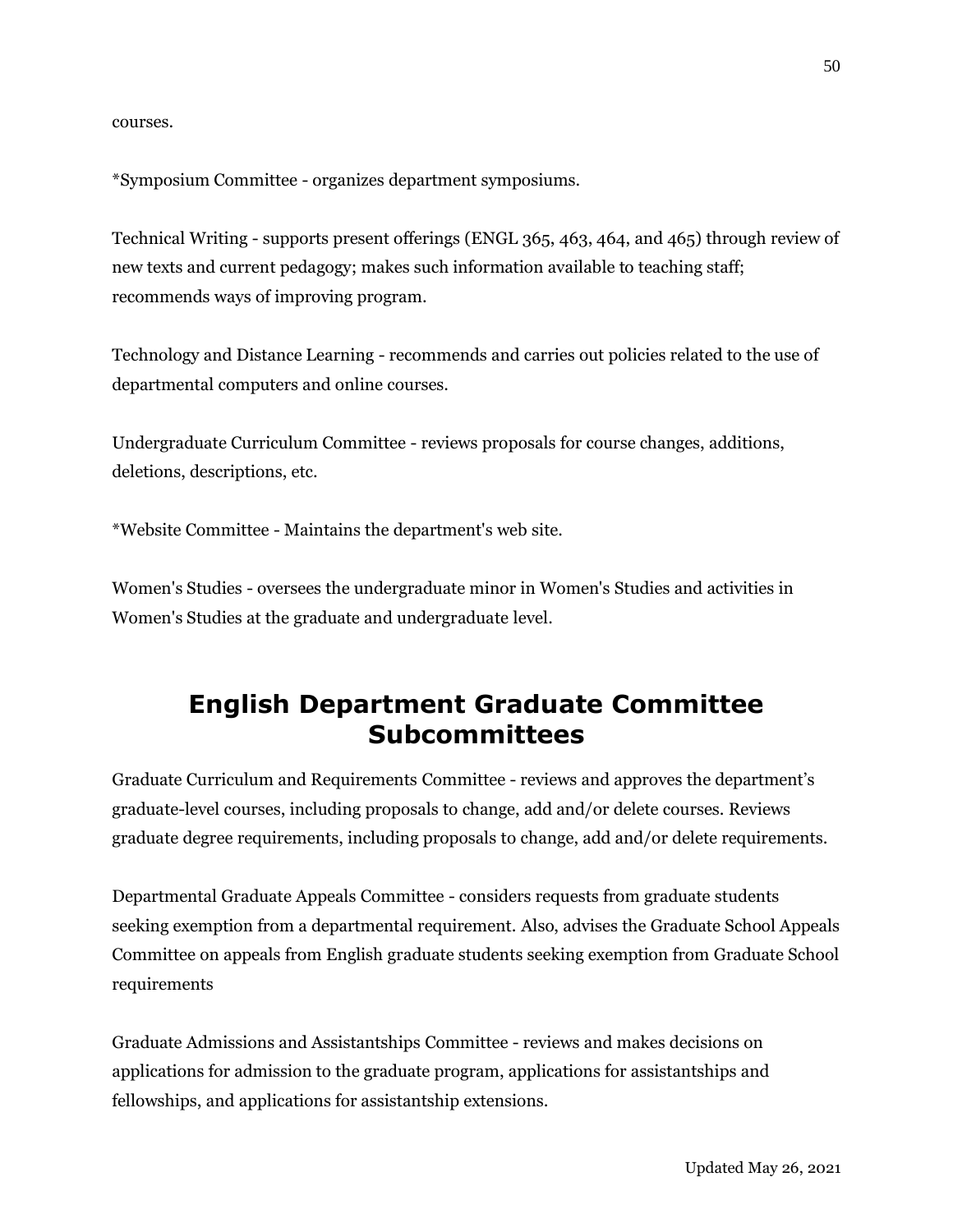courses.

*Symposium Committee - organizes department symposiums.

Technical Writing - supports present offerings (ENGL 365, 463, 464, and 465) through review of new texts and current pedagogy; makes such information available to teaching staff; recommends ways of improving program.

Technology and Distance Learning - recommends and carries out policies related to the use of departmental computers and online courses.

Undergraduate Curriculum Committee - reviews proposals for course changes, additions, deletions, descriptions, etc.

*Website Committee - Maintains the department's web site.

Women's Studies - oversees the undergraduate minor in Women's Studies and activities in Women's Studies at the graduate and undergraduate level.

## English Department Graduate Committee Subcommittees

Graduate Curriculum and Requirements Committee - reviews and approves the department's graduate-level courses, including proposals to change, add and/or delete courses. Reviews graduate degree requirements, including proposals to change, add and/or delete requirements.

Departmental Graduate Appeals Committee - considers requests from graduate students seeking exemption from a departmental requirement. Also, advises the Graduate School Appeals Committee on appeals from English graduate students seeking exemption from Graduate School requirements

Graduate Admissions and Assistantships Committee - reviews and makes decisions on applications for admission to the graduate program, applications for assistantships and fellowships, and applications for assistantship extensions.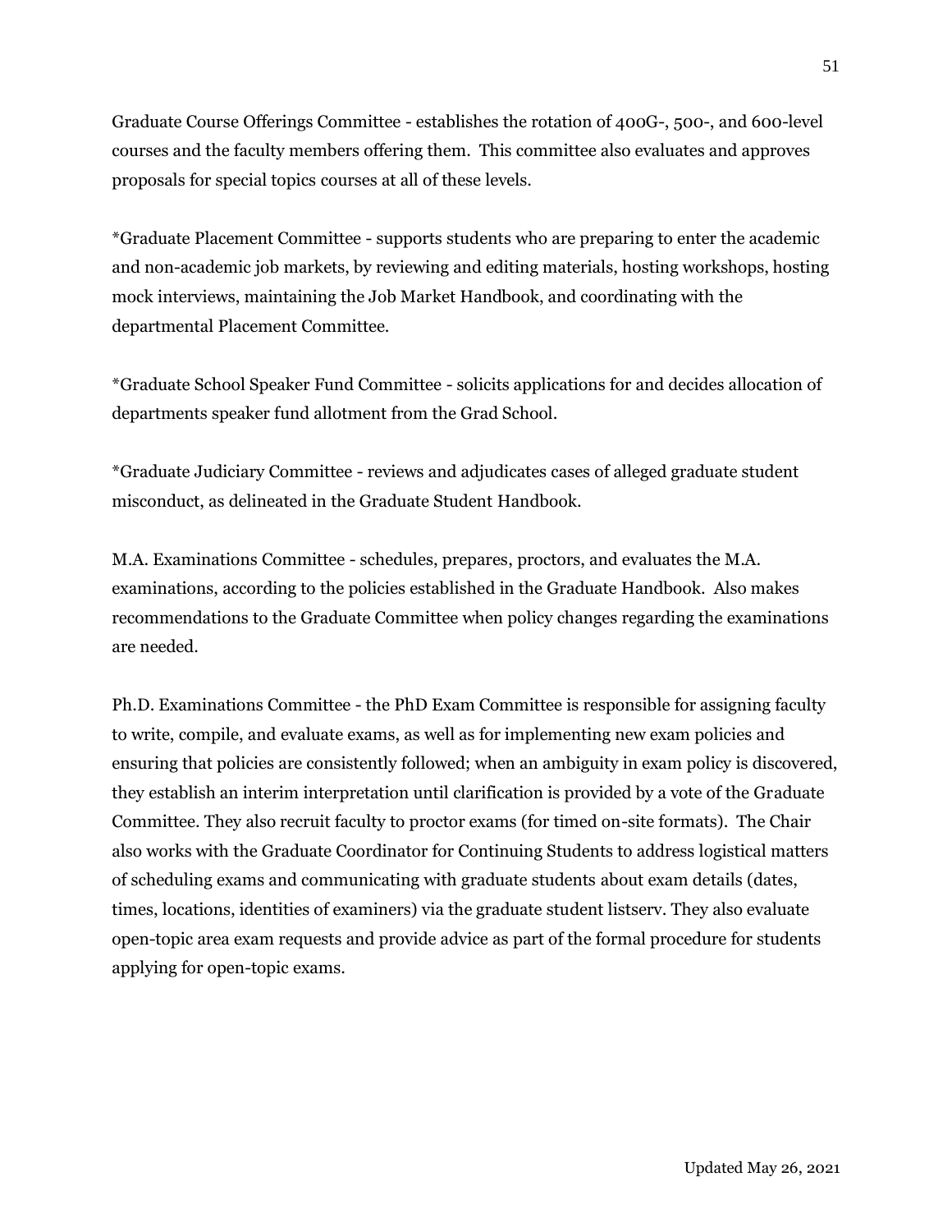Graduate Course Offerings Committee - establishes the rotation of 400G-, 500-, and 600-level courses and the faculty members offering them. This committee also evaluates and approves proposals for special topics courses at all of these levels.

*Graduate Placement Committee - supports students who are preparing to enter the academic and non-academic job markets, by reviewing and editing materials, hosting workshops, hosting mock interviews, maintaining the Job Market Handbook, and coordinating with the departmental Placement Committee.

*Graduate School Speaker Fund Committee - solicits applications for and decides allocation of departments speaker fund allotment from the Grad School.

*Graduate Judiciary Committee - reviews and adjudicates cases of alleged graduate student misconduct, as delineated in the Graduate Student Handbook.

M.A. Examinations Committee - schedules, prepares, proctors, and evaluates the M.A. examinations, according to the policies established in the Graduate Handbook. Also makes recommendations to the Graduate Committee when policy changes regarding the examinations are needed.

Ph.D. Examinations Committee - the PhD Exam Committee is responsible for assigning faculty to write, compile, and evaluate exams, as well as for implementing new exam policies and ensuring that policies are consistently followed; when an ambiguity in exam policy is discovered, they establish an interim interpretation until clarification is provided by a vote of the Graduate Committee. They also recruit faculty to proctor exams (for timed on-site formats). The Chair also works with the Graduate Coordinator for Continuing Students to address logistical matters of scheduling exams and communicating with graduate students about exam details (dates, times, locations, identities of examiners) via the graduate student listserv. They also evaluate open-topic area exam requests and provide advice as part of the formal procedure for students applying for open-topic exams.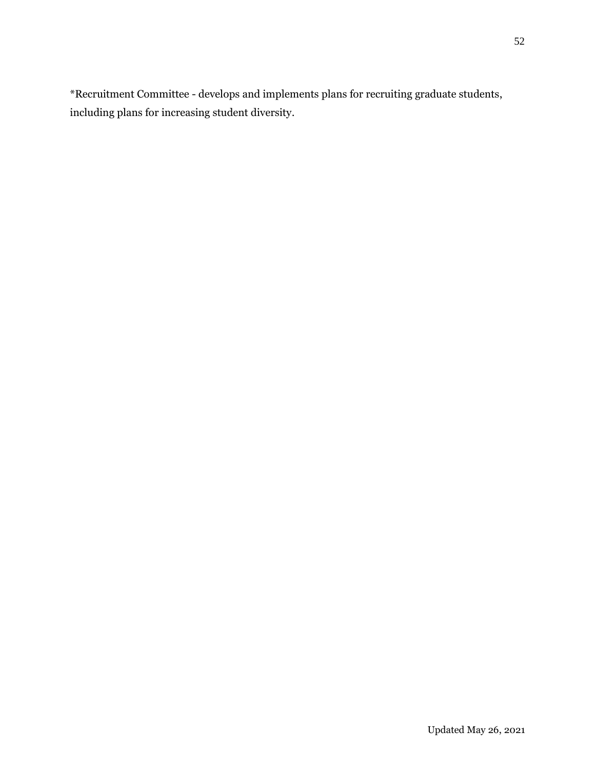*Recruitment Committee - develops and implements plans for recruiting graduate students, including plans for increasing student diversity.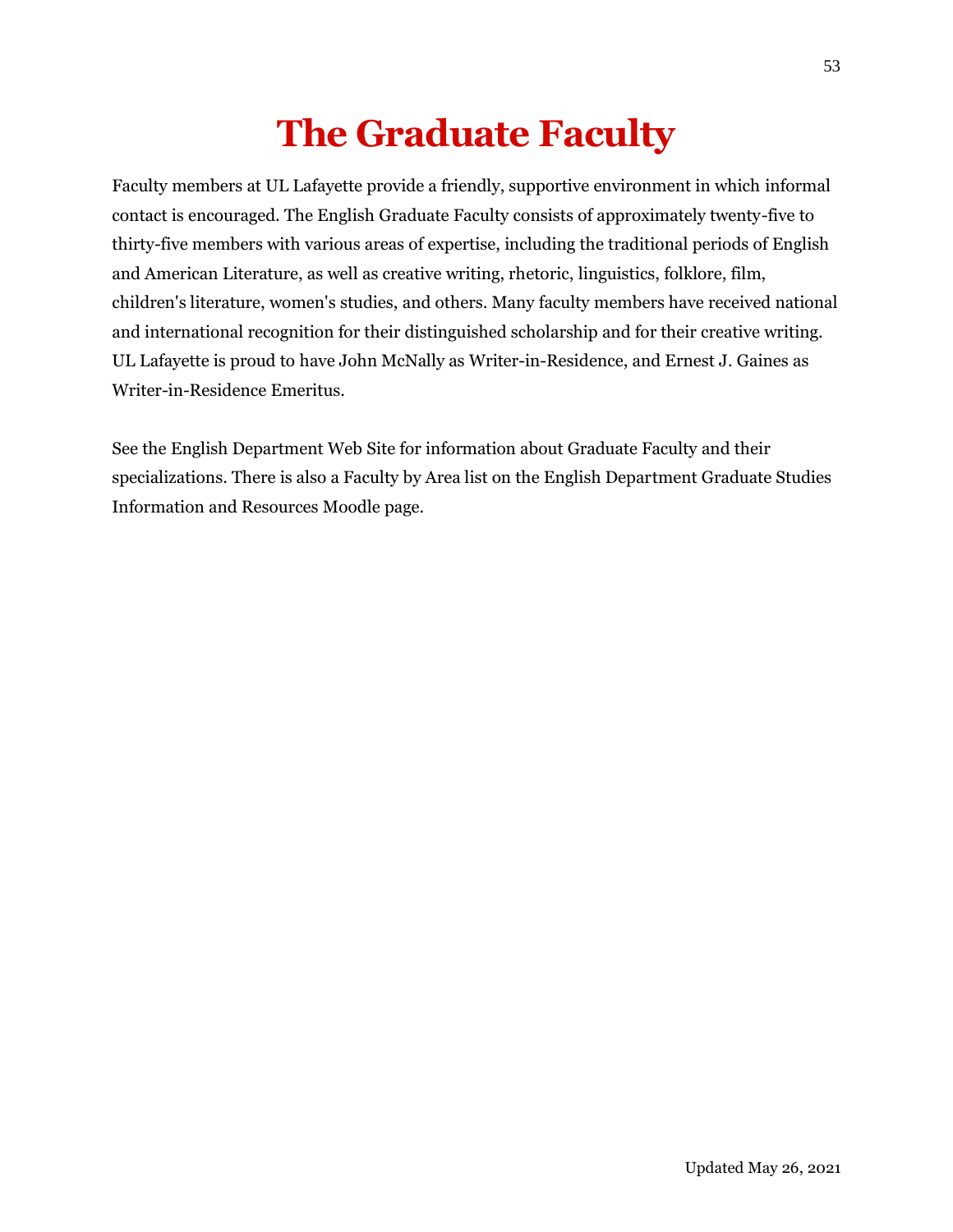# The Graduate Faculty

Faculty members at UL Lafayette provide a friendly, supportive environment in which informal contact is encouraged. The English Graduate Faculty consists of approximately twenty-five to thirty-five members with various areas of expertise, including the traditional periods of English and American Literature, as well as creative writing, rhetoric, linguistics, folklore, film, children's literature, women's studies, and others. Many faculty members have received national and international recognition for their distinguished scholarship and for their creative writing. UL Lafayette is proud to have John McNally as Writer-in-Residence, and Ernest J. Gaines as Writer-in-Residence Emeritus.

See the English Department Web Site for information about Graduate Faculty and their specializations. There is also a Faculty by Area list on the English Department Graduate Studies Information and Resources Moodle page.